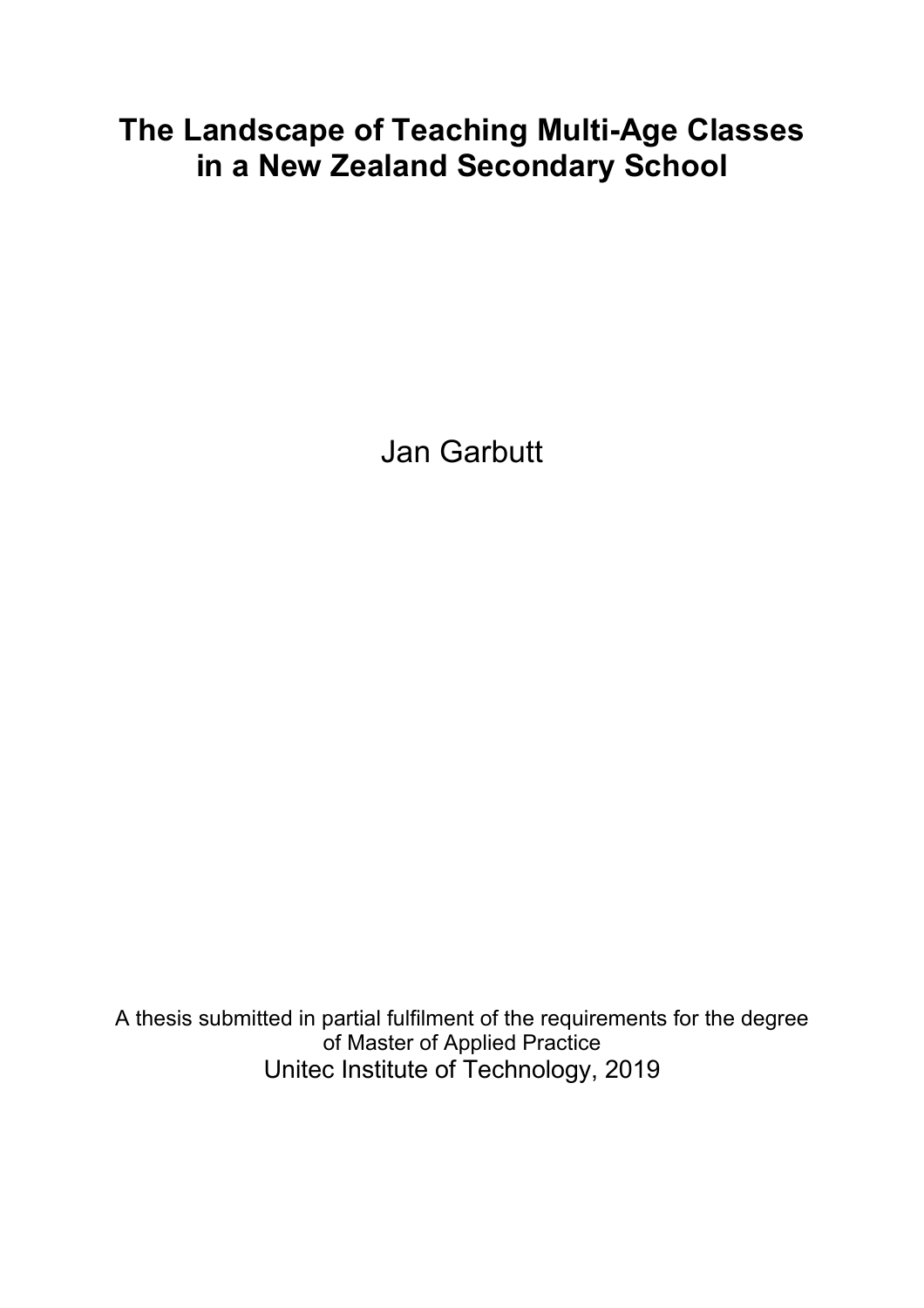# The Landscape of Teaching Multi-Age Classes in a New Zealand Secondary School

Jan Garbutt

A thesis submitted in partial fulfilment of the requirements for the degree of Master of Applied Practice

Unitec Institute of Technology, 2019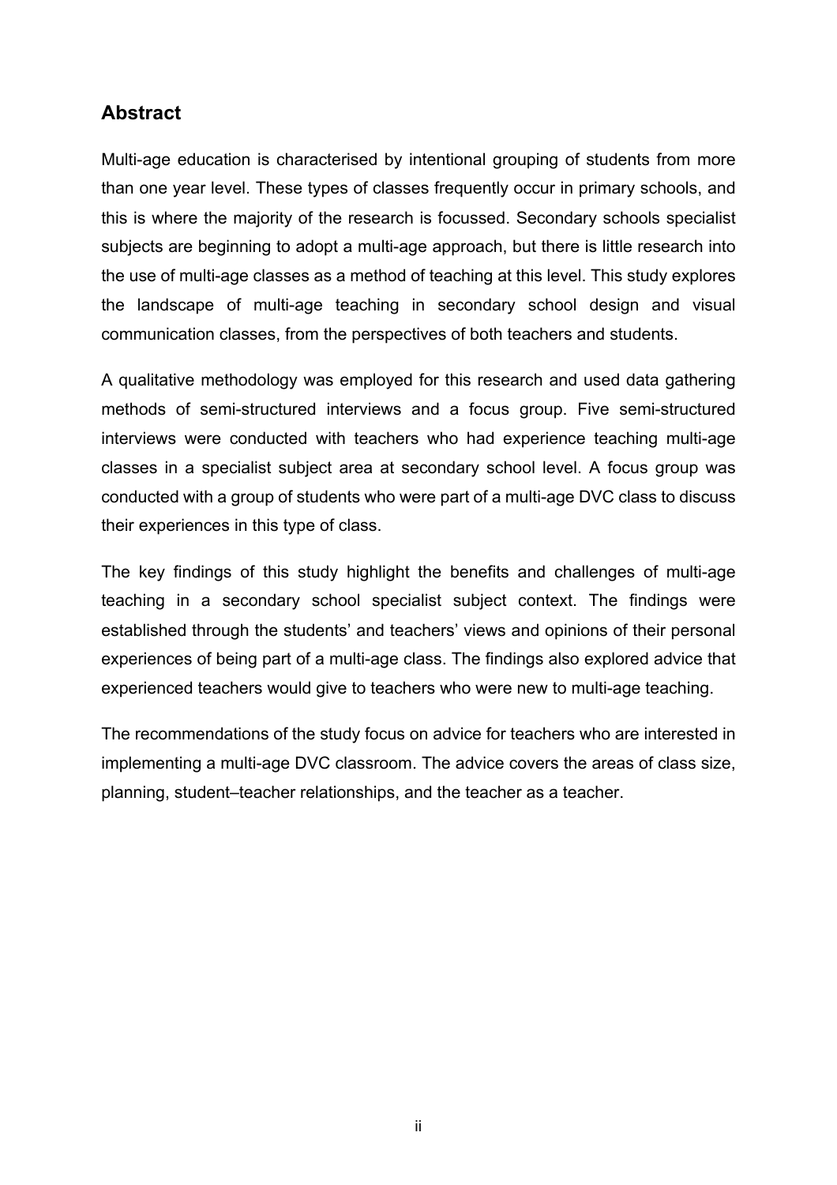## Abstract

Multi-age education is characterised by intentional grouping of students from more than one year level. These types of classes frequently occur in primary schools, and this is where the majority of the research is focussed. Secondary schools specialist subjects are beginning to adopt a multi-age approach, but there is little research into the use of multi-age classes as a method of teaching at this level. This study explores the landscape of multi-age teaching in secondary school design and visual communication classes, from the perspectives of both teachers and students.

A qualitative methodology was employed for this research and used data gathering methods of semi-structured interviews and a focus group. Five semi-structured interviews were conducted with teachers who had experience teaching multi-age classes in a specialist subject area at secondary school level. A focus group was conducted with a group of students who were part of a multi-age DVC class to discuss their experiences in this type of class.

The key findings of this study highlight the benefits and challenges of multi-age teaching in a secondary school specialist subject context. The findings were established through the students' and teachers' views and opinions of their personal experiences of being part of a multi-age class. The findings also explored advice that experienced teachers would give to teachers who were new to multi-age teaching.

The recommendations of the study focus on advice for teachers who are interested in implementing a multi-age DVC classroom. The advice covers the areas of class size, planning, student–teacher relationships, and the teacher as a teacher.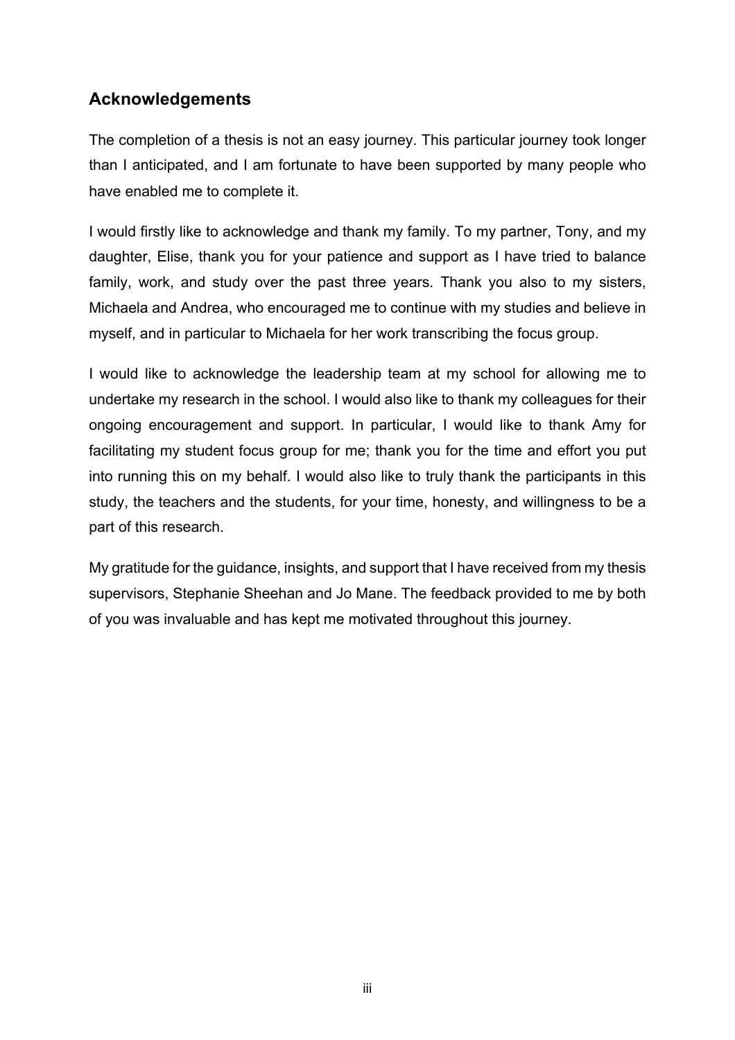## Acknowledgements

The completion of a thesis is not an easy journey. This particular journey took longer than I anticipated, and I am fortunate to have been supported by many people who have enabled me to complete it.

I would firstly like to acknowledge and thank my family. To my partner, Tony, and my daughter, Elise, thank you for your patience and support as I have tried to balance family, work, and study over the past three years. Thank you also to my sisters, Michaela and Andrea, who encouraged me to continue with my studies and believe in myself, and in particular to Michaela for her work transcribing the focus group.

I would like to acknowledge the leadership team at my school for allowing me to undertake my research in the school. I would also like to thank my colleagues for their ongoing encouragement and support. In particular, I would like to thank Amy for facilitating my student focus group for me; thank you for the time and effort you put into running this on my behalf. I would also like to truly thank the participants in this study, the teachers and the students, for your time, honesty, and willingness to be a part of this research.

My gratitude for the guidance, insights, and support that I have received from my thesis supervisors, Stephanie Sheehan and Jo Mane. The feedback provided to me by both of you was invaluable and has kept me motivated throughout this journey.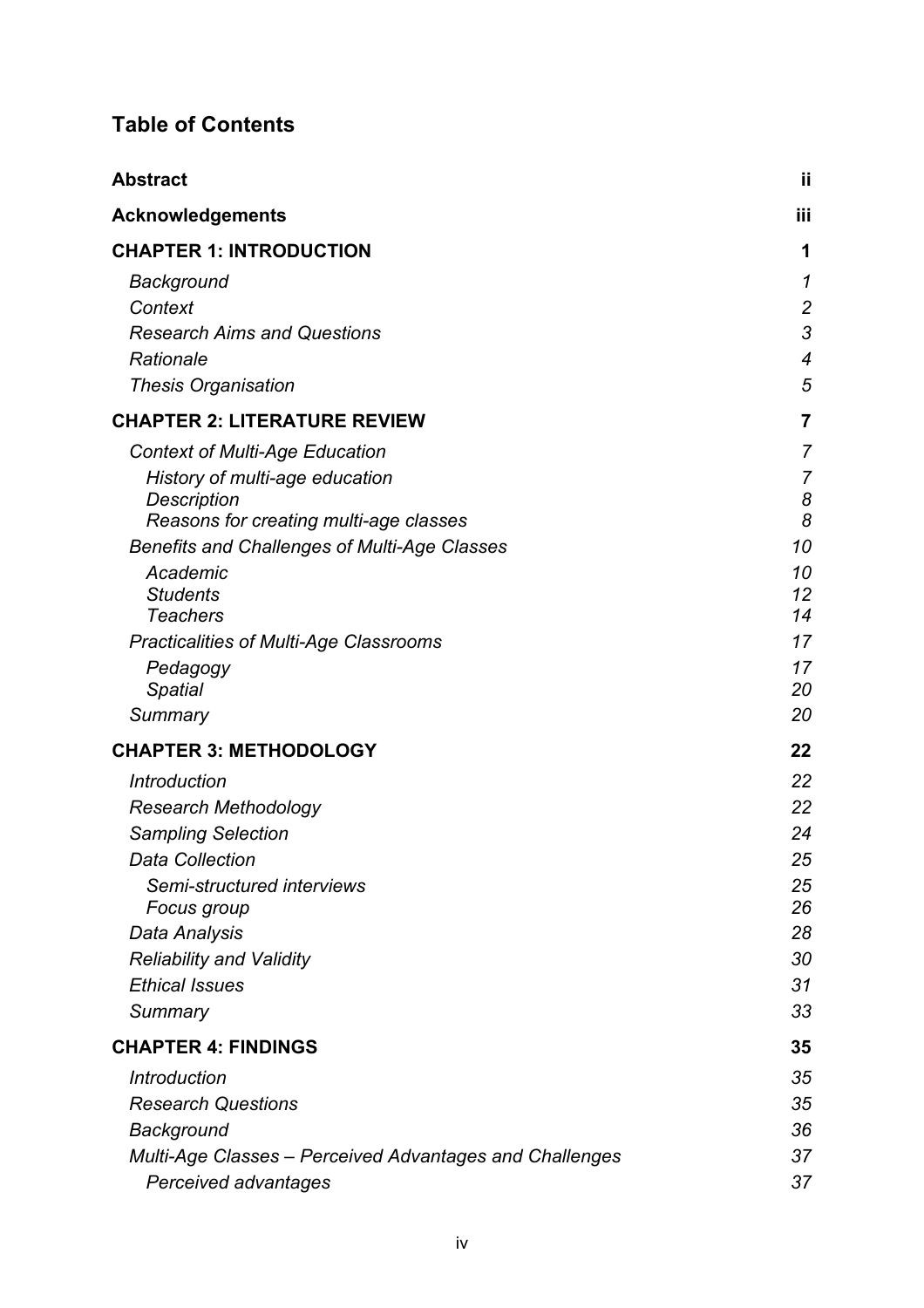## Table of Contents

| | |
|---|---|
| **Abstract** | **ii** |
| **Acknowledgements** | **iii** |
| **CHAPTER 1: INTRODUCTION** | **1** |
| *Background* | *1* |
| *Context* | *2* |
| *Research Aims and Questions* | *3* |
| *Rationale* | *4* |
| *Thesis Organisation* | *5* |
| **CHAPTER 2: LITERATURE REVIEW** | **7** |
| *Context of Multi-Age Education* | *7* |
| *History of multi-age education* | *7* |
| *Description* | *8* |
| *Reasons for creating multi-age classes* | *8* |
| *Benefits and Challenges of Multi-Age Classes* | *10* |
| *Academic* | *10* |
| *Students* | *12* |
| *Teachers* | *14* |
| *Practicalities of Multi-Age Classrooms* | *17* |
| *Pedagogy* | *17* |
| *Spatial* | *20* |
| *Summary* | *20* |
| **CHAPTER 3: METHODOLOGY** | **22** |
| *Introduction* | *22* |
| *Research Methodology* | *22* |
| *Sampling Selection* | *24* |
| *Data Collection* | *25* |
| *Semi-structured interviews* | *25* |
| *Focus group* | *26* |
| *Data Analysis* | *28* |
| *Reliability and Validity* | *30* |
| *Ethical Issues* | *31* |
| *Summary* | *33* |
| **CHAPTER 4: FINDINGS** | **35** |
| *Introduction* | *35* |
| *Research Questions* | *35* |
| *Background* | *36* |
| *Multi-Age Classes – Perceived Advantages and Challenges* | *37* |
| *Perceived advantages* | *37* |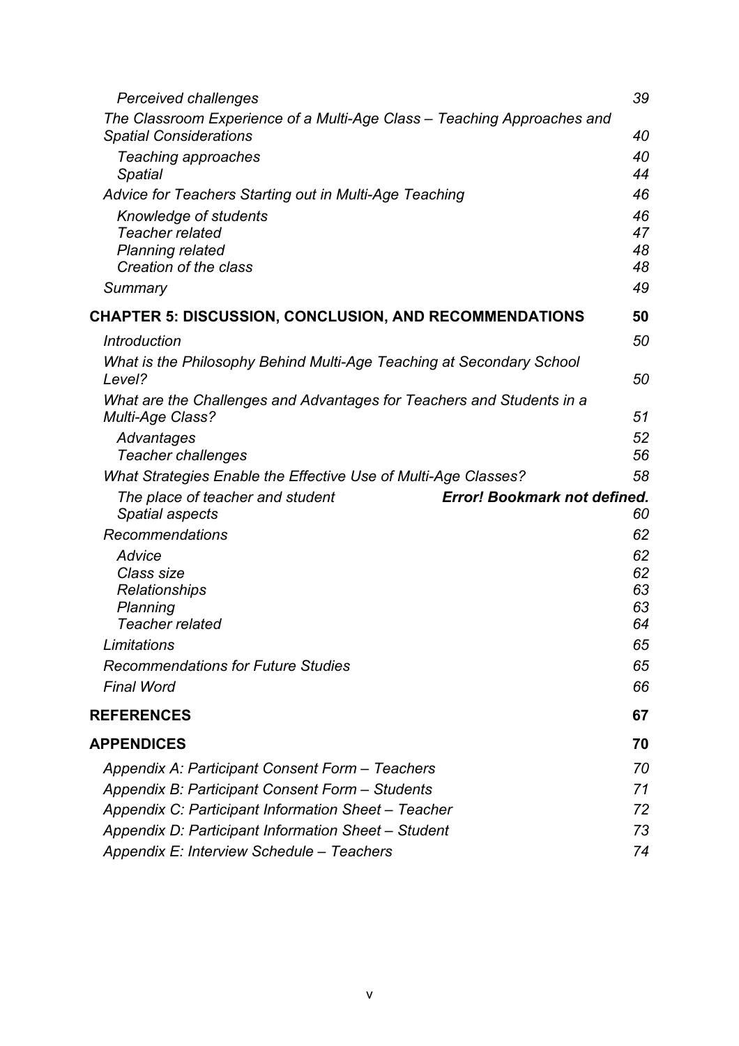*Perceived challenges* 39

*The Classroom Experience of a Multi-Age Class – Teaching Approaches and Spatial Considerations* 40

*Teaching approaches* 40

*Spatial* 44

*Advice for Teachers Starting out in Multi-Age Teaching* 46

*Knowledge of students* 46

*Teacher related* 47

*Planning related* 48

*Creation of the class* 48

*Summary* 49

**CHAPTER 5: DISCUSSION, CONCLUSION, AND RECOMMENDATIONS 50**

*Introduction* 50

*What is the Philosophy Behind Multi-Age Teaching at Secondary School Level?* 50

*What are the Challenges and Advantages for Teachers and Students in a Multi-Age Class?* 51

*Advantages* 52

*Teacher challenges* 56

*What Strategies Enable the Effective Use of Multi-Age Classes?* 58

*The place of teacher and student* ***Error! Bookmark not defined.***

*Spatial aspects* 60

*Recommendations* 62

*Advice* 62

*Class size* 62

*Relationships* 63

*Planning* 63

*Teacher related* 64

*Limitations* 65

*Recommendations for Future Studies* 65

*Final Word* 66

**REFERENCES 67**

**APPENDICES 70**

*Appendix A: Participant Consent Form – Teachers* 70

*Appendix B: Participant Consent Form – Students* 71

*Appendix C: Participant Information Sheet – Teacher* 72

*Appendix D: Participant Information Sheet – Student* 73

*Appendix E: Interview Schedule – Teachers* 74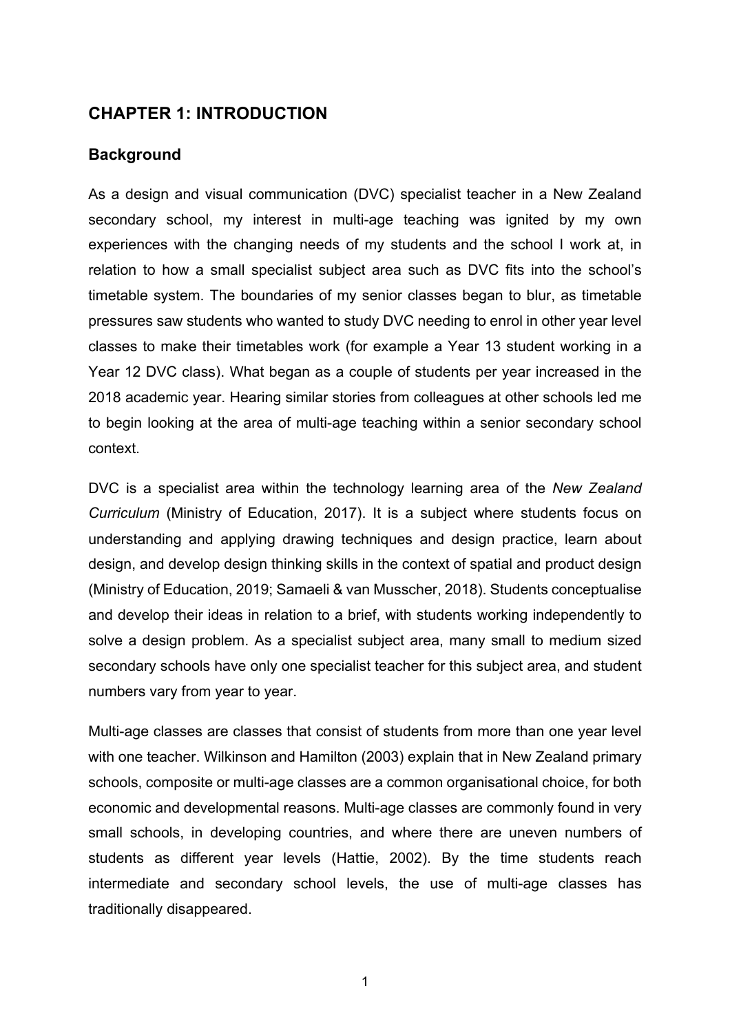# CHAPTER 1: INTRODUCTION

## Background

As a design and visual communication (DVC) specialist teacher in a New Zealand secondary school, my interest in multi-age teaching was ignited by my own experiences with the changing needs of my students and the school I work at, in relation to how a small specialist subject area such as DVC fits into the school's timetable system. The boundaries of my senior classes began to blur, as timetable pressures saw students who wanted to study DVC needing to enrol in other year level classes to make their timetables work (for example a Year 13 student working in a Year 12 DVC class). What began as a couple of students per year increased in the 2018 academic year. Hearing similar stories from colleagues at other schools led me to begin looking at the area of multi-age teaching within a senior secondary school context.

DVC is a specialist area within the technology learning area of the *New Zealand Curriculum* (Ministry of Education, 2017). It is a subject where students focus on understanding and applying drawing techniques and design practice, learn about design, and develop design thinking skills in the context of spatial and product design (Ministry of Education, 2019; Samaeli & van Musscher, 2018). Students conceptualise and develop their ideas in relation to a brief, with students working independently to solve a design problem. As a specialist subject area, many small to medium sized secondary schools have only one specialist teacher for this subject area, and student numbers vary from year to year.

Multi-age classes are classes that consist of students from more than one year level with one teacher. Wilkinson and Hamilton (2003) explain that in New Zealand primary schools, composite or multi-age classes are a common organisational choice, for both economic and developmental reasons. Multi-age classes are commonly found in very small schools, in developing countries, and where there are uneven numbers of students as different year levels (Hattie, 2002). By the time students reach intermediate and secondary school levels, the use of multi-age classes has traditionally disappeared.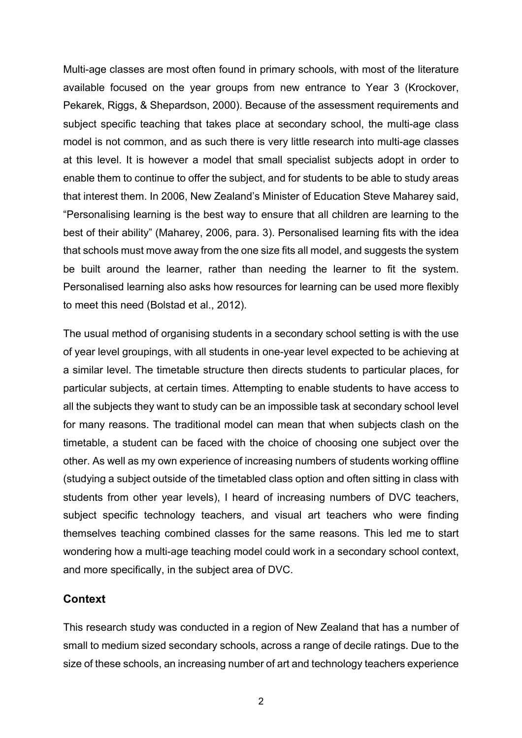Multi-age classes are most often found in primary schools, with most of the literature available focused on the year groups from new entrance to Year 3 (Krockover, Pekarek, Riggs, & Shepardson, 2000). Because of the assessment requirements and subject specific teaching that takes place at secondary school, the multi-age class model is not common, and as such there is very little research into multi-age classes at this level. It is however a model that small specialist subjects adopt in order to enable them to continue to offer the subject, and for students to be able to study areas that interest them. In 2006, New Zealand's Minister of Education Steve Maharey said, "Personalising learning is the best way to ensure that all children are learning to the best of their ability" (Maharey, 2006, para. 3). Personalised learning fits with the idea that schools must move away from the one size fits all model, and suggests the system be built around the learner, rather than needing the learner to fit the system. Personalised learning also asks how resources for learning can be used more flexibly to meet this need (Bolstad et al., 2012).

The usual method of organising students in a secondary school setting is with the use of year level groupings, with all students in one-year level expected to be achieving at a similar level. The timetable structure then directs students to particular places, for particular subjects, at certain times. Attempting to enable students to have access to all the subjects they want to study can be an impossible task at secondary school level for many reasons. The traditional model can mean that when subjects clash on the timetable, a student can be faced with the choice of choosing one subject over the other. As well as my own experience of increasing numbers of students working offline (studying a subject outside of the timetabled class option and often sitting in class with students from other year levels), I heard of increasing numbers of DVC teachers, subject specific technology teachers, and visual art teachers who were finding themselves teaching combined classes for the same reasons. This led me to start wondering how a multi-age teaching model could work in a secondary school context, and more specifically, in the subject area of DVC.

## Context

This research study was conducted in a region of New Zealand that has a number of small to medium sized secondary schools, across a range of decile ratings. Due to the size of these schools, an increasing number of art and technology teachers experience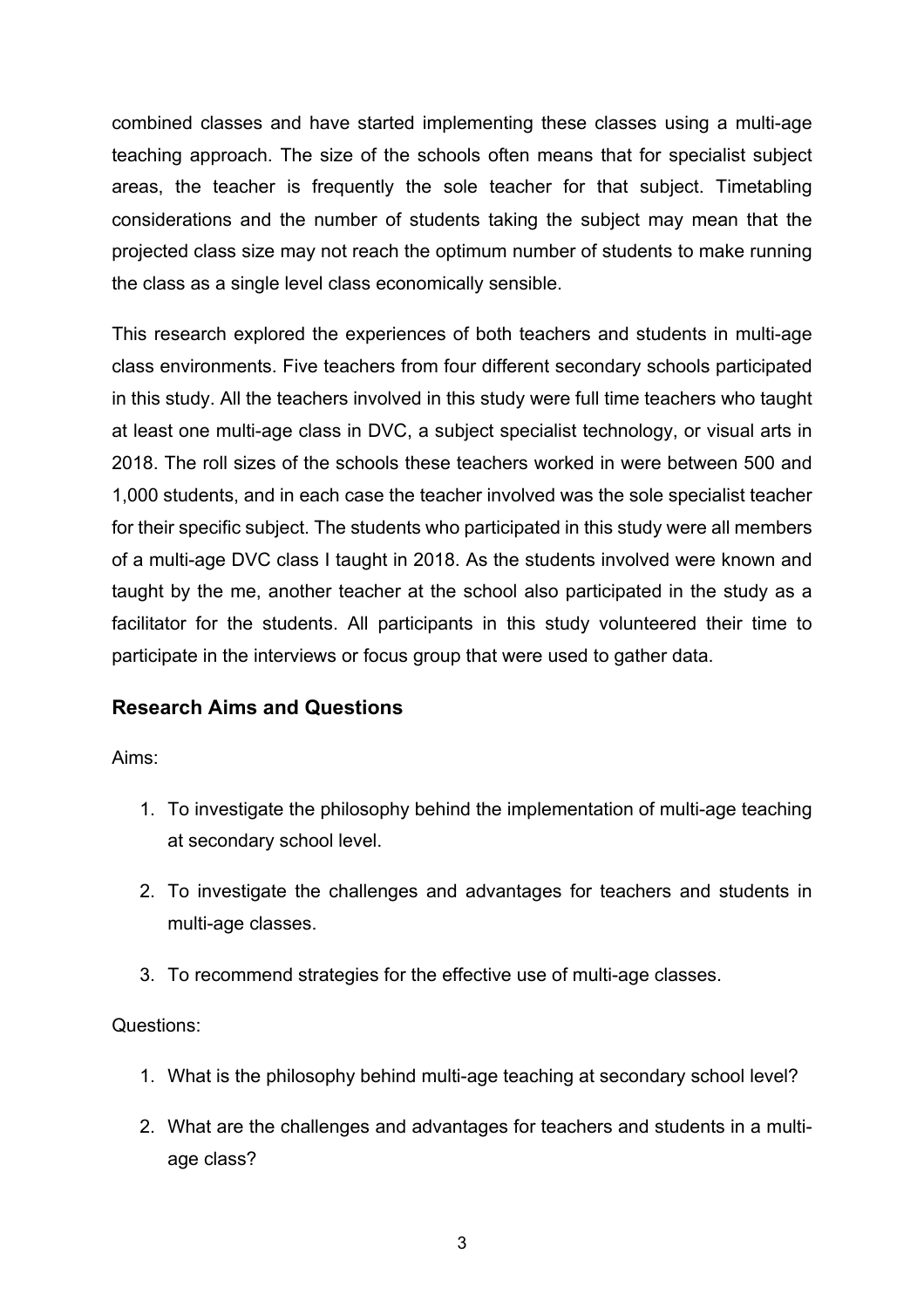combined classes and have started implementing these classes using a multi-age teaching approach. The size of the schools often means that for specialist subject areas, the teacher is frequently the sole teacher for that subject. Timetabling considerations and the number of students taking the subject may mean that the projected class size may not reach the optimum number of students to make running the class as a single level class economically sensible.

This research explored the experiences of both teachers and students in multi-age class environments. Five teachers from four different secondary schools participated in this study. All the teachers involved in this study were full time teachers who taught at least one multi-age class in DVC, a subject specialist technology, or visual arts in 2018. The roll sizes of the schools these teachers worked in were between 500 and 1,000 students, and in each case the teacher involved was the sole specialist teacher for their specific subject. The students who participated in this study were all members of a multi-age DVC class I taught in 2018. As the students involved were known and taught by the me, another teacher at the school also participated in the study as a facilitator for the students. All participants in this study volunteered their time to participate in the interviews or focus group that were used to gather data.

## Research Aims and Questions

Aims:

1. To investigate the philosophy behind the implementation of multi-age teaching at secondary school level.
2. To investigate the challenges and advantages for teachers and students in multi-age classes.
3. To recommend strategies for the effective use of multi-age classes.

Questions:

1. What is the philosophy behind multi-age teaching at secondary school level?
2. What are the challenges and advantages for teachers and students in a multi-age class?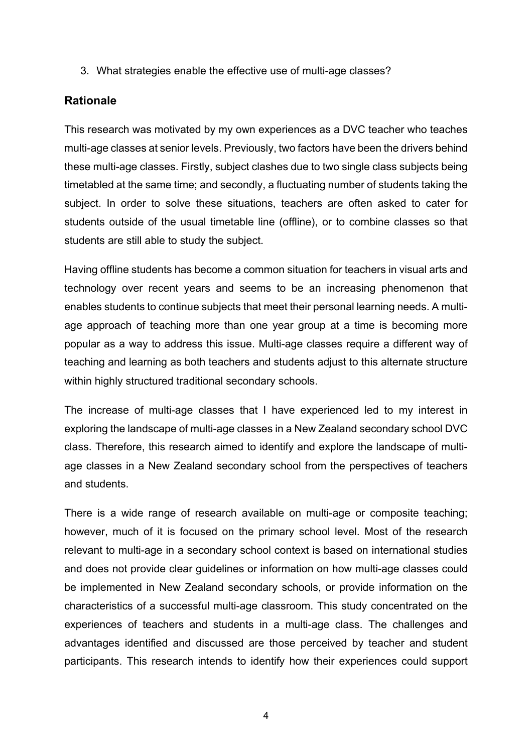3. What strategies enable the effective use of multi-age classes?

## Rationale

This research was motivated by my own experiences as a DVC teacher who teaches multi-age classes at senior levels. Previously, two factors have been the drivers behind these multi-age classes. Firstly, subject clashes due to two single class subjects being timetabled at the same time; and secondly, a fluctuating number of students taking the subject. In order to solve these situations, teachers are often asked to cater for students outside of the usual timetable line (offline), or to combine classes so that students are still able to study the subject.

Having offline students has become a common situation for teachers in visual arts and technology over recent years and seems to be an increasing phenomenon that enables students to continue subjects that meet their personal learning needs. A multi-age approach of teaching more than one year group at a time is becoming more popular as a way to address this issue. Multi-age classes require a different way of teaching and learning as both teachers and students adjust to this alternate structure within highly structured traditional secondary schools.

The increase of multi-age classes that I have experienced led to my interest in exploring the landscape of multi-age classes in a New Zealand secondary school DVC class. Therefore, this research aimed to identify and explore the landscape of multi-age classes in a New Zealand secondary school from the perspectives of teachers and students.

There is a wide range of research available on multi-age or composite teaching; however, much of it is focused on the primary school level. Most of the research relevant to multi-age in a secondary school context is based on international studies and does not provide clear guidelines or information on how multi-age classes could be implemented in New Zealand secondary schools, or provide information on the characteristics of a successful multi-age classroom. This study concentrated on the experiences of teachers and students in a multi-age class. The challenges and advantages identified and discussed are those perceived by teacher and student participants. This research intends to identify how their experiences could support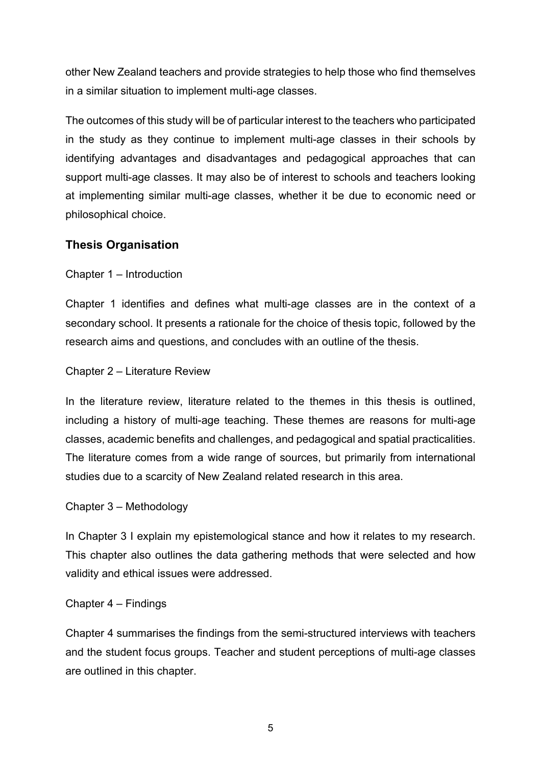other New Zealand teachers and provide strategies to help those who find themselves in a similar situation to implement multi-age classes.

The outcomes of this study will be of particular interest to the teachers who participated in the study as they continue to implement multi-age classes in their schools by identifying advantages and disadvantages and pedagogical approaches that can support multi-age classes. It may also be of interest to schools and teachers looking at implementing similar multi-age classes, whether it be due to economic need or philosophical choice.

## Thesis Organisation

Chapter 1 – Introduction

Chapter 1 identifies and defines what multi-age classes are in the context of a secondary school. It presents a rationale for the choice of thesis topic, followed by the research aims and questions, and concludes with an outline of the thesis.

Chapter 2 – Literature Review

In the literature review, literature related to the themes in this thesis is outlined, including a history of multi-age teaching. These themes are reasons for multi-age classes, academic benefits and challenges, and pedagogical and spatial practicalities. The literature comes from a wide range of sources, but primarily from international studies due to a scarcity of New Zealand related research in this area.

Chapter 3 – Methodology

In Chapter 3 I explain my epistemological stance and how it relates to my research. This chapter also outlines the data gathering methods that were selected and how validity and ethical issues were addressed.

Chapter 4 – Findings

Chapter 4 summarises the findings from the semi-structured interviews with teachers and the student focus groups. Teacher and student perceptions of multi-age classes are outlined in this chapter.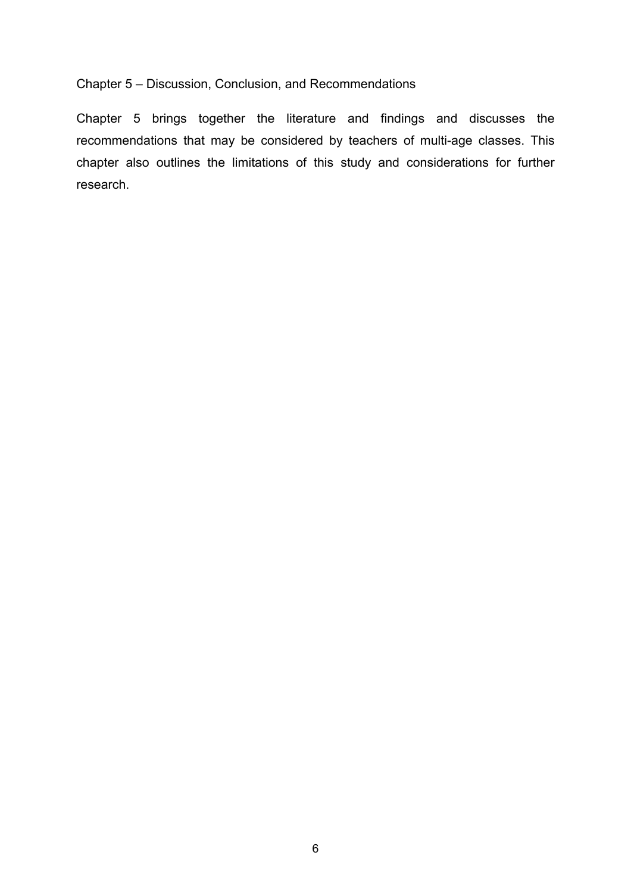Chapter 5 – Discussion, Conclusion, and Recommendations

Chapter 5 brings together the literature and findings and discusses the recommendations that may be considered by teachers of multi-age classes. This chapter also outlines the limitations of this study and considerations for further research.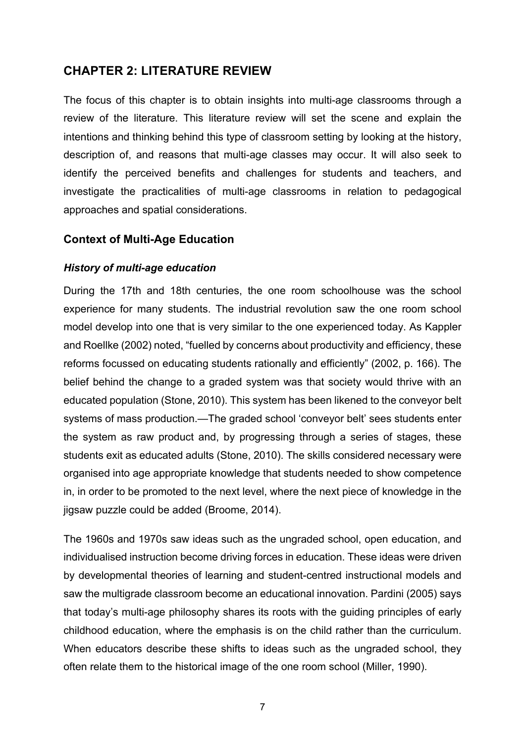## CHAPTER 2: LITERATURE REVIEW

The focus of this chapter is to obtain insights into multi-age classrooms through a review of the literature. This literature review will set the scene and explain the intentions and thinking behind this type of classroom setting by looking at the history, description of, and reasons that multi-age classes may occur. It will also seek to identify the perceived benefits and challenges for students and teachers, and investigate the practicalities of multi-age classrooms in relation to pedagogical approaches and spatial considerations.

### Context of Multi-Age Education

#### *History of multi-age education*

During the 17th and 18th centuries, the one room schoolhouse was the school experience for many students. The industrial revolution saw the one room school model develop into one that is very similar to the one experienced today. As Kappler and Roellke (2002) noted, "fuelled by concerns about productivity and efficiency, these reforms focussed on educating students rationally and efficiently" (2002, p. 166). The belief behind the change to a graded system was that society would thrive with an educated population (Stone, 2010). This system has been likened to the conveyor belt systems of mass production.—The graded school 'conveyor belt' sees students enter the system as raw product and, by progressing through a series of stages, these students exit as educated adults (Stone, 2010). The skills considered necessary were organised into age appropriate knowledge that students needed to show competence in, in order to be promoted to the next level, where the next piece of knowledge in the jigsaw puzzle could be added (Broome, 2014).

The 1960s and 1970s saw ideas such as the ungraded school, open education, and individualised instruction become driving forces in education. These ideas were driven by developmental theories of learning and student-centred instructional models and saw the multigrade classroom become an educational innovation. Pardini (2005) says that today's multi-age philosophy shares its roots with the guiding principles of early childhood education, where the emphasis is on the child rather than the curriculum. When educators describe these shifts to ideas such as the ungraded school, they often relate them to the historical image of the one room school (Miller, 1990).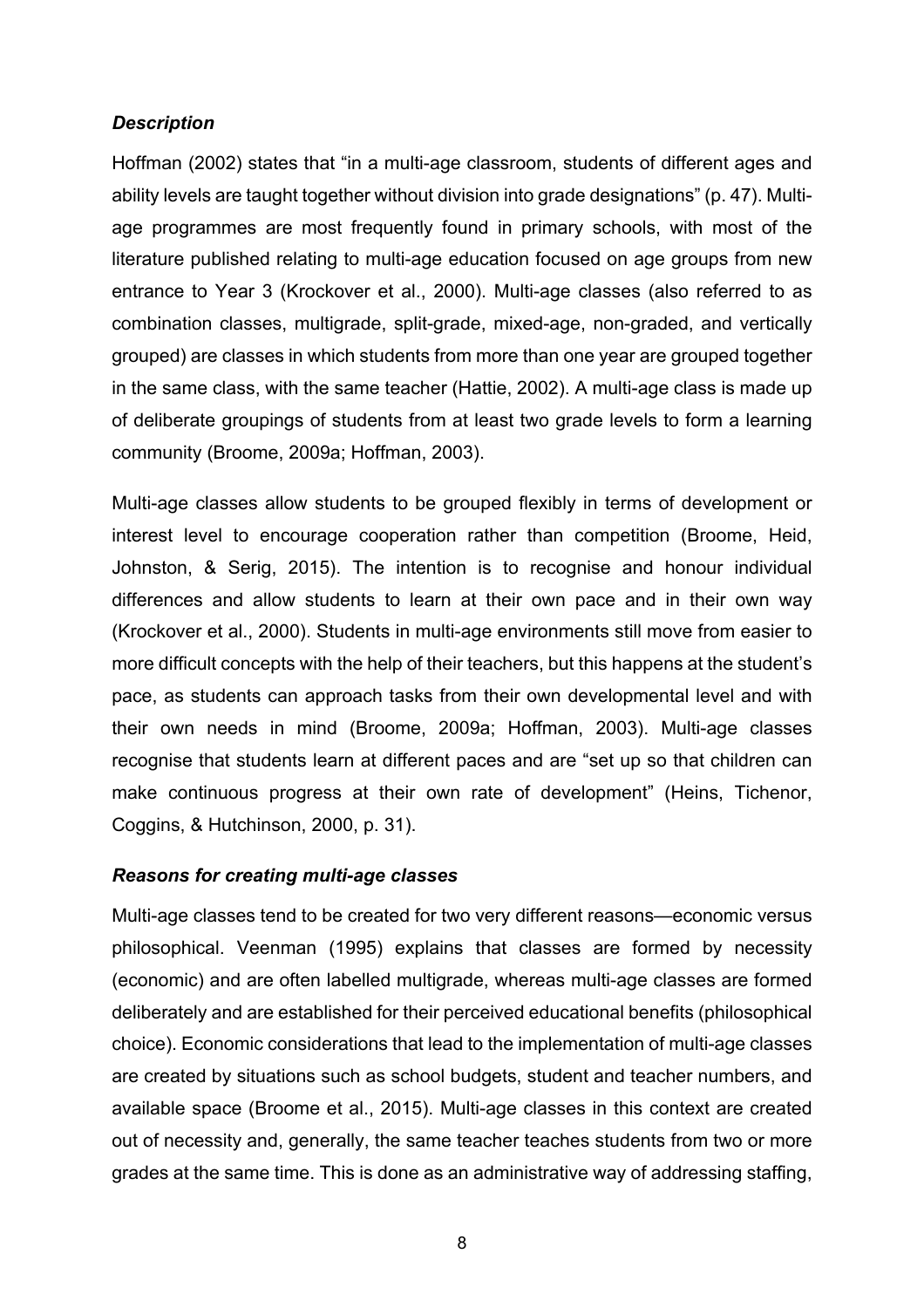### *Description*

Hoffman (2002) states that "in a multi-age classroom, students of different ages and ability levels are taught together without division into grade designations" (p. 47). Multi-age programmes are most frequently found in primary schools, with most of the literature published relating to multi-age education focused on age groups from new entrance to Year 3 (Krockover et al., 2000). Multi-age classes (also referred to as combination classes, multigrade, split-grade, mixed-age, non-graded, and vertically grouped) are classes in which students from more than one year are grouped together in the same class, with the same teacher (Hattie, 2002). A multi-age class is made up of deliberate groupings of students from at least two grade levels to form a learning community (Broome, 2009a; Hoffman, 2003).

Multi-age classes allow students to be grouped flexibly in terms of development or interest level to encourage cooperation rather than competition (Broome, Heid, Johnston, & Serig, 2015). The intention is to recognise and honour individual differences and allow students to learn at their own pace and in their own way (Krockover et al., 2000). Students in multi-age environments still move from easier to more difficult concepts with the help of their teachers, but this happens at the student's pace, as students can approach tasks from their own developmental level and with their own needs in mind (Broome, 2009a; Hoffman, 2003). Multi-age classes recognise that students learn at different paces and are "set up so that children can make continuous progress at their own rate of development" (Heins, Tichenor, Coggins, & Hutchinson, 2000, p. 31).

### *Reasons for creating multi-age classes*

Multi-age classes tend to be created for two very different reasons—economic versus philosophical. Veenman (1995) explains that classes are formed by necessity (economic) and are often labelled multigrade, whereas multi-age classes are formed deliberately and are established for their perceived educational benefits (philosophical choice). Economic considerations that lead to the implementation of multi-age classes are created by situations such as school budgets, student and teacher numbers, and available space (Broome et al., 2015). Multi-age classes in this context are created out of necessity and, generally, the same teacher teaches students from two or more grades at the same time. This is done as an administrative way of addressing staffing,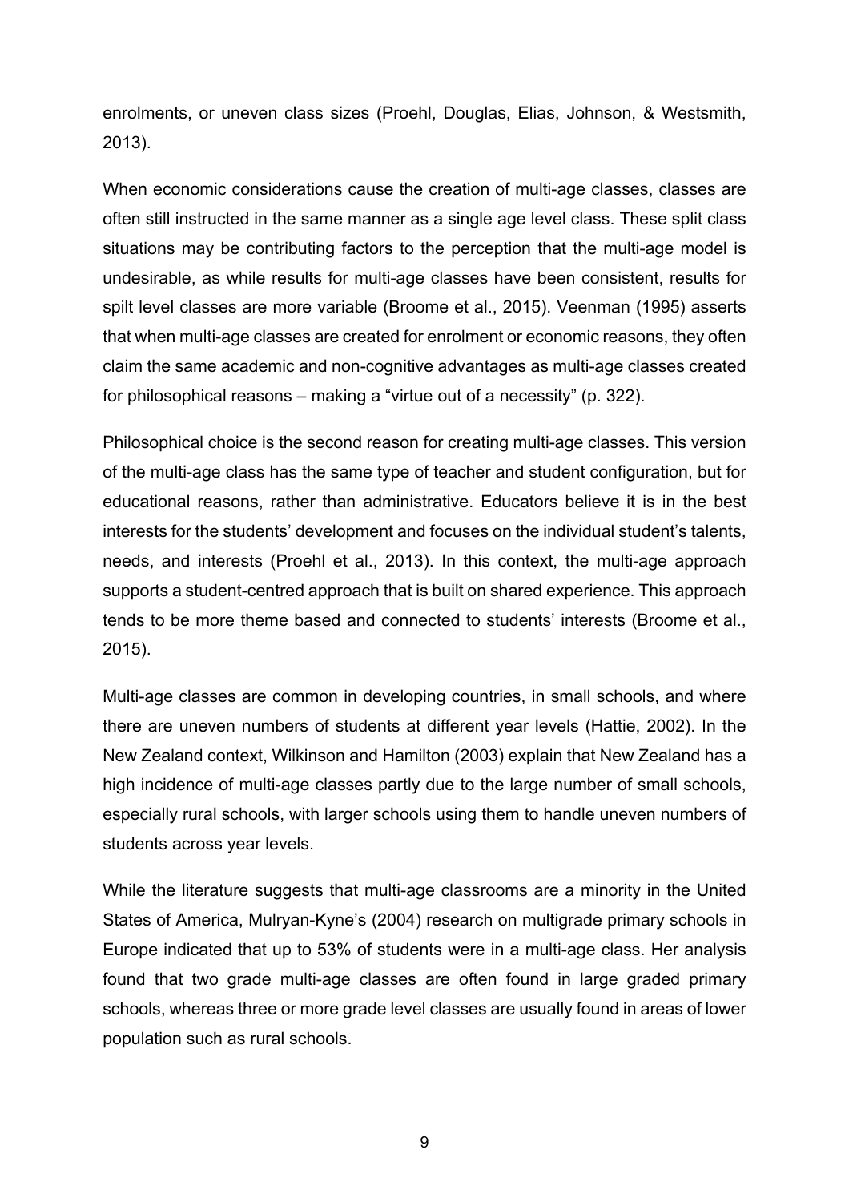enrolments, or uneven class sizes (Proehl, Douglas, Elias, Johnson, & Westsmith, 2013).

When economic considerations cause the creation of multi-age classes, classes are often still instructed in the same manner as a single age level class. These split class situations may be contributing factors to the perception that the multi-age model is undesirable, as while results for multi-age classes have been consistent, results for spilt level classes are more variable (Broome et al., 2015). Veenman (1995) asserts that when multi-age classes are created for enrolment or economic reasons, they often claim the same academic and non-cognitive advantages as multi-age classes created for philosophical reasons – making a "virtue out of a necessity" (p. 322).

Philosophical choice is the second reason for creating multi-age classes. This version of the multi-age class has the same type of teacher and student configuration, but for educational reasons, rather than administrative. Educators believe it is in the best interests for the students' development and focuses on the individual student's talents, needs, and interests (Proehl et al., 2013). In this context, the multi-age approach supports a student-centred approach that is built on shared experience. This approach tends to be more theme based and connected to students' interests (Broome et al., 2015).

Multi-age classes are common in developing countries, in small schools, and where there are uneven numbers of students at different year levels (Hattie, 2002). In the New Zealand context, Wilkinson and Hamilton (2003) explain that New Zealand has a high incidence of multi-age classes partly due to the large number of small schools, especially rural schools, with larger schools using them to handle uneven numbers of students across year levels.

While the literature suggests that multi-age classrooms are a minority in the United States of America, Mulryan-Kyne's (2004) research on multigrade primary schools in Europe indicated that up to 53% of students were in a multi-age class. Her analysis found that two grade multi-age classes are often found in large graded primary schools, whereas three or more grade level classes are usually found in areas of lower population such as rural schools.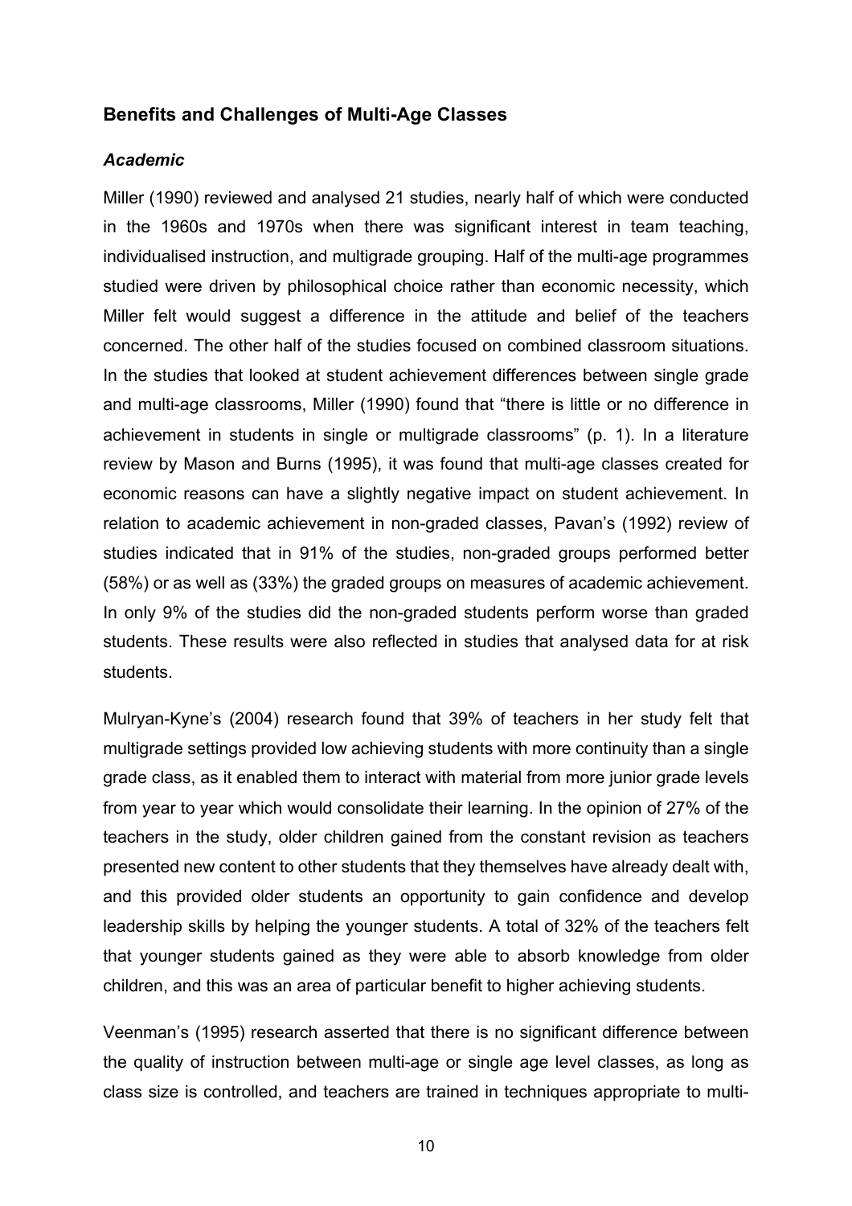## Benefits and Challenges of Multi-Age Classes

### *Academic*

Miller (1990) reviewed and analysed 21 studies, nearly half of which were conducted in the 1960s and 1970s when there was significant interest in team teaching, individualised instruction, and multigrade grouping. Half of the multi-age programmes studied were driven by philosophical choice rather than economic necessity, which Miller felt would suggest a difference in the attitude and belief of the teachers concerned. The other half of the studies focused on combined classroom situations. In the studies that looked at student achievement differences between single grade and multi-age classrooms, Miller (1990) found that "there is little or no difference in achievement in students in single or multigrade classrooms" (p. 1). In a literature review by Mason and Burns (1995), it was found that multi-age classes created for economic reasons can have a slightly negative impact on student achievement. In relation to academic achievement in non-graded classes, Pavan's (1992) review of studies indicated that in 91% of the studies, non-graded groups performed better (58%) or as well as (33%) the graded groups on measures of academic achievement. In only 9% of the studies did the non-graded students perform worse than graded students. These results were also reflected in studies that analysed data for at risk students.

Mulryan-Kyne's (2004) research found that 39% of teachers in her study felt that multigrade settings provided low achieving students with more continuity than a single grade class, as it enabled them to interact with material from more junior grade levels from year to year which would consolidate their learning. In the opinion of 27% of the teachers in the study, older children gained from the constant revision as teachers presented new content to other students that they themselves have already dealt with, and this provided older students an opportunity to gain confidence and develop leadership skills by helping the younger students. A total of 32% of the teachers felt that younger students gained as they were able to absorb knowledge from older children, and this was an area of particular benefit to higher achieving students.

Veenman's (1995) research asserted that there is no significant difference between the quality of instruction between multi-age or single age level classes, as long as class size is controlled, and teachers are trained in techniques appropriate to multi-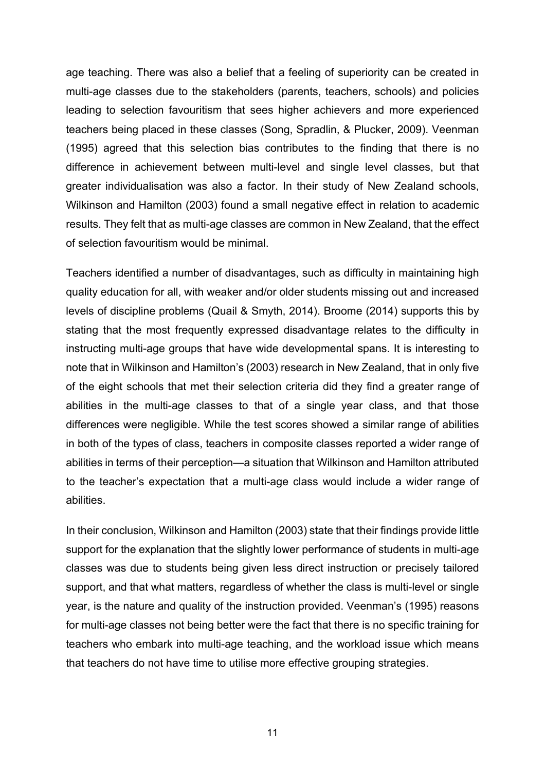age teaching. There was also a belief that a feeling of superiority can be created in multi-age classes due to the stakeholders (parents, teachers, schools) and policies leading to selection favouritism that sees higher achievers and more experienced teachers being placed in these classes (Song, Spradlin, & Plucker, 2009). Veenman (1995) agreed that this selection bias contributes to the finding that there is no difference in achievement between multi-level and single level classes, but that greater individualisation was also a factor. In their study of New Zealand schools, Wilkinson and Hamilton (2003) found a small negative effect in relation to academic results. They felt that as multi-age classes are common in New Zealand, that the effect of selection favouritism would be minimal.

Teachers identified a number of disadvantages, such as difficulty in maintaining high quality education for all, with weaker and/or older students missing out and increased levels of discipline problems (Quail & Smyth, 2014). Broome (2014) supports this by stating that the most frequently expressed disadvantage relates to the difficulty in instructing multi-age groups that have wide developmental spans. It is interesting to note that in Wilkinson and Hamilton's (2003) research in New Zealand, that in only five of the eight schools that met their selection criteria did they find a greater range of abilities in the multi-age classes to that of a single year class, and that those differences were negligible. While the test scores showed a similar range of abilities in both of the types of class, teachers in composite classes reported a wider range of abilities in terms of their perception—a situation that Wilkinson and Hamilton attributed to the teacher's expectation that a multi-age class would include a wider range of abilities.

In their conclusion, Wilkinson and Hamilton (2003) state that their findings provide little support for the explanation that the slightly lower performance of students in multi-age classes was due to students being given less direct instruction or precisely tailored support, and that what matters, regardless of whether the class is multi-level or single year, is the nature and quality of the instruction provided. Veenman's (1995) reasons for multi-age classes not being better were the fact that there is no specific training for teachers who embark into multi-age teaching, and the workload issue which means that teachers do not have time to utilise more effective grouping strategies.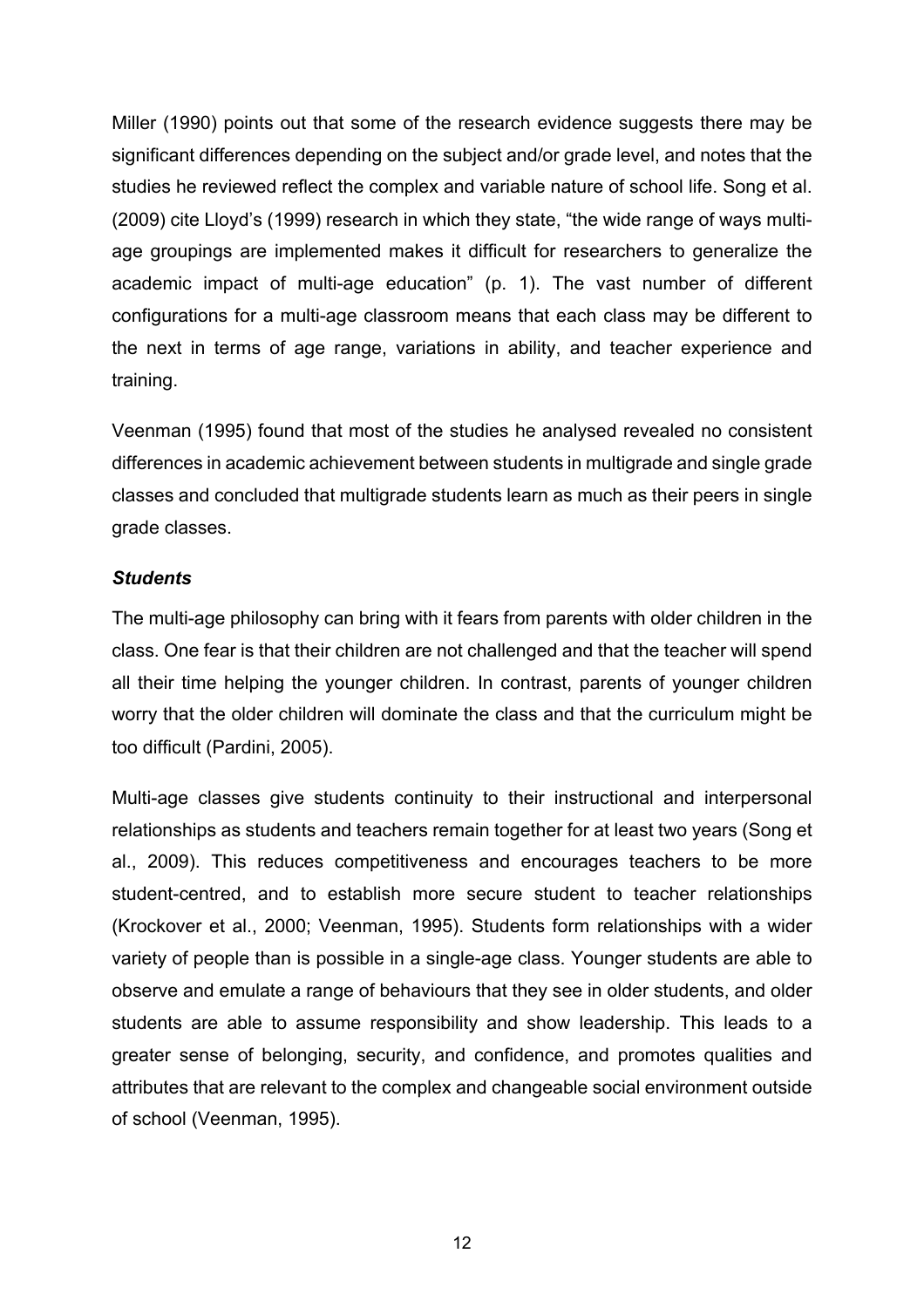Miller (1990) points out that some of the research evidence suggests there may be significant differences depending on the subject and/or grade level, and notes that the studies he reviewed reflect the complex and variable nature of school life. Song et al. (2009) cite Lloyd's (1999) research in which they state, "the wide range of ways multi-age groupings are implemented makes it difficult for researchers to generalize the academic impact of multi-age education" (p. 1). The vast number of different configurations for a multi-age classroom means that each class may be different to the next in terms of age range, variations in ability, and teacher experience and training.

Veenman (1995) found that most of the studies he analysed revealed no consistent differences in academic achievement between students in multigrade and single grade classes and concluded that multigrade students learn as much as their peers in single grade classes.

### *Students*

The multi-age philosophy can bring with it fears from parents with older children in the class. One fear is that their children are not challenged and that the teacher will spend all their time helping the younger children. In contrast, parents of younger children worry that the older children will dominate the class and that the curriculum might be too difficult (Pardini, 2005).

Multi-age classes give students continuity to their instructional and interpersonal relationships as students and teachers remain together for at least two years (Song et al., 2009). This reduces competitiveness and encourages teachers to be more student-centred, and to establish more secure student to teacher relationships (Krockover et al., 2000; Veenman, 1995). Students form relationships with a wider variety of people than is possible in a single-age class. Younger students are able to observe and emulate a range of behaviours that they see in older students, and older students are able to assume responsibility and show leadership. This leads to a greater sense of belonging, security, and confidence, and promotes qualities and attributes that are relevant to the complex and changeable social environment outside of school (Veenman, 1995).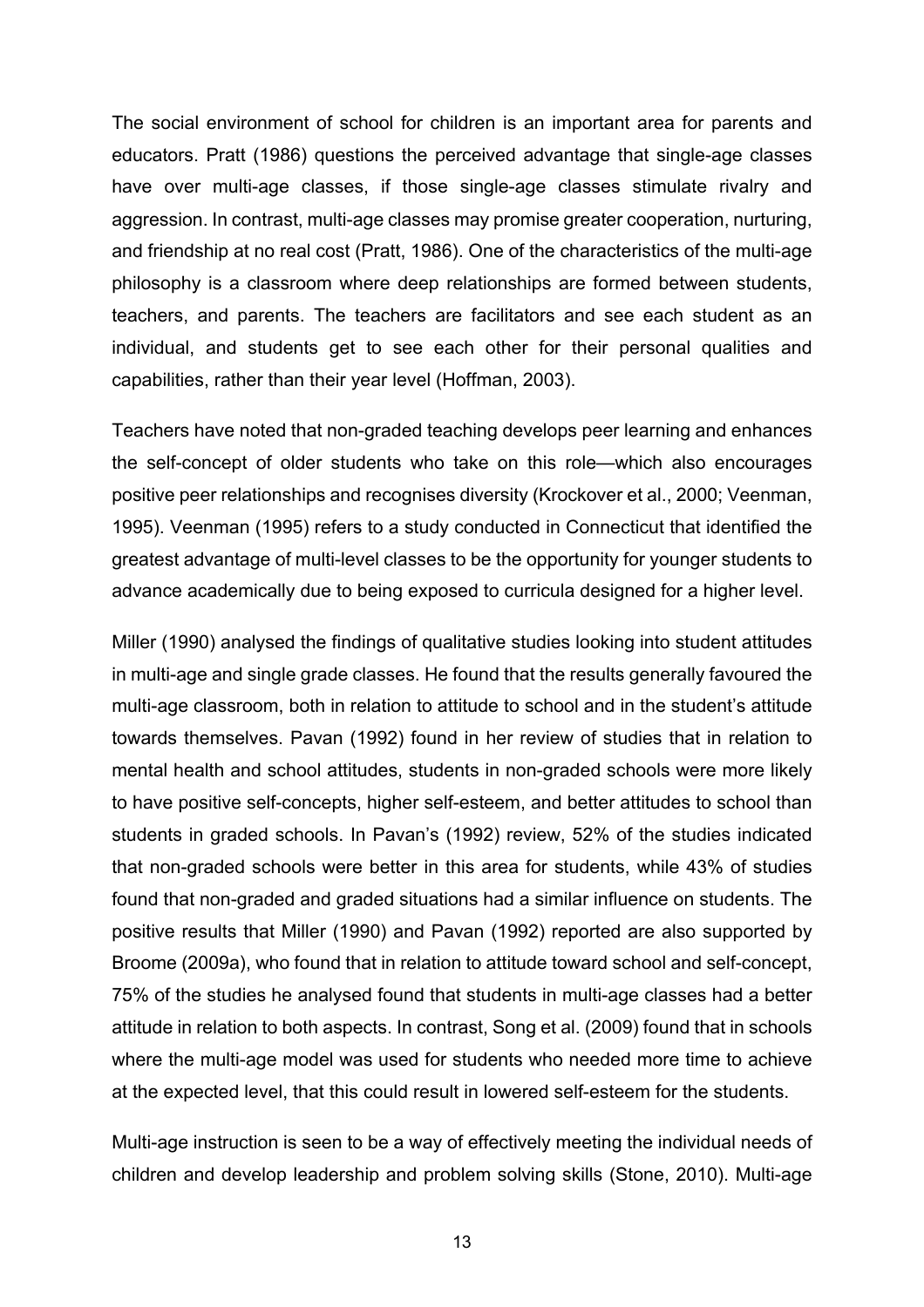The social environment of school for children is an important area for parents and educators. Pratt (1986) questions the perceived advantage that single-age classes have over multi-age classes, if those single-age classes stimulate rivalry and aggression. In contrast, multi-age classes may promise greater cooperation, nurturing, and friendship at no real cost (Pratt, 1986). One of the characteristics of the multi-age philosophy is a classroom where deep relationships are formed between students, teachers, and parents. The teachers are facilitators and see each student as an individual, and students get to see each other for their personal qualities and capabilities, rather than their year level (Hoffman, 2003).

Teachers have noted that non-graded teaching develops peer learning and enhances the self-concept of older students who take on this role—which also encourages positive peer relationships and recognises diversity (Krockover et al., 2000; Veenman, 1995). Veenman (1995) refers to a study conducted in Connecticut that identified the greatest advantage of multi-level classes to be the opportunity for younger students to advance academically due to being exposed to curricula designed for a higher level.

Miller (1990) analysed the findings of qualitative studies looking into student attitudes in multi-age and single grade classes. He found that the results generally favoured the multi-age classroom, both in relation to attitude to school and in the student's attitude towards themselves. Pavan (1992) found in her review of studies that in relation to mental health and school attitudes, students in non-graded schools were more likely to have positive self-concepts, higher self-esteem, and better attitudes to school than students in graded schools. In Pavan's (1992) review, 52% of the studies indicated that non-graded schools were better in this area for students, while 43% of studies found that non-graded and graded situations had a similar influence on students. The positive results that Miller (1990) and Pavan (1992) reported are also supported by Broome (2009a), who found that in relation to attitude toward school and self-concept, 75% of the studies he analysed found that students in multi-age classes had a better attitude in relation to both aspects. In contrast, Song et al. (2009) found that in schools where the multi-age model was used for students who needed more time to achieve at the expected level, that this could result in lowered self-esteem for the students.

Multi-age instruction is seen to be a way of effectively meeting the individual needs of children and develop leadership and problem solving skills (Stone, 2010). Multi-age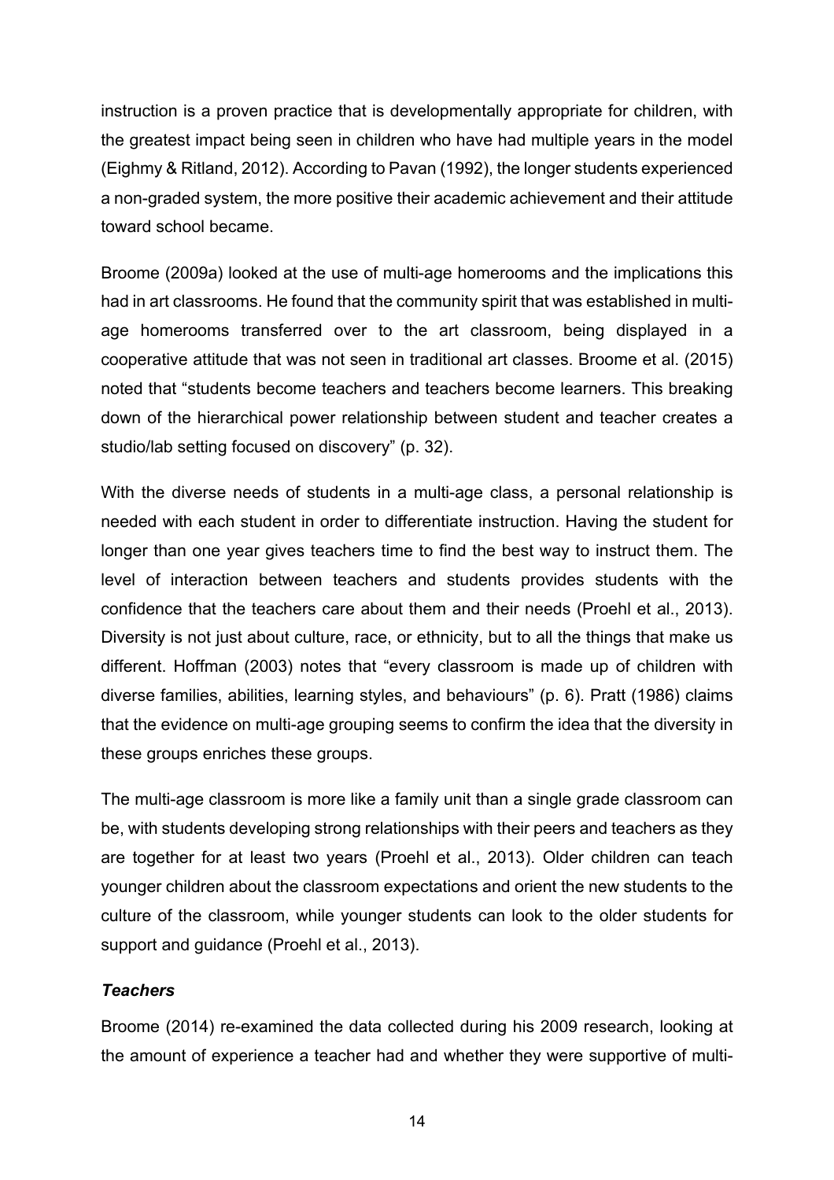instruction is a proven practice that is developmentally appropriate for children, with the greatest impact being seen in children who have had multiple years in the model (Eighmy & Ritland, 2012). According to Pavan (1992), the longer students experienced a non-graded system, the more positive their academic achievement and their attitude toward school became.

Broome (2009a) looked at the use of multi-age homerooms and the implications this had in art classrooms. He found that the community spirit that was established in multi-age homerooms transferred over to the art classroom, being displayed in a cooperative attitude that was not seen in traditional art classes. Broome et al. (2015) noted that "students become teachers and teachers become learners. This breaking down of the hierarchical power relationship between student and teacher creates a studio/lab setting focused on discovery" (p. 32).

With the diverse needs of students in a multi-age class, a personal relationship is needed with each student in order to differentiate instruction. Having the student for longer than one year gives teachers time to find the best way to instruct them. The level of interaction between teachers and students provides students with the confidence that the teachers care about them and their needs (Proehl et al., 2013). Diversity is not just about culture, race, or ethnicity, but to all the things that make us different. Hoffman (2003) notes that "every classroom is made up of children with diverse families, abilities, learning styles, and behaviours" (p. 6). Pratt (1986) claims that the evidence on multi-age grouping seems to confirm the idea that the diversity in these groups enriches these groups.

The multi-age classroom is more like a family unit than a single grade classroom can be, with students developing strong relationships with their peers and teachers as they are together for at least two years (Proehl et al., 2013). Older children can teach younger children about the classroom expectations and orient the new students to the culture of the classroom, while younger students can look to the older students for support and guidance (Proehl et al., 2013).

### *Teachers*

Broome (2014) re-examined the data collected during his 2009 research, looking at the amount of experience a teacher had and whether they were supportive of multi-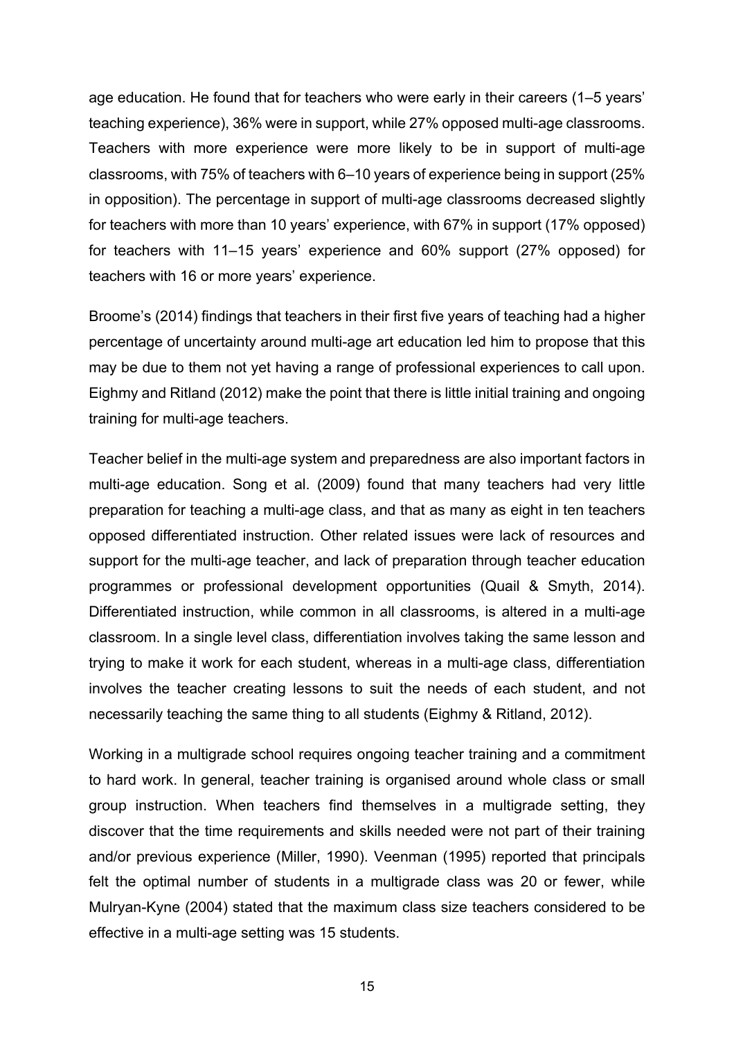age education. He found that for teachers who were early in their careers (1–5 years' teaching experience), 36% were in support, while 27% opposed multi-age classrooms. Teachers with more experience were more likely to be in support of multi-age classrooms, with 75% of teachers with 6–10 years of experience being in support (25% in opposition). The percentage in support of multi-age classrooms decreased slightly for teachers with more than 10 years' experience, with 67% in support (17% opposed) for teachers with 11–15 years' experience and 60% support (27% opposed) for teachers with 16 or more years' experience.

Broome's (2014) findings that teachers in their first five years of teaching had a higher percentage of uncertainty around multi-age art education led him to propose that this may be due to them not yet having a range of professional experiences to call upon. Eighmy and Ritland (2012) make the point that there is little initial training and ongoing training for multi-age teachers.

Teacher belief in the multi-age system and preparedness are also important factors in multi-age education. Song et al. (2009) found that many teachers had very little preparation for teaching a multi-age class, and that as many as eight in ten teachers opposed differentiated instruction. Other related issues were lack of resources and support for the multi-age teacher, and lack of preparation through teacher education programmes or professional development opportunities (Quail & Smyth, 2014). Differentiated instruction, while common in all classrooms, is altered in a multi-age classroom. In a single level class, differentiation involves taking the same lesson and trying to make it work for each student, whereas in a multi-age class, differentiation involves the teacher creating lessons to suit the needs of each student, and not necessarily teaching the same thing to all students (Eighmy & Ritland, 2012).

Working in a multigrade school requires ongoing teacher training and a commitment to hard work. In general, teacher training is organised around whole class or small group instruction. When teachers find themselves in a multigrade setting, they discover that the time requirements and skills needed were not part of their training and/or previous experience (Miller, 1990). Veenman (1995) reported that principals felt the optimal number of students in a multigrade class was 20 or fewer, while Mulryan-Kyne (2004) stated that the maximum class size teachers considered to be effective in a multi-age setting was 15 students.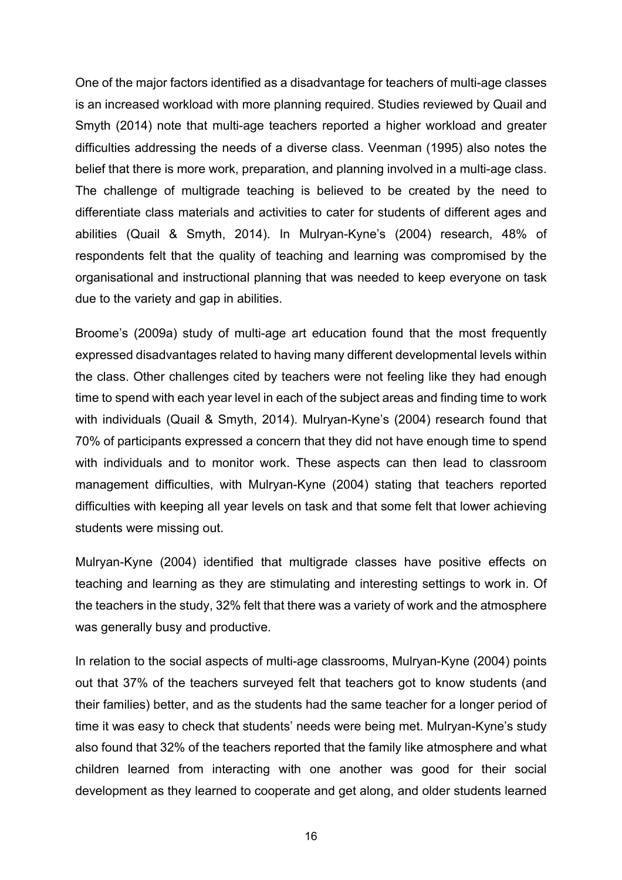One of the major factors identified as a disadvantage for teachers of multi-age classes is an increased workload with more planning required. Studies reviewed by Quail and Smyth (2014) note that multi-age teachers reported a higher workload and greater difficulties addressing the needs of a diverse class. Veenman (1995) also notes the belief that there is more work, preparation, and planning involved in a multi-age class. The challenge of multigrade teaching is believed to be created by the need to differentiate class materials and activities to cater for students of different ages and abilities (Quail & Smyth, 2014). In Mulryan-Kyne's (2004) research, 48% of respondents felt that the quality of teaching and learning was compromised by the organisational and instructional planning that was needed to keep everyone on task due to the variety and gap in abilities.

Broome's (2009a) study of multi-age art education found that the most frequently expressed disadvantages related to having many different developmental levels within the class. Other challenges cited by teachers were not feeling like they had enough time to spend with each year level in each of the subject areas and finding time to work with individuals (Quail & Smyth, 2014). Mulryan-Kyne's (2004) research found that 70% of participants expressed a concern that they did not have enough time to spend with individuals and to monitor work. These aspects can then lead to classroom management difficulties, with Mulryan-Kyne (2004) stating that teachers reported difficulties with keeping all year levels on task and that some felt that lower achieving students were missing out.

Mulryan-Kyne (2004) identified that multigrade classes have positive effects on teaching and learning as they are stimulating and interesting settings to work in. Of the teachers in the study, 32% felt that there was a variety of work and the atmosphere was generally busy and productive.

In relation to the social aspects of multi-age classrooms, Mulryan-Kyne (2004) points out that 37% of the teachers surveyed felt that teachers got to know students (and their families) better, and as the students had the same teacher for a longer period of time it was easy to check that students' needs were being met. Mulryan-Kyne's study also found that 32% of the teachers reported that the family like atmosphere and what children learned from interacting with one another was good for their social development as they learned to cooperate and get along, and older students learned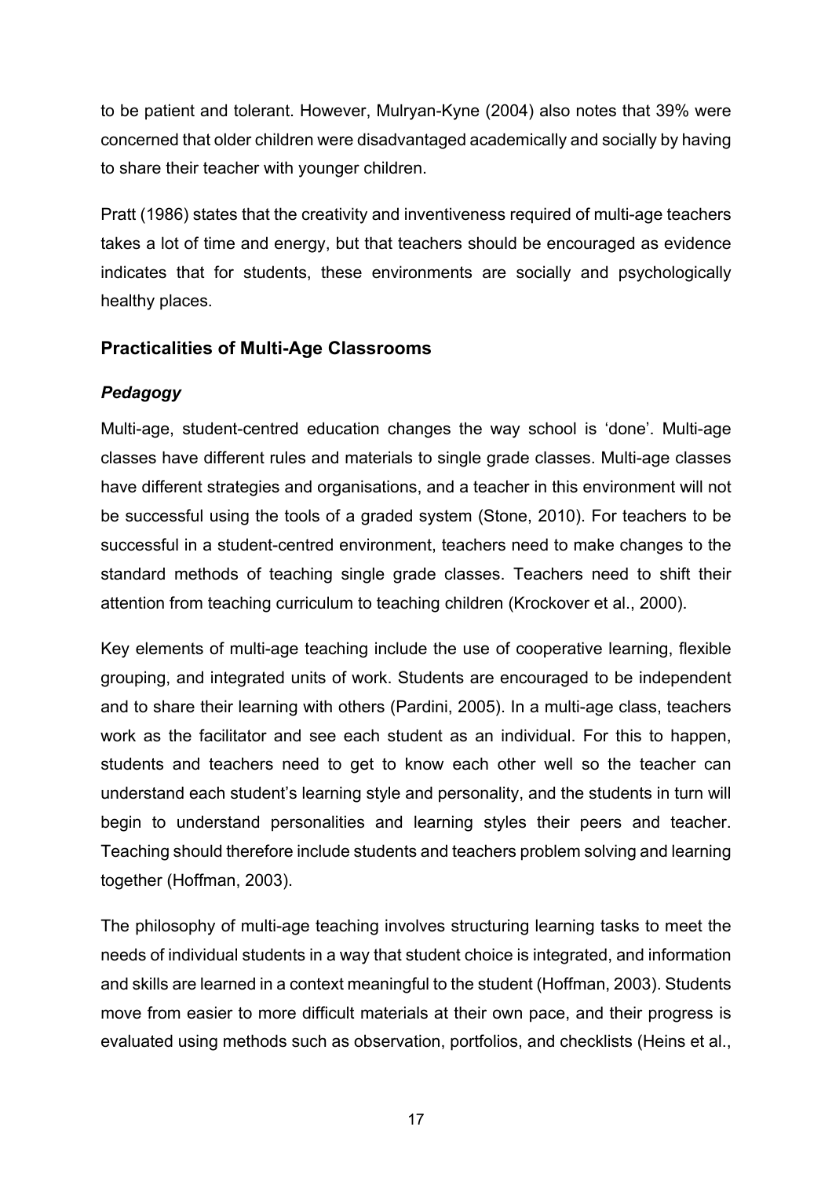to be patient and tolerant. However, Mulryan-Kyne (2004) also notes that 39% were concerned that older children were disadvantaged academically and socially by having to share their teacher with younger children.

Pratt (1986) states that the creativity and inventiveness required of multi-age teachers takes a lot of time and energy, but that teachers should be encouraged as evidence indicates that for students, these environments are socially and psychologically healthy places.

## Practicalities of Multi-Age Classrooms

### *Pedagogy*

Multi-age, student-centred education changes the way school is 'done'. Multi-age classes have different rules and materials to single grade classes. Multi-age classes have different strategies and organisations, and a teacher in this environment will not be successful using the tools of a graded system (Stone, 2010). For teachers to be successful in a student-centred environment, teachers need to make changes to the standard methods of teaching single grade classes. Teachers need to shift their attention from teaching curriculum to teaching children (Krockover et al., 2000).

Key elements of multi-age teaching include the use of cooperative learning, flexible grouping, and integrated units of work. Students are encouraged to be independent and to share their learning with others (Pardini, 2005). In a multi-age class, teachers work as the facilitator and see each student as an individual. For this to happen, students and teachers need to get to know each other well so the teacher can understand each student's learning style and personality, and the students in turn will begin to understand personalities and learning styles their peers and teacher. Teaching should therefore include students and teachers problem solving and learning together (Hoffman, 2003).

The philosophy of multi-age teaching involves structuring learning tasks to meet the needs of individual students in a way that student choice is integrated, and information and skills are learned in a context meaningful to the student (Hoffman, 2003). Students move from easier to more difficult materials at their own pace, and their progress is evaluated using methods such as observation, portfolios, and checklists (Heins et al.,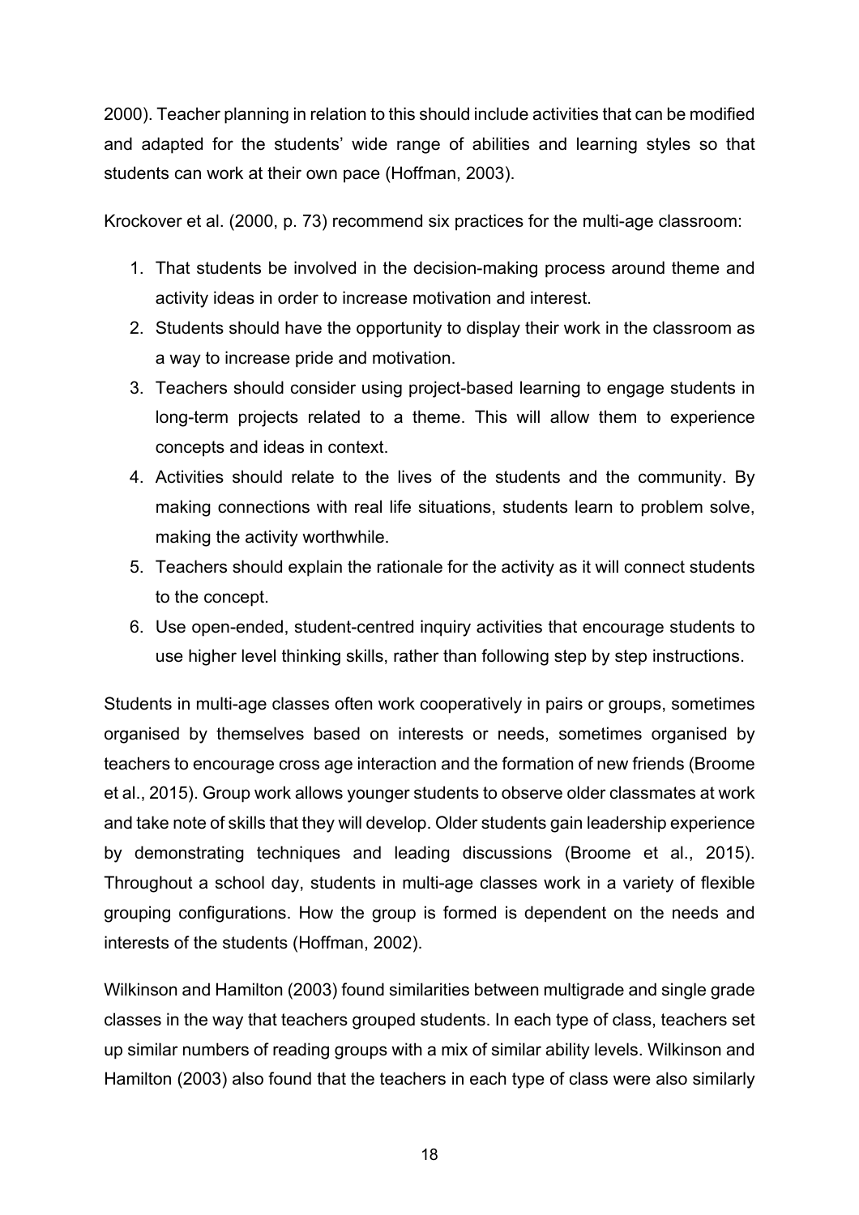2000). Teacher planning in relation to this should include activities that can be modified and adapted for the students' wide range of abilities and learning styles so that students can work at their own pace (Hoffman, 2003).

Krockover et al. (2000, p. 73) recommend six practices for the multi-age classroom:

1. That students be involved in the decision-making process around theme and activity ideas in order to increase motivation and interest.
2. Students should have the opportunity to display their work in the classroom as a way to increase pride and motivation.
3. Teachers should consider using project-based learning to engage students in long-term projects related to a theme. This will allow them to experience concepts and ideas in context.
4. Activities should relate to the lives of the students and the community. By making connections with real life situations, students learn to problem solve, making the activity worthwhile.
5. Teachers should explain the rationale for the activity as it will connect students to the concept.
6. Use open-ended, student-centred inquiry activities that encourage students to use higher level thinking skills, rather than following step by step instructions.

Students in multi-age classes often work cooperatively in pairs or groups, sometimes organised by themselves based on interests or needs, sometimes organised by teachers to encourage cross age interaction and the formation of new friends (Broome et al., 2015). Group work allows younger students to observe older classmates at work and take note of skills that they will develop. Older students gain leadership experience by demonstrating techniques and leading discussions (Broome et al., 2015). Throughout a school day, students in multi-age classes work in a variety of flexible grouping configurations. How the group is formed is dependent on the needs and interests of the students (Hoffman, 2002).

Wilkinson and Hamilton (2003) found similarities between multigrade and single grade classes in the way that teachers grouped students. In each type of class, teachers set up similar numbers of reading groups with a mix of similar ability levels. Wilkinson and Hamilton (2003) also found that the teachers in each type of class were also similarly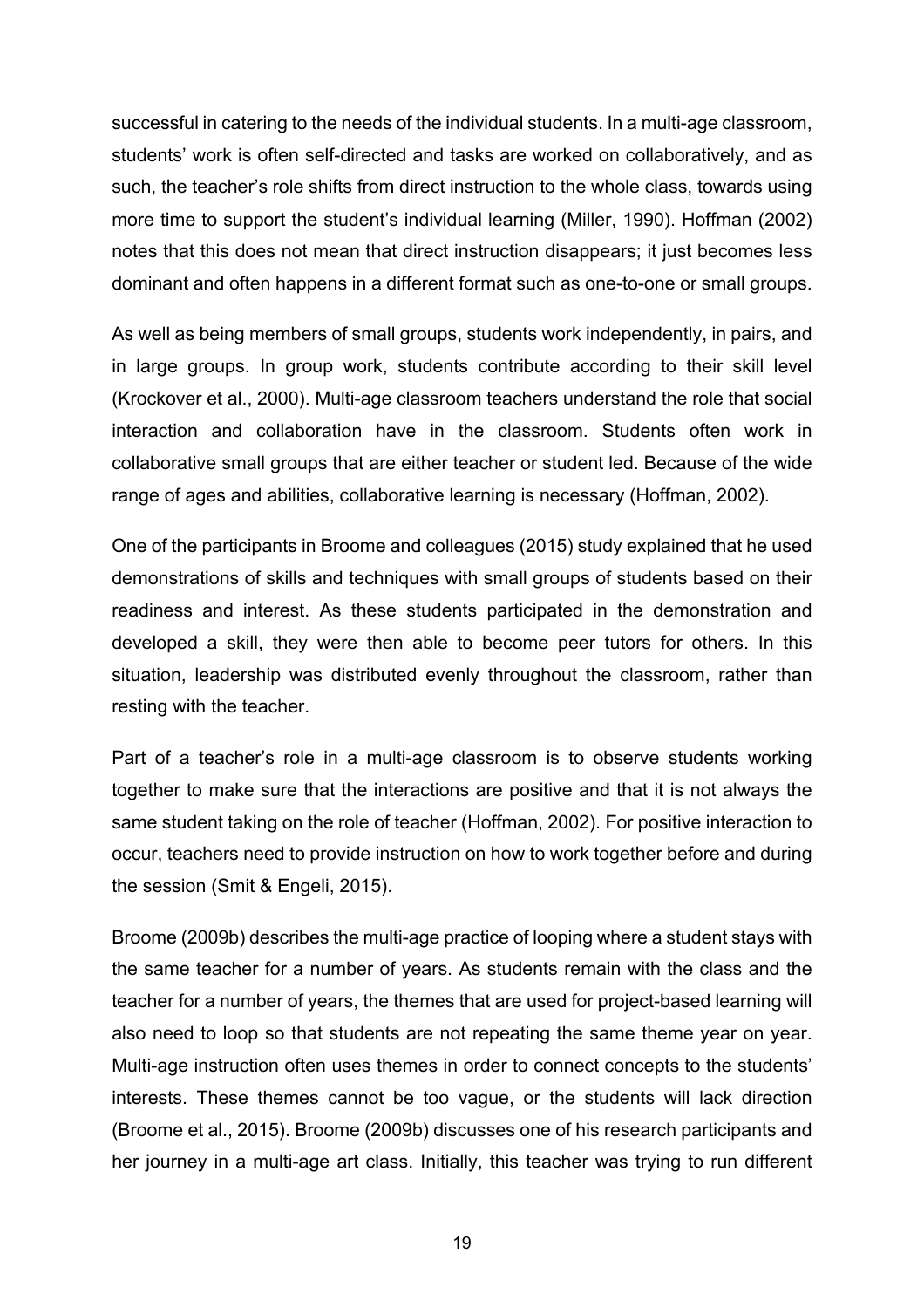successful in catering to the needs of the individual students. In a multi-age classroom, students' work is often self-directed and tasks are worked on collaboratively, and as such, the teacher's role shifts from direct instruction to the whole class, towards using more time to support the student's individual learning (Miller, 1990). Hoffman (2002) notes that this does not mean that direct instruction disappears; it just becomes less dominant and often happens in a different format such as one-to-one or small groups.

As well as being members of small groups, students work independently, in pairs, and in large groups. In group work, students contribute according to their skill level (Krockover et al., 2000). Multi-age classroom teachers understand the role that social interaction and collaboration have in the classroom. Students often work in collaborative small groups that are either teacher or student led. Because of the wide range of ages and abilities, collaborative learning is necessary (Hoffman, 2002).

One of the participants in Broome and colleagues (2015) study explained that he used demonstrations of skills and techniques with small groups of students based on their readiness and interest. As these students participated in the demonstration and developed a skill, they were then able to become peer tutors for others. In this situation, leadership was distributed evenly throughout the classroom, rather than resting with the teacher.

Part of a teacher's role in a multi-age classroom is to observe students working together to make sure that the interactions are positive and that it is not always the same student taking on the role of teacher (Hoffman, 2002). For positive interaction to occur, teachers need to provide instruction on how to work together before and during the session (Smit & Engeli, 2015).

Broome (2009b) describes the multi-age practice of looping where a student stays with the same teacher for a number of years. As students remain with the class and the teacher for a number of years, the themes that are used for project-based learning will also need to loop so that students are not repeating the same theme year on year. Multi-age instruction often uses themes in order to connect concepts to the students' interests. These themes cannot be too vague, or the students will lack direction (Broome et al., 2015). Broome (2009b) discusses one of his research participants and her journey in a multi-age art class. Initially, this teacher was trying to run different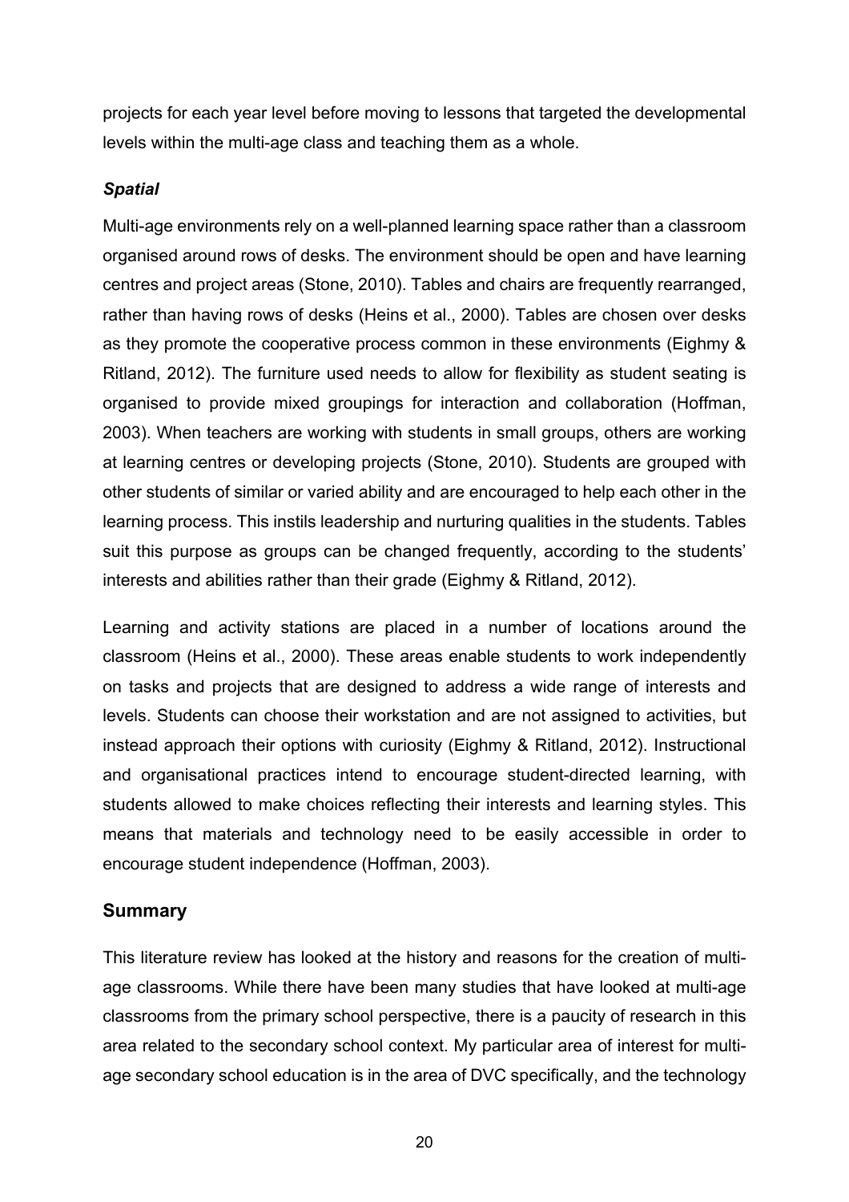projects for each year level before moving to lessons that targeted the developmental levels within the multi-age class and teaching them as a whole.

### *Spatial*

Multi-age environments rely on a well-planned learning space rather than a classroom organised around rows of desks. The environment should be open and have learning centres and project areas (Stone, 2010). Tables and chairs are frequently rearranged, rather than having rows of desks (Heins et al., 2000). Tables are chosen over desks as they promote the cooperative process common in these environments (Eighmy & Ritland, 2012). The furniture used needs to allow for flexibility as student seating is organised to provide mixed groupings for interaction and collaboration (Hoffman, 2003). When teachers are working with students in small groups, others are working at learning centres or developing projects (Stone, 2010). Students are grouped with other students of similar or varied ability and are encouraged to help each other in the learning process. This instils leadership and nurturing qualities in the students. Tables suit this purpose as groups can be changed frequently, according to the students' interests and abilities rather than their grade (Eighmy & Ritland, 2012).

Learning and activity stations are placed in a number of locations around the classroom (Heins et al., 2000). These areas enable students to work independently on tasks and projects that are designed to address a wide range of interests and levels. Students can choose their workstation and are not assigned to activities, but instead approach their options with curiosity (Eighmy & Ritland, 2012). Instructional and organisational practices intend to encourage student-directed learning, with students allowed to make choices reflecting their interests and learning styles. This means that materials and technology need to be easily accessible in order to encourage student independence (Hoffman, 2003).

## Summary

This literature review has looked at the history and reasons for the creation of multi-age classrooms. While there have been many studies that have looked at multi-age classrooms from the primary school perspective, there is a paucity of research in this area related to the secondary school context. My particular area of interest for multi-age secondary school education is in the area of DVC specifically, and the technology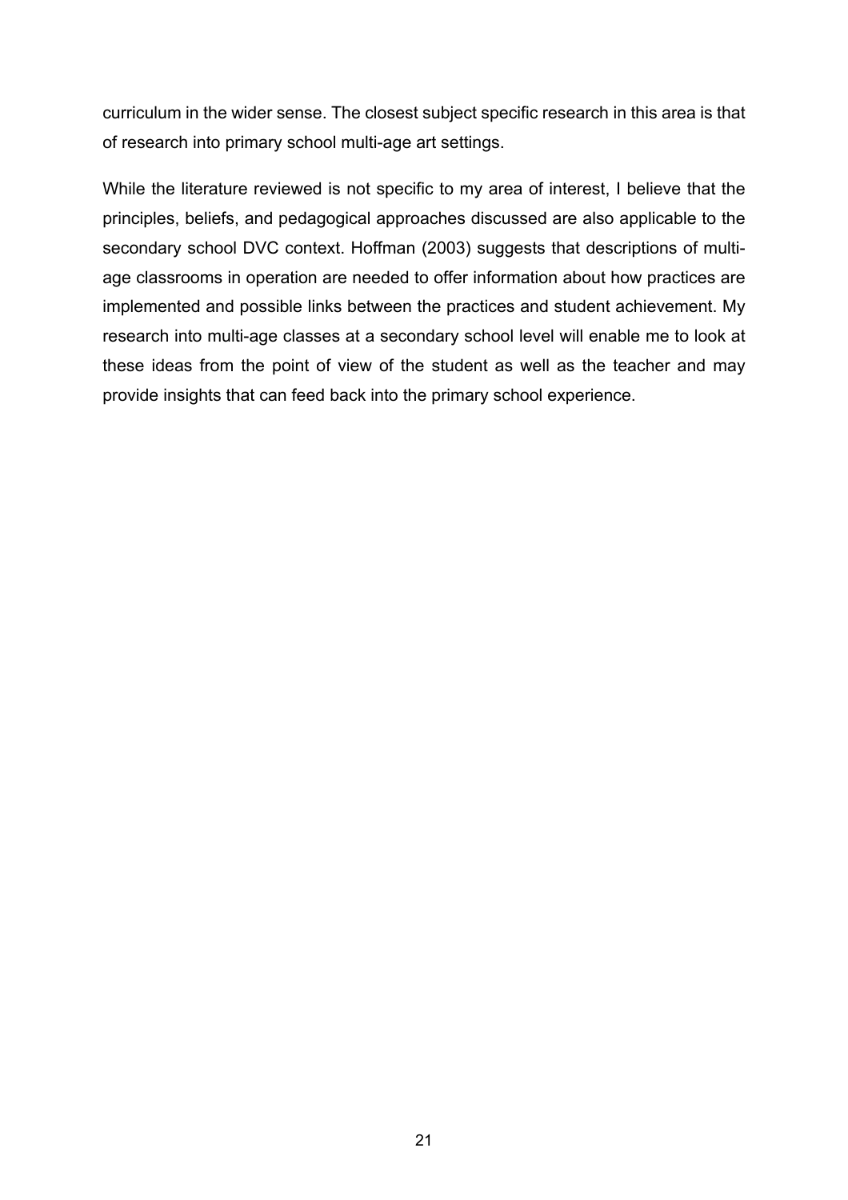curriculum in the wider sense. The closest subject specific research in this area is that of research into primary school multi-age art settings.

While the literature reviewed is not specific to my area of interest, I believe that the principles, beliefs, and pedagogical approaches discussed are also applicable to the secondary school DVC context. Hoffman (2003) suggests that descriptions of multi-age classrooms in operation are needed to offer information about how practices are implemented and possible links between the practices and student achievement. My research into multi-age classes at a secondary school level will enable me to look at these ideas from the point of view of the student as well as the teacher and may provide insights that can feed back into the primary school experience.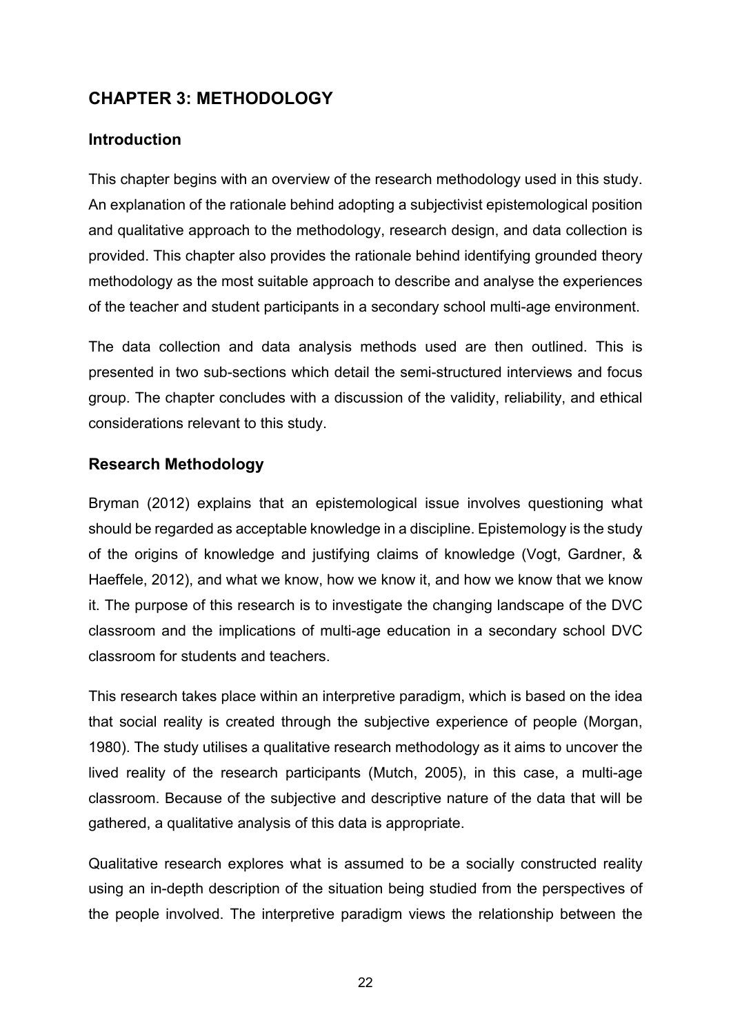# CHAPTER 3: METHODOLOGY

## Introduction

This chapter begins with an overview of the research methodology used in this study. An explanation of the rationale behind adopting a subjectivist epistemological position and qualitative approach to the methodology, research design, and data collection is provided. This chapter also provides the rationale behind identifying grounded theory methodology as the most suitable approach to describe and analyse the experiences of the teacher and student participants in a secondary school multi-age environment.

The data collection and data analysis methods used are then outlined. This is presented in two sub-sections which detail the semi-structured interviews and focus group. The chapter concludes with a discussion of the validity, reliability, and ethical considerations relevant to this study.

## Research Methodology

Bryman (2012) explains that an epistemological issue involves questioning what should be regarded as acceptable knowledge in a discipline. Epistemology is the study of the origins of knowledge and justifying claims of knowledge (Vogt, Gardner, & Haeffele, 2012), and what we know, how we know it, and how we know that we know it. The purpose of this research is to investigate the changing landscape of the DVC classroom and the implications of multi-age education in a secondary school DVC classroom for students and teachers.

This research takes place within an interpretive paradigm, which is based on the idea that social reality is created through the subjective experience of people (Morgan, 1980). The study utilises a qualitative research methodology as it aims to uncover the lived reality of the research participants (Mutch, 2005), in this case, a multi-age classroom. Because of the subjective and descriptive nature of the data that will be gathered, a qualitative analysis of this data is appropriate.

Qualitative research explores what is assumed to be a socially constructed reality using an in-depth description of the situation being studied from the perspectives of the people involved. The interpretive paradigm views the relationship between the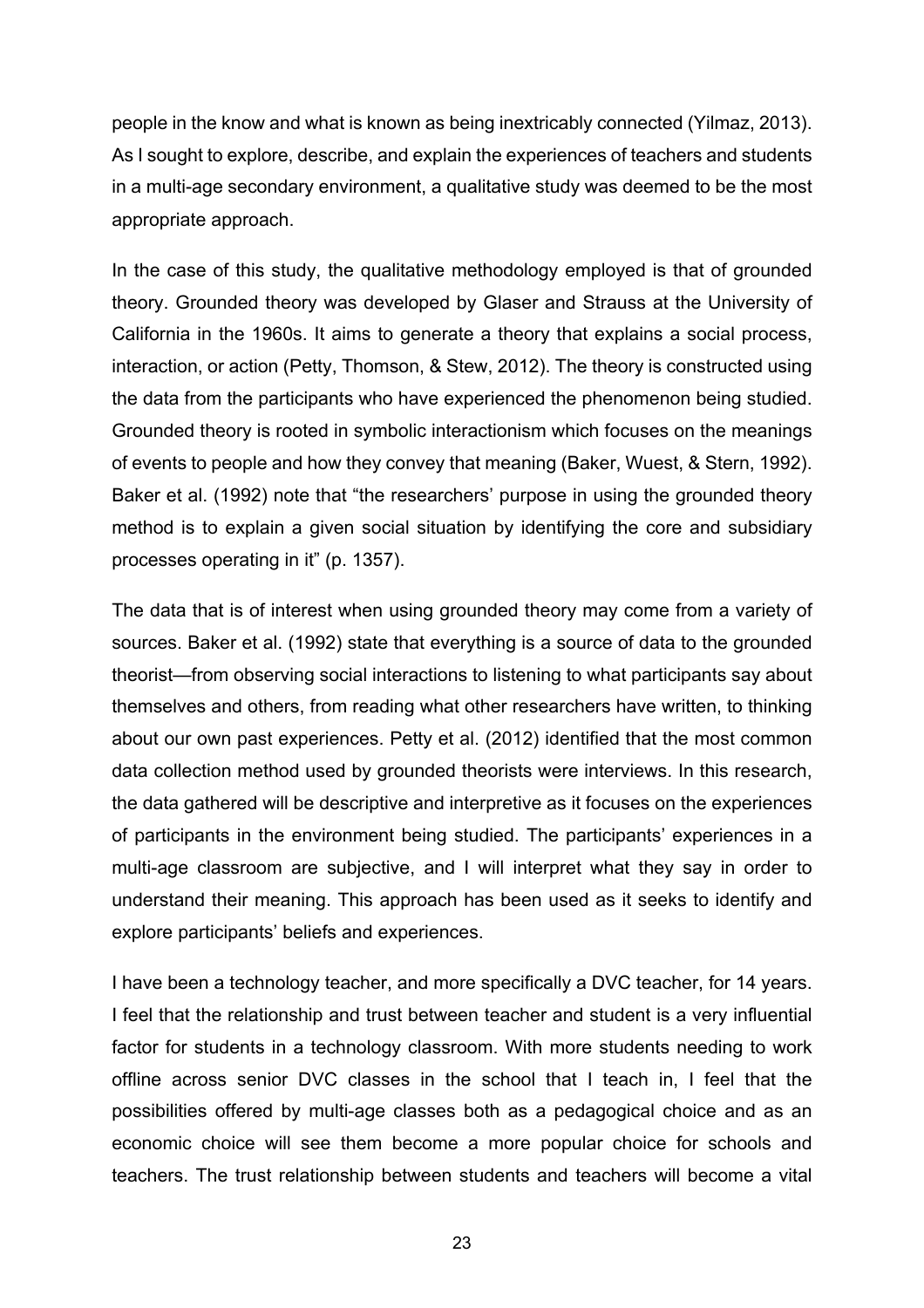people in the know and what is known as being inextricably connected (Yilmaz, 2013). As I sought to explore, describe, and explain the experiences of teachers and students in a multi-age secondary environment, a qualitative study was deemed to be the most appropriate approach.

In the case of this study, the qualitative methodology employed is that of grounded theory. Grounded theory was developed by Glaser and Strauss at the University of California in the 1960s. It aims to generate a theory that explains a social process, interaction, or action (Petty, Thomson, & Stew, 2012). The theory is constructed using the data from the participants who have experienced the phenomenon being studied. Grounded theory is rooted in symbolic interactionism which focuses on the meanings of events to people and how they convey that meaning (Baker, Wuest, & Stern, 1992). Baker et al. (1992) note that "the researchers' purpose in using the grounded theory method is to explain a given social situation by identifying the core and subsidiary processes operating in it" (p. 1357).

The data that is of interest when using grounded theory may come from a variety of sources. Baker et al. (1992) state that everything is a source of data to the grounded theorist—from observing social interactions to listening to what participants say about themselves and others, from reading what other researchers have written, to thinking about our own past experiences. Petty et al. (2012) identified that the most common data collection method used by grounded theorists were interviews. In this research, the data gathered will be descriptive and interpretive as it focuses on the experiences of participants in the environment being studied. The participants' experiences in a multi-age classroom are subjective, and I will interpret what they say in order to understand their meaning. This approach has been used as it seeks to identify and explore participants' beliefs and experiences.

I have been a technology teacher, and more specifically a DVC teacher, for 14 years. I feel that the relationship and trust between teacher and student is a very influential factor for students in a technology classroom. With more students needing to work offline across senior DVC classes in the school that I teach in, I feel that the possibilities offered by multi-age classes both as a pedagogical choice and as an economic choice will see them become a more popular choice for schools and teachers. The trust relationship between students and teachers will become a vital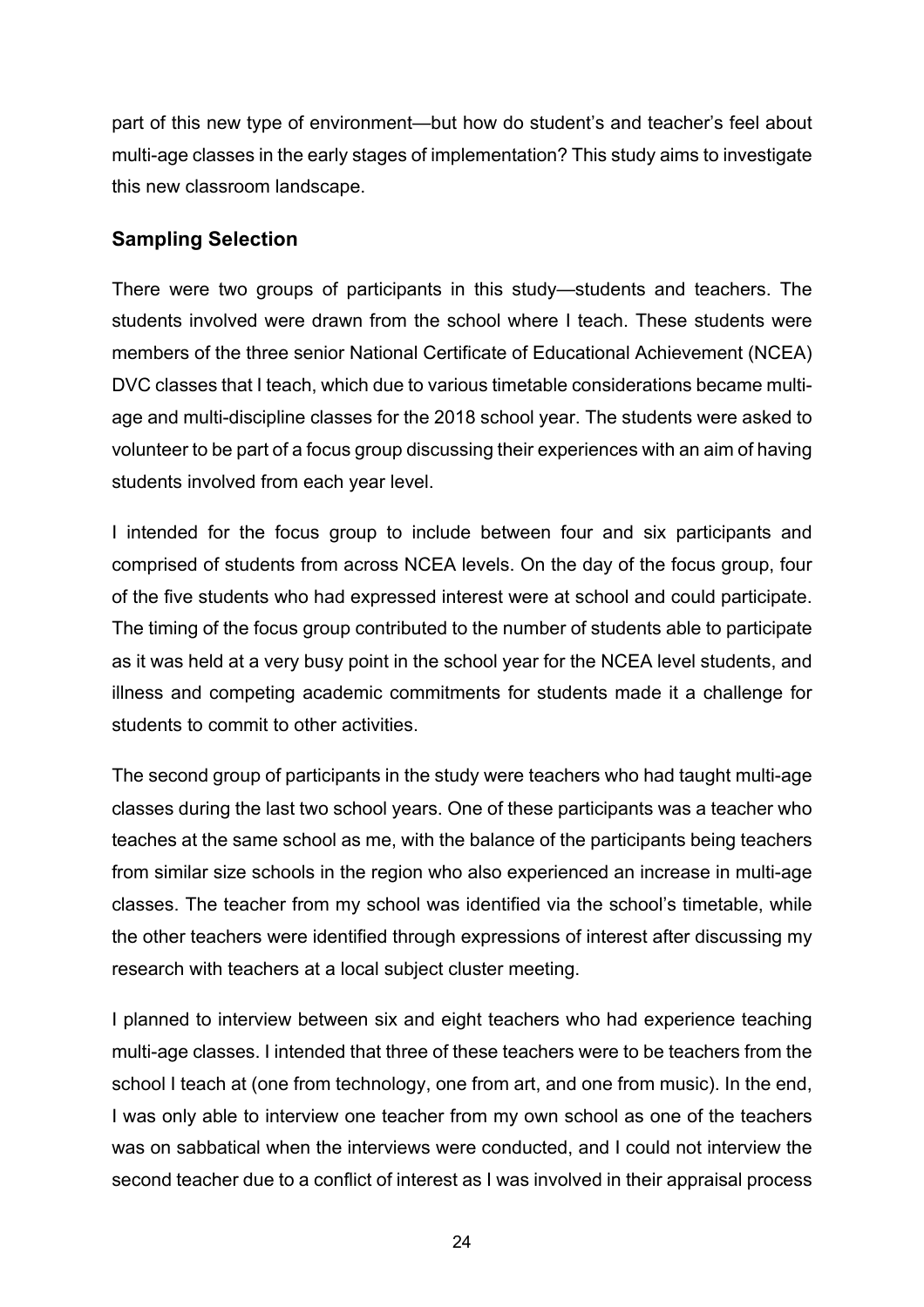part of this new type of environment—but how do student's and teacher's feel about multi-age classes in the early stages of implementation? This study aims to investigate this new classroom landscape.

### Sampling Selection

There were two groups of participants in this study—students and teachers. The students involved were drawn from the school where I teach. These students were members of the three senior National Certificate of Educational Achievement (NCEA) DVC classes that I teach, which due to various timetable considerations became multi-age and multi-discipline classes for the 2018 school year. The students were asked to volunteer to be part of a focus group discussing their experiences with an aim of having students involved from each year level.

I intended for the focus group to include between four and six participants and comprised of students from across NCEA levels. On the day of the focus group, four of the five students who had expressed interest were at school and could participate. The timing of the focus group contributed to the number of students able to participate as it was held at a very busy point in the school year for the NCEA level students, and illness and competing academic commitments for students made it a challenge for students to commit to other activities.

The second group of participants in the study were teachers who had taught multi-age classes during the last two school years. One of these participants was a teacher who teaches at the same school as me, with the balance of the participants being teachers from similar size schools in the region who also experienced an increase in multi-age classes. The teacher from my school was identified via the school's timetable, while the other teachers were identified through expressions of interest after discussing my research with teachers at a local subject cluster meeting.

I planned to interview between six and eight teachers who had experience teaching multi-age classes. I intended that three of these teachers were to be teachers from the school I teach at (one from technology, one from art, and one from music). In the end, I was only able to interview one teacher from my own school as one of the teachers was on sabbatical when the interviews were conducted, and I could not interview the second teacher due to a conflict of interest as I was involved in their appraisal process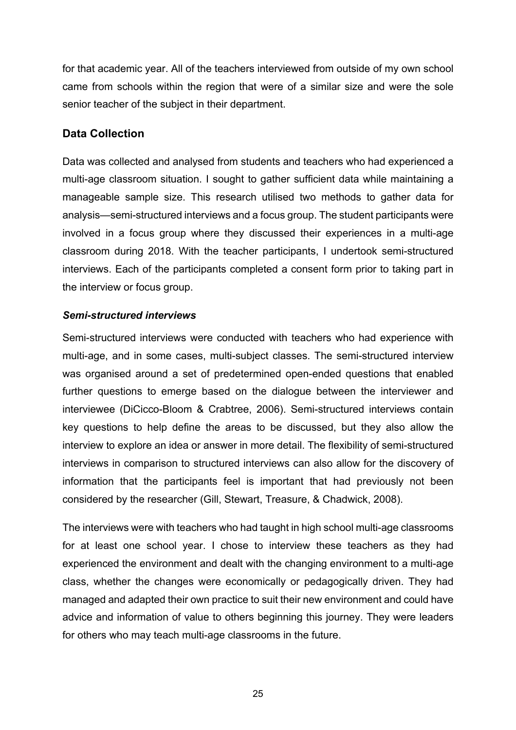for that academic year. All of the teachers interviewed from outside of my own school came from schools within the region that were of a similar size and were the sole senior teacher of the subject in their department.

## Data Collection

Data was collected and analysed from students and teachers who had experienced a multi-age classroom situation. I sought to gather sufficient data while maintaining a manageable sample size. This research utilised two methods to gather data for analysis—semi-structured interviews and a focus group. The student participants were involved in a focus group where they discussed their experiences in a multi-age classroom during 2018. With the teacher participants, I undertook semi-structured interviews. Each of the participants completed a consent form prior to taking part in the interview or focus group.

### *Semi-structured interviews*

Semi-structured interviews were conducted with teachers who had experience with multi-age, and in some cases, multi-subject classes. The semi-structured interview was organised around a set of predetermined open-ended questions that enabled further questions to emerge based on the dialogue between the interviewer and interviewee (DiCicco-Bloom & Crabtree, 2006). Semi-structured interviews contain key questions to help define the areas to be discussed, but they also allow the interview to explore an idea or answer in more detail. The flexibility of semi-structured interviews in comparison to structured interviews can also allow for the discovery of information that the participants feel is important that had previously not been considered by the researcher (Gill, Stewart, Treasure, & Chadwick, 2008).

The interviews were with teachers who had taught in high school multi-age classrooms for at least one school year. I chose to interview these teachers as they had experienced the environment and dealt with the changing environment to a multi-age class, whether the changes were economically or pedagogically driven. They had managed and adapted their own practice to suit their new environment and could have advice and information of value to others beginning this journey. They were leaders for others who may teach multi-age classrooms in the future.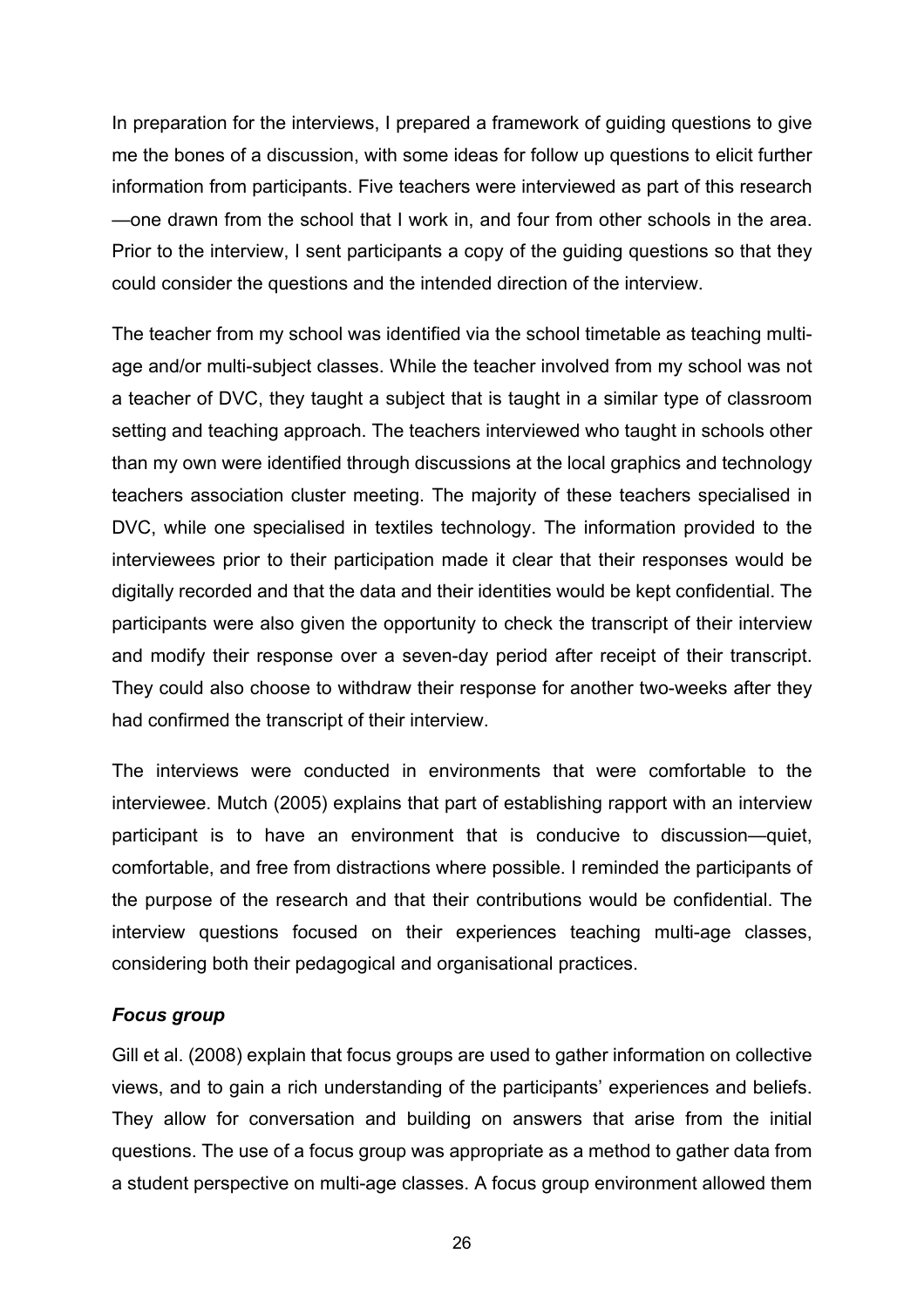In preparation for the interviews, I prepared a framework of guiding questions to give me the bones of a discussion, with some ideas for follow up questions to elicit further information from participants. Five teachers were interviewed as part of this research—one drawn from the school that I work in, and four from other schools in the area. Prior to the interview, I sent participants a copy of the guiding questions so that they could consider the questions and the intended direction of the interview.

The teacher from my school was identified via the school timetable as teaching multi-age and/or multi-subject classes. While the teacher involved from my school was not a teacher of DVC, they taught a subject that is taught in a similar type of classroom setting and teaching approach. The teachers interviewed who taught in schools other than my own were identified through discussions at the local graphics and technology teachers association cluster meeting. The majority of these teachers specialised in DVC, while one specialised in textiles technology. The information provided to the interviewees prior to their participation made it clear that their responses would be digitally recorded and that the data and their identities would be kept confidential. The participants were also given the opportunity to check the transcript of their interview and modify their response over a seven-day period after receipt of their transcript. They could also choose to withdraw their response for another two-weeks after they had confirmed the transcript of their interview.

The interviews were conducted in environments that were comfortable to the interviewee. Mutch (2005) explains that part of establishing rapport with an interview participant is to have an environment that is conducive to discussion—quiet, comfortable, and free from distractions where possible. I reminded the participants of the purpose of the research and that their contributions would be confidential. The interview questions focused on their experiences teaching multi-age classes, considering both their pedagogical and organisational practices.

### *Focus group*

Gill et al. (2008) explain that focus groups are used to gather information on collective views, and to gain a rich understanding of the participants' experiences and beliefs. They allow for conversation and building on answers that arise from the initial questions. The use of a focus group was appropriate as a method to gather data from a student perspective on multi-age classes. A focus group environment allowed them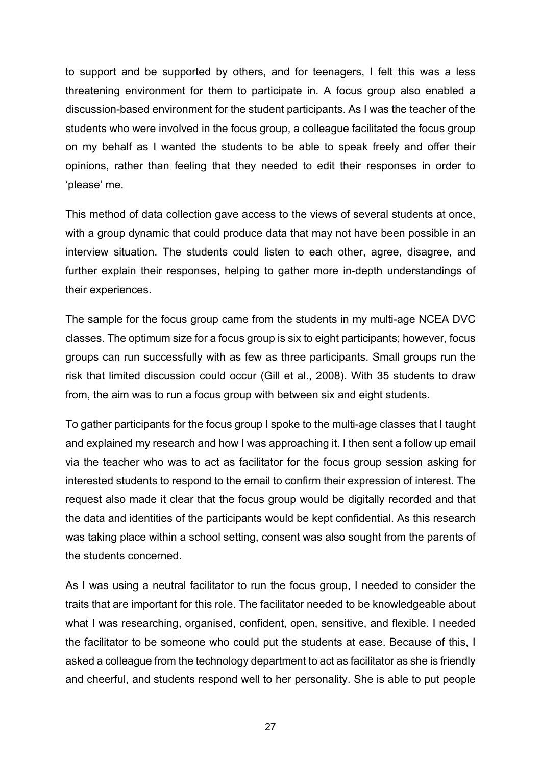to support and be supported by others, and for teenagers, I felt this was a less threatening environment for them to participate in. A focus group also enabled a discussion-based environment for the student participants. As I was the teacher of the students who were involved in the focus group, a colleague facilitated the focus group on my behalf as I wanted the students to be able to speak freely and offer their opinions, rather than feeling that they needed to edit their responses in order to 'please' me.

This method of data collection gave access to the views of several students at once, with a group dynamic that could produce data that may not have been possible in an interview situation. The students could listen to each other, agree, disagree, and further explain their responses, helping to gather more in-depth understandings of their experiences.

The sample for the focus group came from the students in my multi-age NCEA DVC classes. The optimum size for a focus group is six to eight participants; however, focus groups can run successfully with as few as three participants. Small groups run the risk that limited discussion could occur (Gill et al., 2008). With 35 students to draw from, the aim was to run a focus group with between six and eight students.

To gather participants for the focus group I spoke to the multi-age classes that I taught and explained my research and how I was approaching it. I then sent a follow up email via the teacher who was to act as facilitator for the focus group session asking for interested students to respond to the email to confirm their expression of interest. The request also made it clear that the focus group would be digitally recorded and that the data and identities of the participants would be kept confidential. As this research was taking place within a school setting, consent was also sought from the parents of the students concerned.

As I was using a neutral facilitator to run the focus group, I needed to consider the traits that are important for this role. The facilitator needed to be knowledgeable about what I was researching, organised, confident, open, sensitive, and flexible. I needed the facilitator to be someone who could put the students at ease. Because of this, I asked a colleague from the technology department to act as facilitator as she is friendly and cheerful, and students respond well to her personality. She is able to put people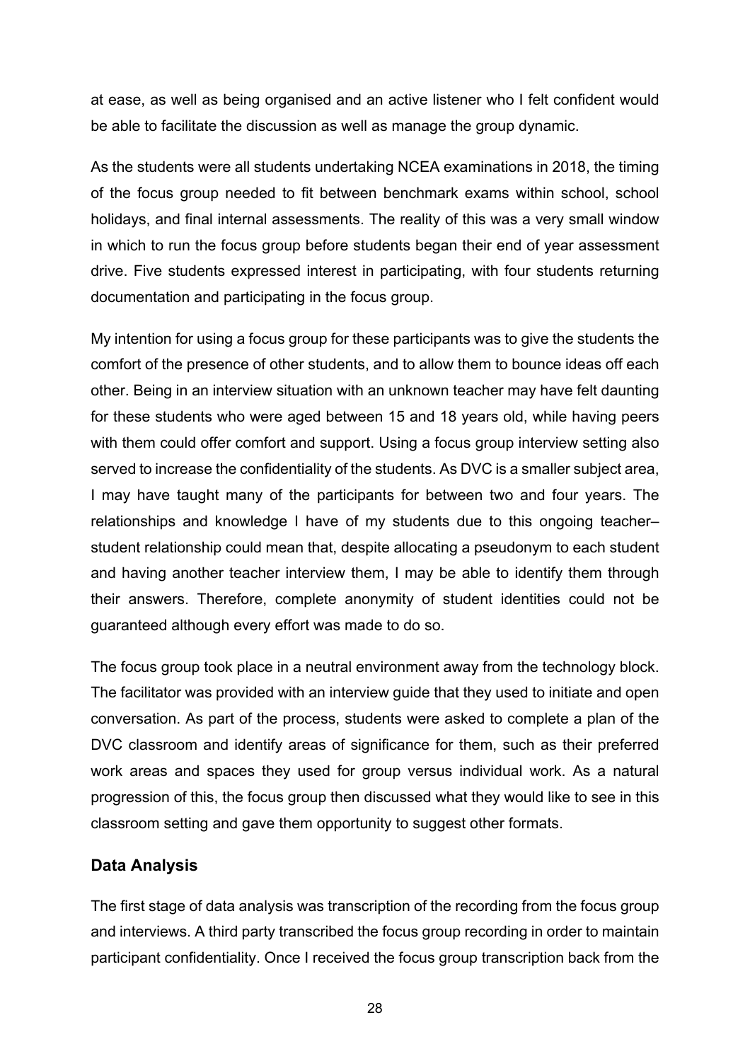at ease, as well as being organised and an active listener who I felt confident would be able to facilitate the discussion as well as manage the group dynamic.

As the students were all students undertaking NCEA examinations in 2018, the timing of the focus group needed to fit between benchmark exams within school, school holidays, and final internal assessments. The reality of this was a very small window in which to run the focus group before students began their end of year assessment drive. Five students expressed interest in participating, with four students returning documentation and participating in the focus group.

My intention for using a focus group for these participants was to give the students the comfort of the presence of other students, and to allow them to bounce ideas off each other. Being in an interview situation with an unknown teacher may have felt daunting for these students who were aged between 15 and 18 years old, while having peers with them could offer comfort and support. Using a focus group interview setting also served to increase the confidentiality of the students. As DVC is a smaller subject area, I may have taught many of the participants for between two and four years. The relationships and knowledge I have of my students due to this ongoing teacher–student relationship could mean that, despite allocating a pseudonym to each student and having another teacher interview them, I may be able to identify them through their answers. Therefore, complete anonymity of student identities could not be guaranteed although every effort was made to do so.

The focus group took place in a neutral environment away from the technology block. The facilitator was provided with an interview guide that they used to initiate and open conversation. As part of the process, students were asked to complete a plan of the DVC classroom and identify areas of significance for them, such as their preferred work areas and spaces they used for group versus individual work. As a natural progression of this, the focus group then discussed what they would like to see in this classroom setting and gave them opportunity to suggest other formats.

## Data Analysis

The first stage of data analysis was transcription of the recording from the focus group and interviews. A third party transcribed the focus group recording in order to maintain participant confidentiality. Once I received the focus group transcription back from the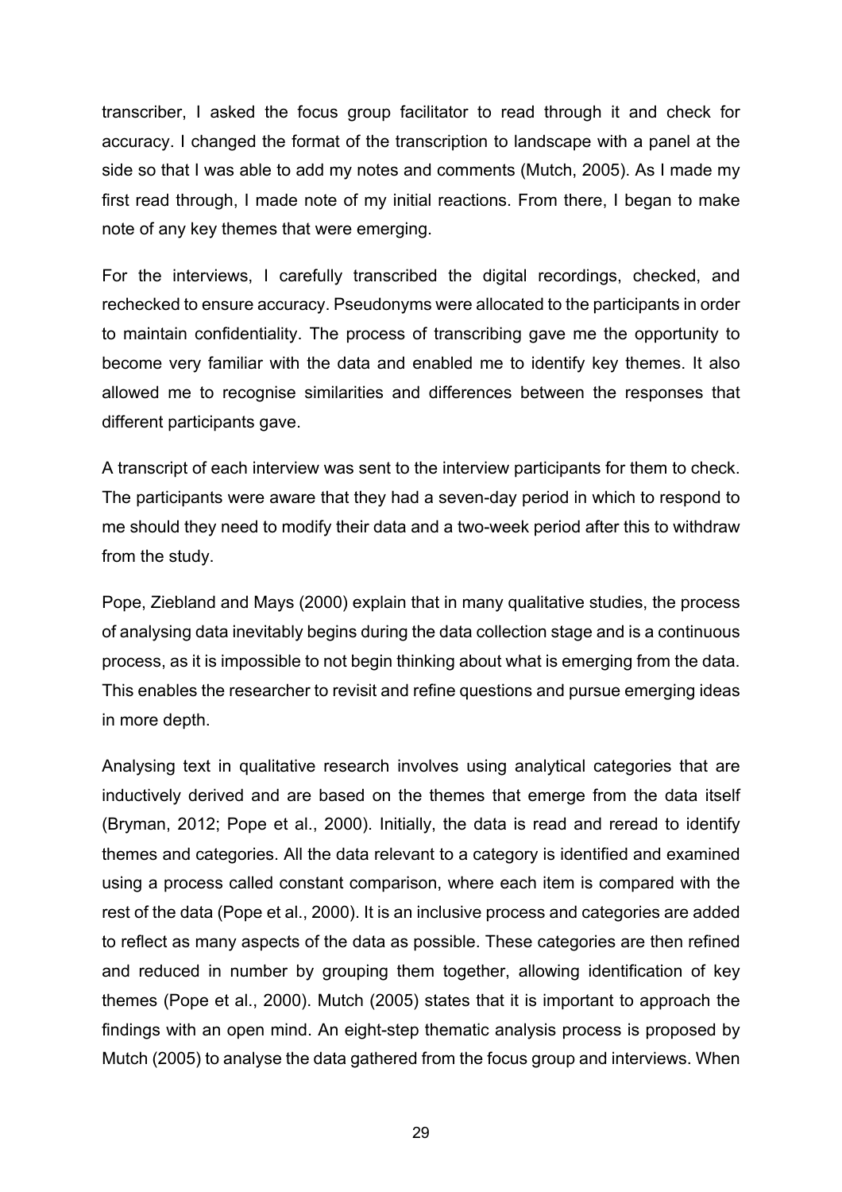transcriber, I asked the focus group facilitator to read through it and check for accuracy. I changed the format of the transcription to landscape with a panel at the side so that I was able to add my notes and comments (Mutch, 2005). As I made my first read through, I made note of my initial reactions. From there, I began to make note of any key themes that were emerging.

For the interviews, I carefully transcribed the digital recordings, checked, and rechecked to ensure accuracy. Pseudonyms were allocated to the participants in order to maintain confidentiality. The process of transcribing gave me the opportunity to become very familiar with the data and enabled me to identify key themes. It also allowed me to recognise similarities and differences between the responses that different participants gave.

A transcript of each interview was sent to the interview participants for them to check. The participants were aware that they had a seven-day period in which to respond to me should they need to modify their data and a two-week period after this to withdraw from the study.

Pope, Ziebland and Mays (2000) explain that in many qualitative studies, the process of analysing data inevitably begins during the data collection stage and is a continuous process, as it is impossible to not begin thinking about what is emerging from the data. This enables the researcher to revisit and refine questions and pursue emerging ideas in more depth.

Analysing text in qualitative research involves using analytical categories that are inductively derived and are based on the themes that emerge from the data itself (Bryman, 2012; Pope et al., 2000). Initially, the data is read and reread to identify themes and categories. All the data relevant to a category is identified and examined using a process called constant comparison, where each item is compared with the rest of the data (Pope et al., 2000). It is an inclusive process and categories are added to reflect as many aspects of the data as possible. These categories are then refined and reduced in number by grouping them together, allowing identification of key themes (Pope et al., 2000). Mutch (2005) states that it is important to approach the findings with an open mind. An eight-step thematic analysis process is proposed by Mutch (2005) to analyse the data gathered from the focus group and interviews. When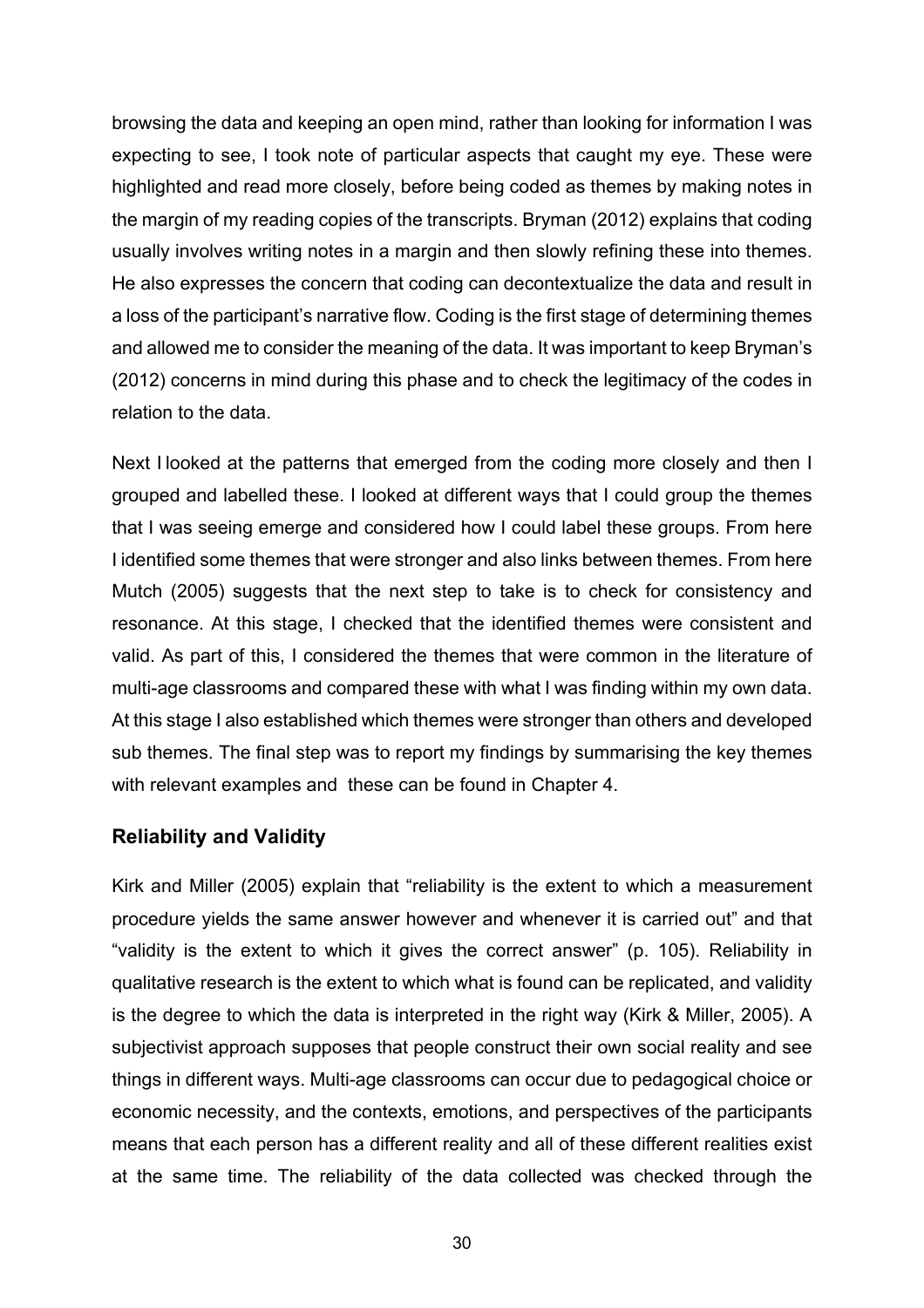browsing the data and keeping an open mind, rather than looking for information I was expecting to see, I took note of particular aspects that caught my eye. These were highlighted and read more closely, before being coded as themes by making notes in the margin of my reading copies of the transcripts. Bryman (2012) explains that coding usually involves writing notes in a margin and then slowly refining these into themes. He also expresses the concern that coding can decontextualize the data and result in a loss of the participant's narrative flow. Coding is the first stage of determining themes and allowed me to consider the meaning of the data. It was important to keep Bryman's (2012) concerns in mind during this phase and to check the legitimacy of the codes in relation to the data.

Next I looked at the patterns that emerged from the coding more closely and then I grouped and labelled these. I looked at different ways that I could group the themes that I was seeing emerge and considered how I could label these groups. From here I identified some themes that were stronger and also links between themes. From here Mutch (2005) suggests that the next step to take is to check for consistency and resonance. At this stage, I checked that the identified themes were consistent and valid. As part of this, I considered the themes that were common in the literature of multi-age classrooms and compared these with what I was finding within my own data. At this stage I also established which themes were stronger than others and developed sub themes. The final step was to report my findings by summarising the key themes with relevant examples and these can be found in Chapter 4.

## Reliability and Validity

Kirk and Miller (2005) explain that "reliability is the extent to which a measurement procedure yields the same answer however and whenever it is carried out" and that "validity is the extent to which it gives the correct answer" (p. 105). Reliability in qualitative research is the extent to which what is found can be replicated, and validity is the degree to which the data is interpreted in the right way (Kirk & Miller, 2005). A subjectivist approach supposes that people construct their own social reality and see things in different ways. Multi-age classrooms can occur due to pedagogical choice or economic necessity, and the contexts, emotions, and perspectives of the participants means that each person has a different reality and all of these different realities exist at the same time. The reliability of the data collected was checked through the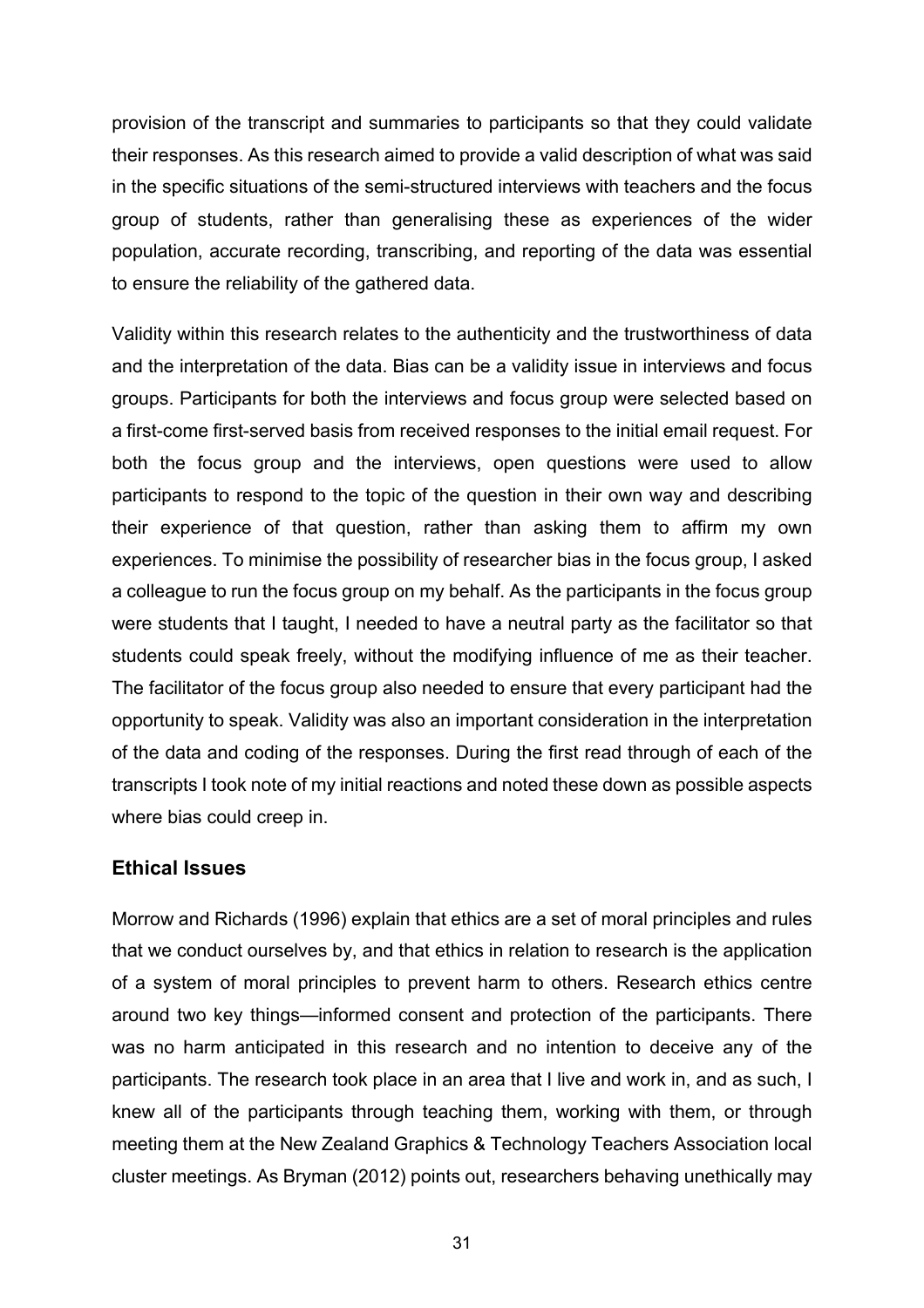provision of the transcript and summaries to participants so that they could validate their responses. As this research aimed to provide a valid description of what was said in the specific situations of the semi-structured interviews with teachers and the focus group of students, rather than generalising these as experiences of the wider population, accurate recording, transcribing, and reporting of the data was essential to ensure the reliability of the gathered data.

Validity within this research relates to the authenticity and the trustworthiness of data and the interpretation of the data. Bias can be a validity issue in interviews and focus groups. Participants for both the interviews and focus group were selected based on a first-come first-served basis from received responses to the initial email request. For both the focus group and the interviews, open questions were used to allow participants to respond to the topic of the question in their own way and describing their experience of that question, rather than asking them to affirm my own experiences. To minimise the possibility of researcher bias in the focus group, I asked a colleague to run the focus group on my behalf. As the participants in the focus group were students that I taught, I needed to have a neutral party as the facilitator so that students could speak freely, without the modifying influence of me as their teacher. The facilitator of the focus group also needed to ensure that every participant had the opportunity to speak. Validity was also an important consideration in the interpretation of the data and coding of the responses. During the first read through of each of the transcripts I took note of my initial reactions and noted these down as possible aspects where bias could creep in.

## Ethical Issues

Morrow and Richards (1996) explain that ethics are a set of moral principles and rules that we conduct ourselves by, and that ethics in relation to research is the application of a system of moral principles to prevent harm to others. Research ethics centre around two key things—informed consent and protection of the participants. There was no harm anticipated in this research and no intention to deceive any of the participants. The research took place in an area that I live and work in, and as such, I knew all of the participants through teaching them, working with them, or through meeting them at the New Zealand Graphics & Technology Teachers Association local cluster meetings. As Bryman (2012) points out, researchers behaving unethically may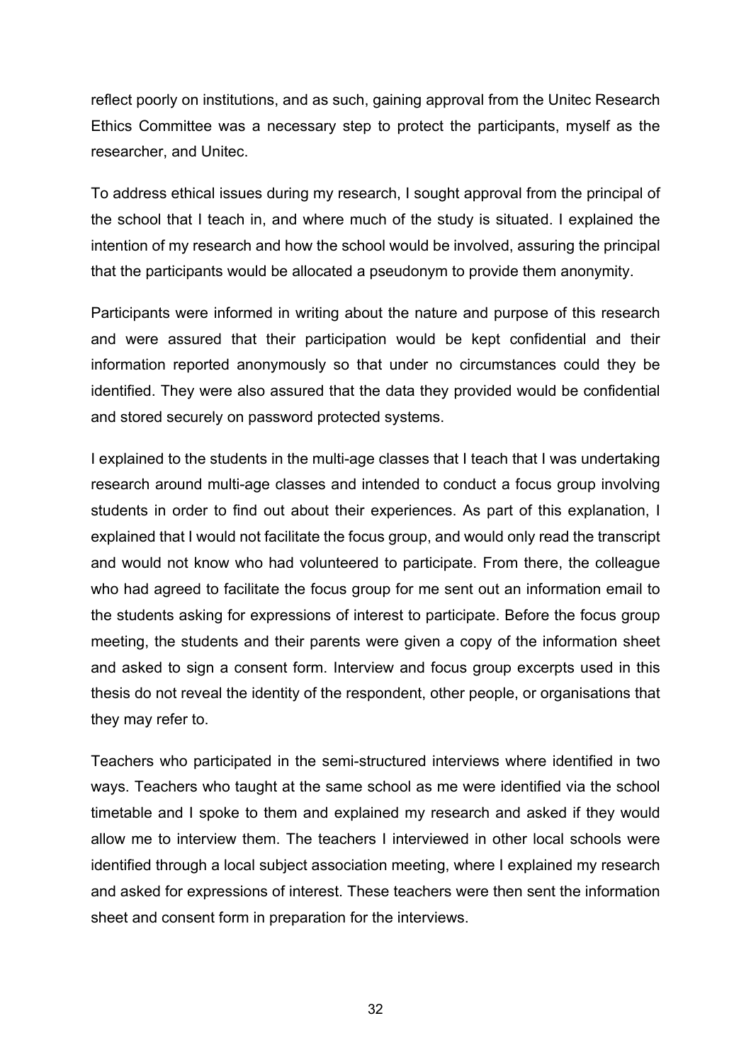reflect poorly on institutions, and as such, gaining approval from the Unitec Research Ethics Committee was a necessary step to protect the participants, myself as the researcher, and Unitec.

To address ethical issues during my research, I sought approval from the principal of the school that I teach in, and where much of the study is situated. I explained the intention of my research and how the school would be involved, assuring the principal that the participants would be allocated a pseudonym to provide them anonymity.

Participants were informed in writing about the nature and purpose of this research and were assured that their participation would be kept confidential and their information reported anonymously so that under no circumstances could they be identified. They were also assured that the data they provided would be confidential and stored securely on password protected systems.

I explained to the students in the multi-age classes that I teach that I was undertaking research around multi-age classes and intended to conduct a focus group involving students in order to find out about their experiences. As part of this explanation, I explained that I would not facilitate the focus group, and would only read the transcript and would not know who had volunteered to participate. From there, the colleague who had agreed to facilitate the focus group for me sent out an information email to the students asking for expressions of interest to participate. Before the focus group meeting, the students and their parents were given a copy of the information sheet and asked to sign a consent form. Interview and focus group excerpts used in this thesis do not reveal the identity of the respondent, other people, or organisations that they may refer to.

Teachers who participated in the semi-structured interviews where identified in two ways. Teachers who taught at the same school as me were identified via the school timetable and I spoke to them and explained my research and asked if they would allow me to interview them. The teachers I interviewed in other local schools were identified through a local subject association meeting, where I explained my research and asked for expressions of interest. These teachers were then sent the information sheet and consent form in preparation for the interviews.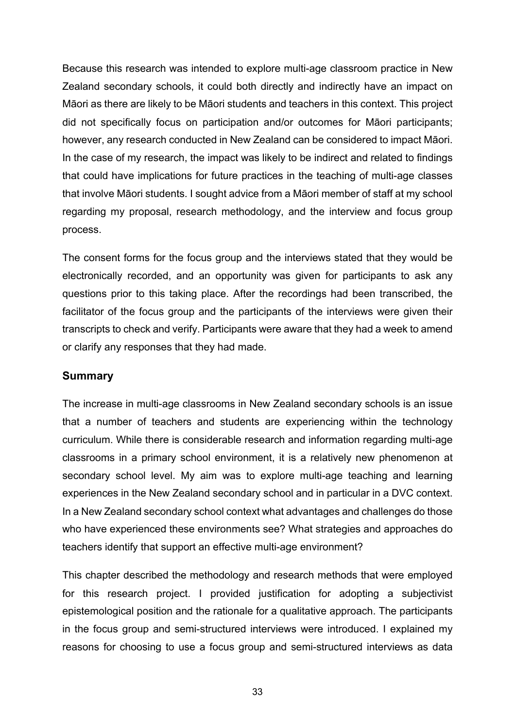Because this research was intended to explore multi-age classroom practice in New Zealand secondary schools, it could both directly and indirectly have an impact on Māori as there are likely to be Māori students and teachers in this context. This project did not specifically focus on participation and/or outcomes for Māori participants; however, any research conducted in New Zealand can be considered to impact Māori. In the case of my research, the impact was likely to be indirect and related to findings that could have implications for future practices in the teaching of multi-age classes that involve Māori students. I sought advice from a Māori member of staff at my school regarding my proposal, research methodology, and the interview and focus group process.

The consent forms for the focus group and the interviews stated that they would be electronically recorded, and an opportunity was given for participants to ask any questions prior to this taking place. After the recordings had been transcribed, the facilitator of the focus group and the participants of the interviews were given their transcripts to check and verify. Participants were aware that they had a week to amend or clarify any responses that they had made.

## Summary

The increase in multi-age classrooms in New Zealand secondary schools is an issue that a number of teachers and students are experiencing within the technology curriculum. While there is considerable research and information regarding multi-age classrooms in a primary school environment, it is a relatively new phenomenon at secondary school level. My aim was to explore multi-age teaching and learning experiences in the New Zealand secondary school and in particular in a DVC context. In a New Zealand secondary school context what advantages and challenges do those who have experienced these environments see? What strategies and approaches do teachers identify that support an effective multi-age environment?

This chapter described the methodology and research methods that were employed for this research project. I provided justification for adopting a subjectivist epistemological position and the rationale for a qualitative approach. The participants in the focus group and semi-structured interviews were introduced. I explained my reasons for choosing to use a focus group and semi-structured interviews as data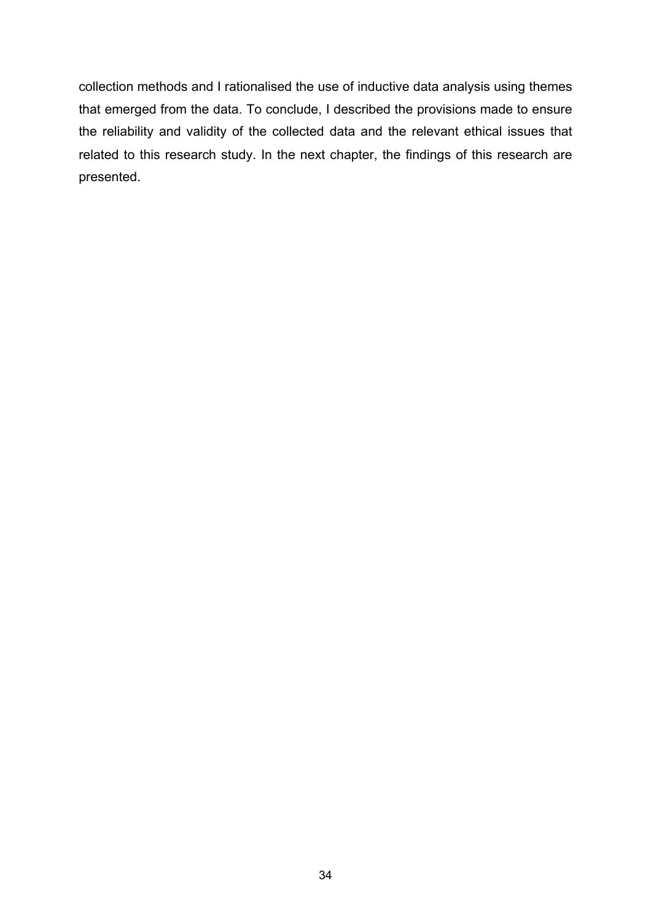collection methods and I rationalised the use of inductive data analysis using themes that emerged from the data. To conclude, I described the provisions made to ensure the reliability and validity of the collected data and the relevant ethical issues that related to this research study. In the next chapter, the findings of this research are presented.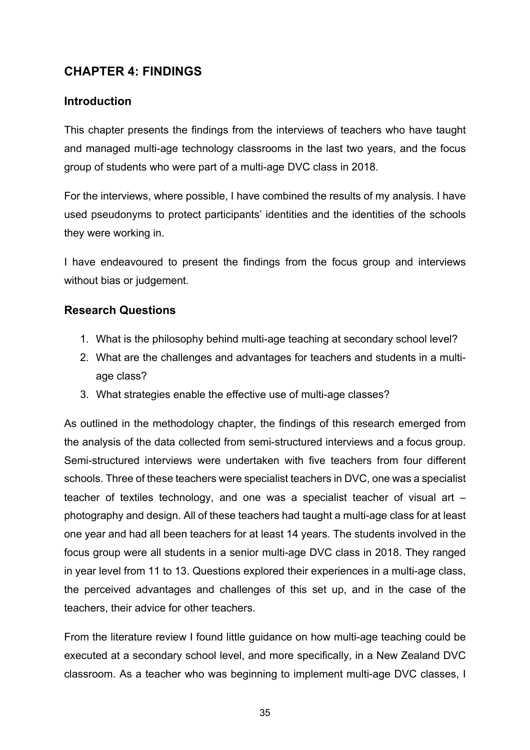## CHAPTER 4: FINDINGS

### Introduction

This chapter presents the findings from the interviews of teachers who have taught and managed multi-age technology classrooms in the last two years, and the focus group of students who were part of a multi-age DVC class in 2018.

For the interviews, where possible, I have combined the results of my analysis. I have used pseudonyms to protect participants' identities and the identities of the schools they were working in.

I have endeavoured to present the findings from the focus group and interviews without bias or judgement.

### Research Questions

1. What is the philosophy behind multi-age teaching at secondary school level?
2. What are the challenges and advantages for teachers and students in a multi-age class?
3. What strategies enable the effective use of multi-age classes?

As outlined in the methodology chapter, the findings of this research emerged from the analysis of the data collected from semi-structured interviews and a focus group. Semi-structured interviews were undertaken with five teachers from four different schools. Three of these teachers were specialist teachers in DVC, one was a specialist teacher of textiles technology, and one was a specialist teacher of visual art – photography and design. All of these teachers had taught a multi-age class for at least one year and had all been teachers for at least 14 years. The students involved in the focus group were all students in a senior multi-age DVC class in 2018. They ranged in year level from 11 to 13. Questions explored their experiences in a multi-age class, the perceived advantages and challenges of this set up, and in the case of the teachers, their advice for other teachers.

From the literature review I found little guidance on how multi-age teaching could be executed at a secondary school level, and more specifically, in a New Zealand DVC classroom. As a teacher who was beginning to implement multi-age DVC classes, I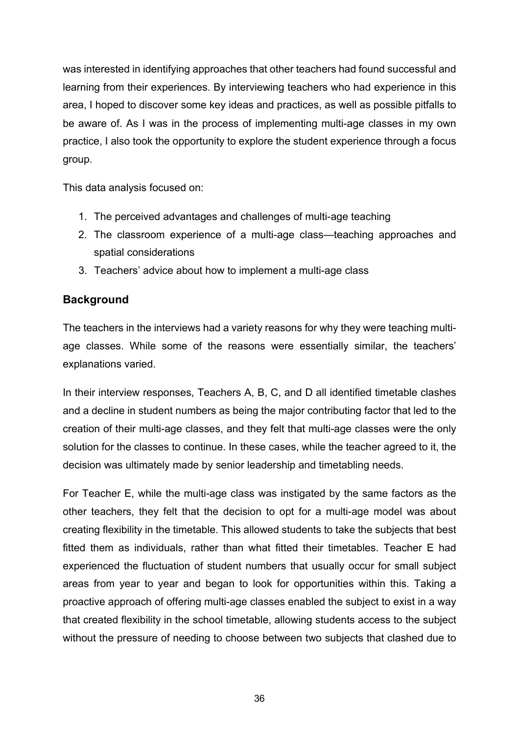was interested in identifying approaches that other teachers had found successful and learning from their experiences. By interviewing teachers who had experience in this area, I hoped to discover some key ideas and practices, as well as possible pitfalls to be aware of. As I was in the process of implementing multi-age classes in my own practice, I also took the opportunity to explore the student experience through a focus group.

This data analysis focused on:

1. The perceived advantages and challenges of multi-age teaching
2. The classroom experience of a multi-age class—teaching approaches and spatial considerations
3. Teachers' advice about how to implement a multi-age class

## Background

The teachers in the interviews had a variety reasons for why they were teaching multi-age classes. While some of the reasons were essentially similar, the teachers' explanations varied.

In their interview responses, Teachers A, B, C, and D all identified timetable clashes and a decline in student numbers as being the major contributing factor that led to the creation of their multi-age classes, and they felt that multi-age classes were the only solution for the classes to continue. In these cases, while the teacher agreed to it, the decision was ultimately made by senior leadership and timetabling needs.

For Teacher E, while the multi-age class was instigated by the same factors as the other teachers, they felt that the decision to opt for a multi-age model was about creating flexibility in the timetable. This allowed students to take the subjects that best fitted them as individuals, rather than what fitted their timetables. Teacher E had experienced the fluctuation of student numbers that usually occur for small subject areas from year to year and began to look for opportunities within this. Taking a proactive approach of offering multi-age classes enabled the subject to exist in a way that created flexibility in the school timetable, allowing students access to the subject without the pressure of needing to choose between two subjects that clashed due to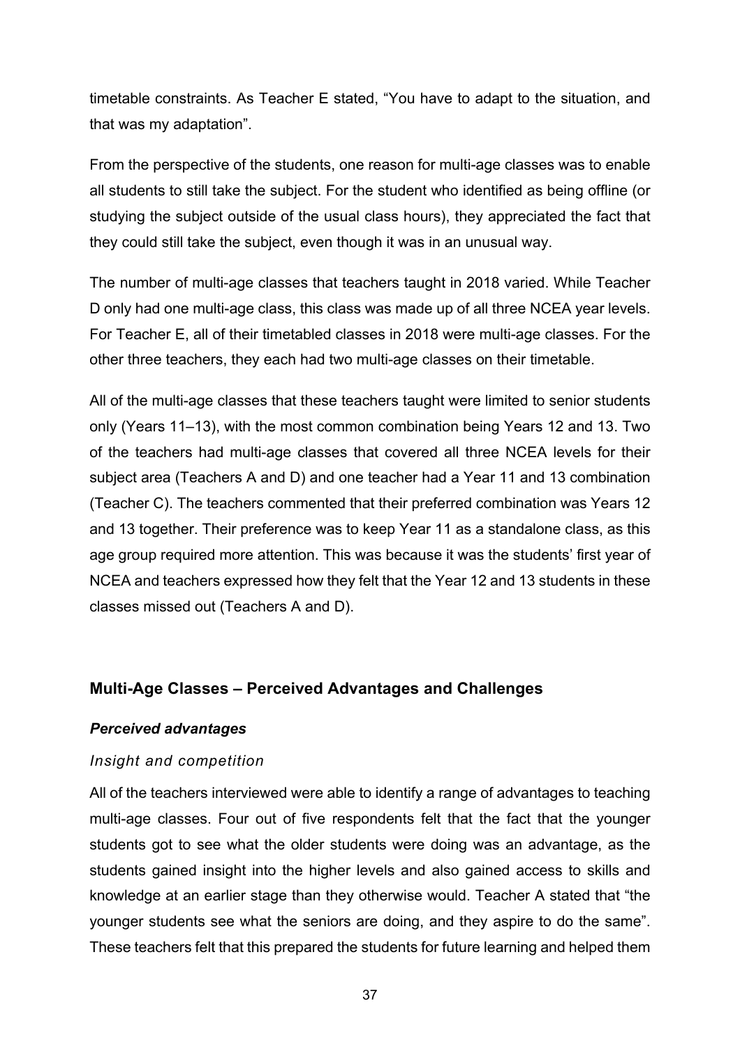timetable constraints. As Teacher E stated, “You have to adapt to the situation, and that was my adaptation”.

From the perspective of the students, one reason for multi-age classes was to enable all students to still take the subject. For the student who identified as being offline (or studying the subject outside of the usual class hours), they appreciated the fact that they could still take the subject, even though it was in an unusual way.

The number of multi-age classes that teachers taught in 2018 varied. While Teacher D only had one multi-age class, this class was made up of all three NCEA year levels. For Teacher E, all of their timetabled classes in 2018 were multi-age classes. For the other three teachers, they each had two multi-age classes on their timetable.

All of the multi-age classes that these teachers taught were limited to senior students only (Years 11–13), with the most common combination being Years 12 and 13. Two of the teachers had multi-age classes that covered all three NCEA levels for their subject area (Teachers A and D) and one teacher had a Year 11 and 13 combination (Teacher C). The teachers commented that their preferred combination was Years 12 and 13 together. Their preference was to keep Year 11 as a standalone class, as this age group required more attention. This was because it was the students’ first year of NCEA and teachers expressed how they felt that the Year 12 and 13 students in these classes missed out (Teachers A and D).

## Multi-Age Classes – Perceived Advantages and Challenges

### *Perceived advantages*

#### *Insight and competition*

All of the teachers interviewed were able to identify a range of advantages to teaching multi-age classes. Four out of five respondents felt that the fact that the younger students got to see what the older students were doing was an advantage, as the students gained insight into the higher levels and also gained access to skills and knowledge at an earlier stage than they otherwise would. Teacher A stated that “the younger students see what the seniors are doing, and they aspire to do the same”. These teachers felt that this prepared the students for future learning and helped them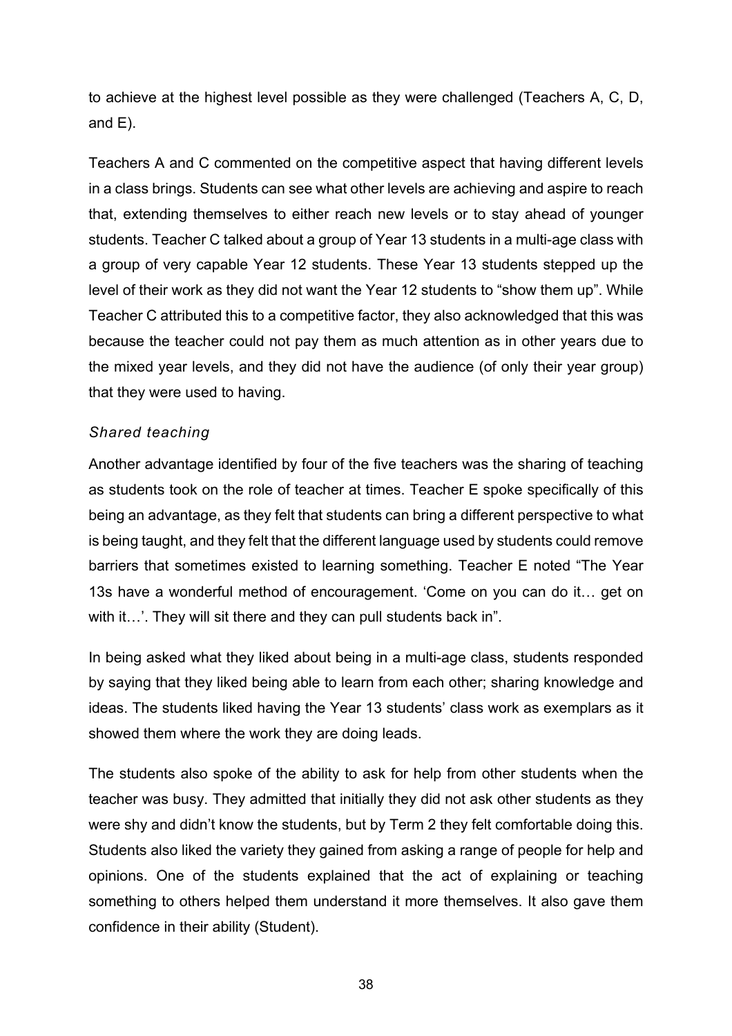to achieve at the highest level possible as they were challenged (Teachers A, C, D, and E).

Teachers A and C commented on the competitive aspect that having different levels in a class brings. Students can see what other levels are achieving and aspire to reach that, extending themselves to either reach new levels or to stay ahead of younger students. Teacher C talked about a group of Year 13 students in a multi-age class with a group of very capable Year 12 students. These Year 13 students stepped up the level of their work as they did not want the Year 12 students to "show them up". While Teacher C attributed this to a competitive factor, they also acknowledged that this was because the teacher could not pay them as much attention as in other years due to the mixed year levels, and they did not have the audience (of only their year group) that they were used to having.

### *Shared teaching*

Another advantage identified by four of the five teachers was the sharing of teaching as students took on the role of teacher at times. Teacher E spoke specifically of this being an advantage, as they felt that students can bring a different perspective to what is being taught, and they felt that the different language used by students could remove barriers that sometimes existed to learning something. Teacher E noted "The Year 13s have a wonderful method of encouragement. 'Come on you can do it… get on with it…'. They will sit there and they can pull students back in".

In being asked what they liked about being in a multi-age class, students responded by saying that they liked being able to learn from each other; sharing knowledge and ideas. The students liked having the Year 13 students' class work as exemplars as it showed them where the work they are doing leads.

The students also spoke of the ability to ask for help from other students when the teacher was busy. They admitted that initially they did not ask other students as they were shy and didn't know the students, but by Term 2 they felt comfortable doing this. Students also liked the variety they gained from asking a range of people for help and opinions. One of the students explained that the act of explaining or teaching something to others helped them understand it more themselves. It also gave them confidence in their ability (Student).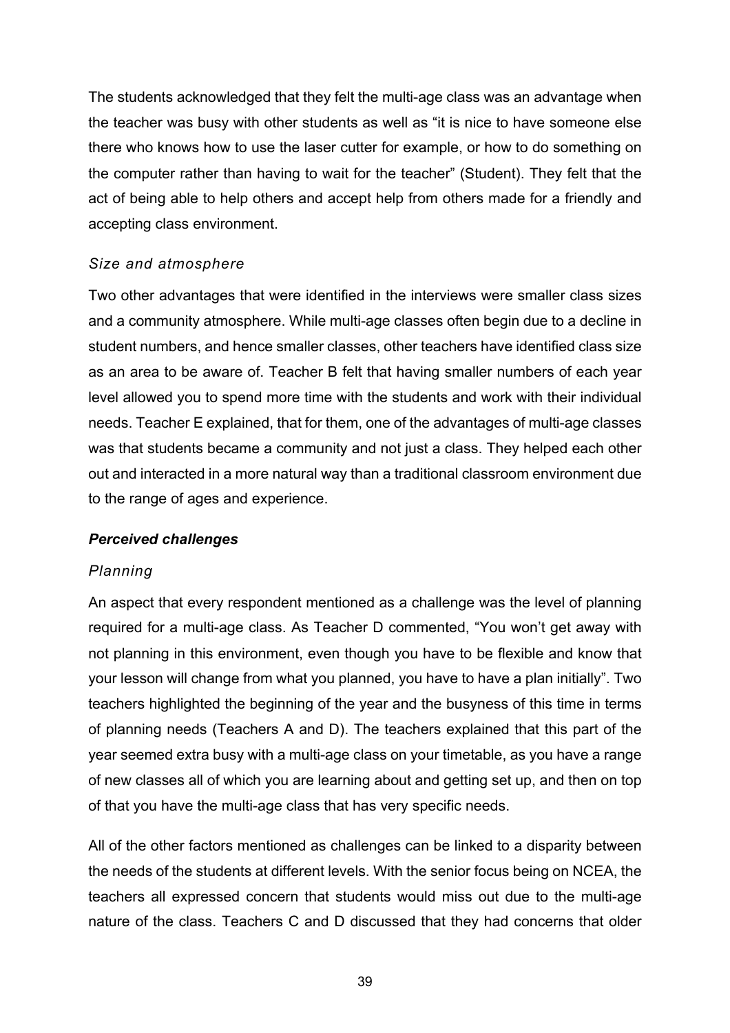The students acknowledged that they felt the multi-age class was an advantage when the teacher was busy with other students as well as "it is nice to have someone else there who knows how to use the laser cutter for example, or how to do something on the computer rather than having to wait for the teacher" (Student). They felt that the act of being able to help others and accept help from others made for a friendly and accepting class environment.

*Size and atmosphere*

Two other advantages that were identified in the interviews were smaller class sizes and a community atmosphere. While multi-age classes often begin due to a decline in student numbers, and hence smaller classes, other teachers have identified class size as an area to be aware of. Teacher B felt that having smaller numbers of each year level allowed you to spend more time with the students and work with their individual needs. Teacher E explained, that for them, one of the advantages of multi-age classes was that students became a community and not just a class. They helped each other out and interacted in a more natural way than a traditional classroom environment due to the range of ages and experience.

***Perceived challenges***

*Planning*

An aspect that every respondent mentioned as a challenge was the level of planning required for a multi-age class. As Teacher D commented, "You won't get away with not planning in this environment, even though you have to be flexible and know that your lesson will change from what you planned, you have to have a plan initially". Two teachers highlighted the beginning of the year and the busyness of this time in terms of planning needs (Teachers A and D). The teachers explained that this part of the year seemed extra busy with a multi-age class on your timetable, as you have a range of new classes all of which you are learning about and getting set up, and then on top of that you have the multi-age class that has very specific needs.

All of the other factors mentioned as challenges can be linked to a disparity between the needs of the students at different levels. With the senior focus being on NCEA, the teachers all expressed concern that students would miss out due to the multi-age nature of the class. Teachers C and D discussed that they had concerns that older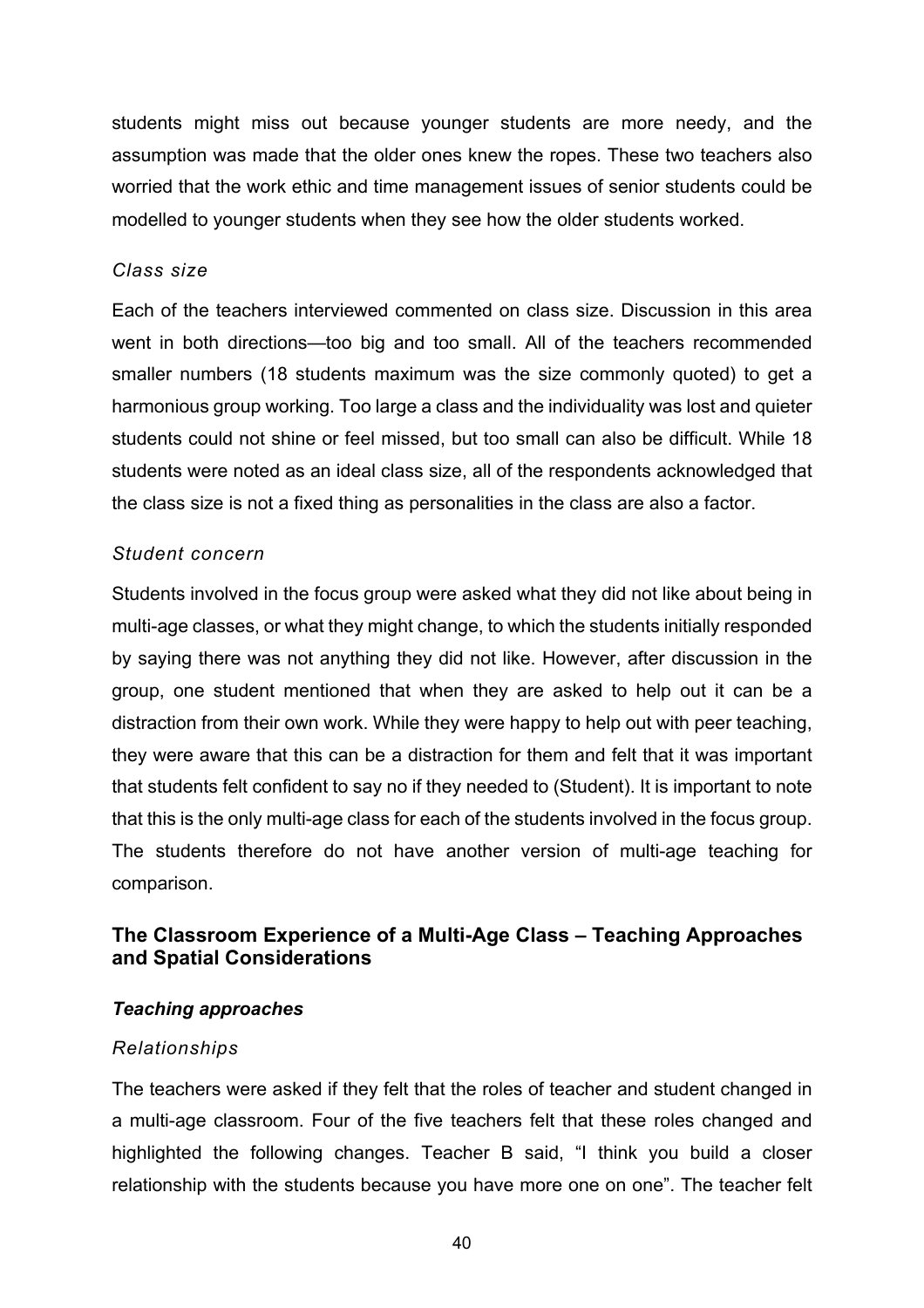students might miss out because younger students are more needy, and the assumption was made that the older ones knew the ropes. These two teachers also worried that the work ethic and time management issues of senior students could be modelled to younger students when they see how the older students worked.

#### *Class size*

Each of the teachers interviewed commented on class size. Discussion in this area went in both directions—too big and too small. All of the teachers recommended smaller numbers (18 students maximum was the size commonly quoted) to get a harmonious group working. Too large a class and the individuality was lost and quieter students could not shine or feel missed, but too small can also be difficult. While 18 students were noted as an ideal class size, all of the respondents acknowledged that the class size is not a fixed thing as personalities in the class are also a factor.

#### *Student concern*

Students involved in the focus group were asked what they did not like about being in multi-age classes, or what they might change, to which the students initially responded by saying there was not anything they did not like. However, after discussion in the group, one student mentioned that when they are asked to help out it can be a distraction from their own work. While they were happy to help out with peer teaching, they were aware that this can be a distraction for them and felt that it was important that students felt confident to say no if they needed to (Student). It is important to note that this is the only multi-age class for each of the students involved in the focus group. The students therefore do not have another version of multi-age teaching for comparison.

## The Classroom Experience of a Multi-Age Class – Teaching Approaches and Spatial Considerations

### ***Teaching approaches***

#### *Relationships*

The teachers were asked if they felt that the roles of teacher and student changed in a multi-age classroom. Four of the five teachers felt that these roles changed and highlighted the following changes. Teacher B said, "I think you build a closer relationship with the students because you have more one on one". The teacher felt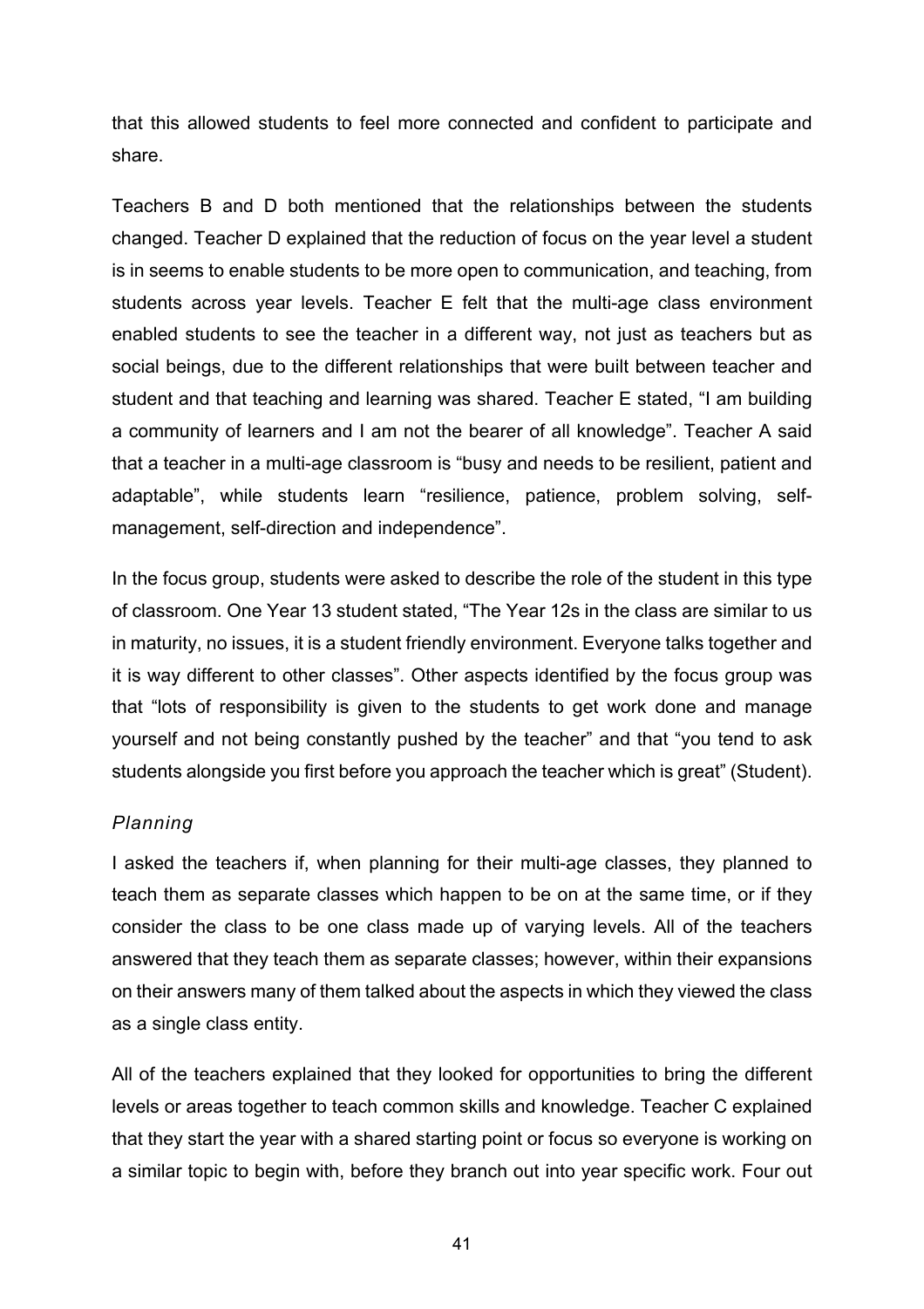that this allowed students to feel more connected and confident to participate and share.

Teachers B and D both mentioned that the relationships between the students changed. Teacher D explained that the reduction of focus on the year level a student is in seems to enable students to be more open to communication, and teaching, from students across year levels. Teacher E felt that the multi-age class environment enabled students to see the teacher in a different way, not just as teachers but as social beings, due to the different relationships that were built between teacher and student and that teaching and learning was shared. Teacher E stated, “I am building a community of learners and I am not the bearer of all knowledge”. Teacher A said that a teacher in a multi-age classroom is “busy and needs to be resilient, patient and adaptable”, while students learn “resilience, patience, problem solving, self-management, self-direction and independence”.

In the focus group, students were asked to describe the role of the student in this type of classroom. One Year 13 student stated, “The Year 12s in the class are similar to us in maturity, no issues, it is a student friendly environment. Everyone talks together and it is way different to other classes”. Other aspects identified by the focus group was that “lots of responsibility is given to the students to get work done and manage yourself and not being constantly pushed by the teacher” and that “you tend to ask students alongside you first before you approach the teacher which is great” (Student).

*Planning*

I asked the teachers if, when planning for their multi-age classes, they planned to teach them as separate classes which happen to be on at the same time, or if they consider the class to be one class made up of varying levels. All of the teachers answered that they teach them as separate classes; however, within their expansions on their answers many of them talked about the aspects in which they viewed the class as a single class entity.

All of the teachers explained that they looked for opportunities to bring the different levels or areas together to teach common skills and knowledge. Teacher C explained that they start the year with a shared starting point or focus so everyone is working on a similar topic to begin with, before they branch out into year specific work. Four out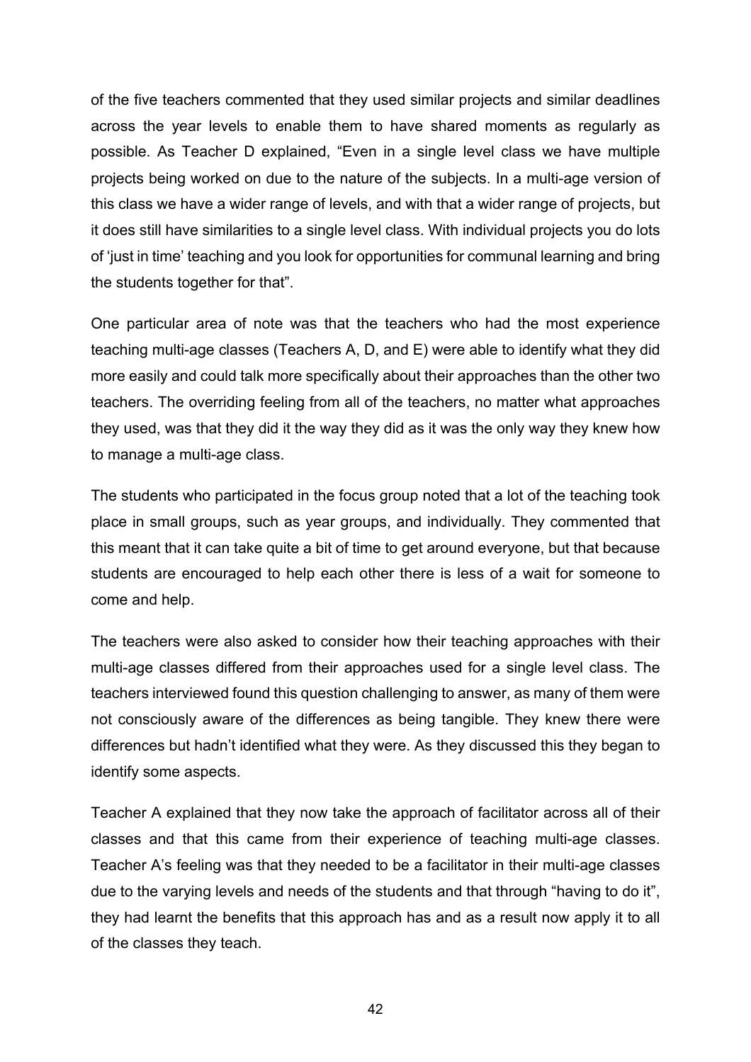of the five teachers commented that they used similar projects and similar deadlines across the year levels to enable them to have shared moments as regularly as possible. As Teacher D explained, "Even in a single level class we have multiple projects being worked on due to the nature of the subjects. In a multi-age version of this class we have a wider range of levels, and with that a wider range of projects, but it does still have similarities to a single level class. With individual projects you do lots of 'just in time' teaching and you look for opportunities for communal learning and bring the students together for that".

One particular area of note was that the teachers who had the most experience teaching multi-age classes (Teachers A, D, and E) were able to identify what they did more easily and could talk more specifically about their approaches than the other two teachers. The overriding feeling from all of the teachers, no matter what approaches they used, was that they did it the way they did as it was the only way they knew how to manage a multi-age class.

The students who participated in the focus group noted that a lot of the teaching took place in small groups, such as year groups, and individually. They commented that this meant that it can take quite a bit of time to get around everyone, but that because students are encouraged to help each other there is less of a wait for someone to come and help.

The teachers were also asked to consider how their teaching approaches with their multi-age classes differed from their approaches used for a single level class. The teachers interviewed found this question challenging to answer, as many of them were not consciously aware of the differences as being tangible. They knew there were differences but hadn't identified what they were. As they discussed this they began to identify some aspects.

Teacher A explained that they now take the approach of facilitator across all of their classes and that this came from their experience of teaching multi-age classes. Teacher A's feeling was that they needed to be a facilitator in their multi-age classes due to the varying levels and needs of the students and that through "having to do it", they had learnt the benefits that this approach has and as a result now apply it to all of the classes they teach.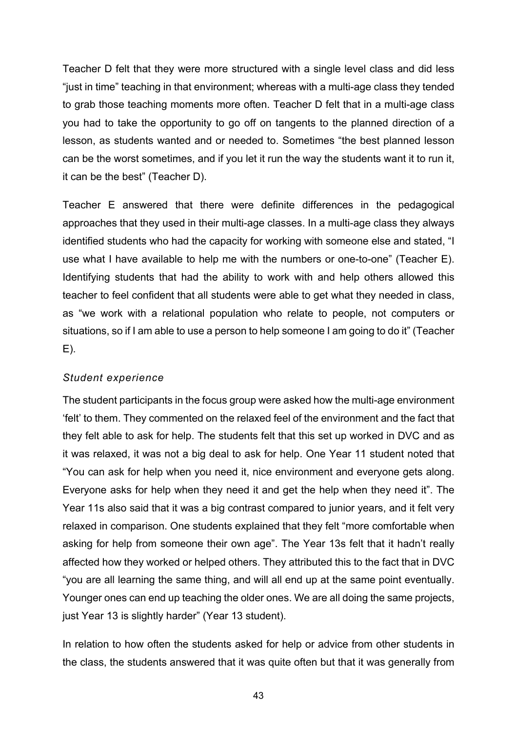Teacher D felt that they were more structured with a single level class and did less "just in time" teaching in that environment; whereas with a multi-age class they tended to grab those teaching moments more often. Teacher D felt that in a multi-age class you had to take the opportunity to go off on tangents to the planned direction of a lesson, as students wanted and or needed to. Sometimes "the best planned lesson can be the worst sometimes, and if you let it run the way the students want it to run it, it can be the best" (Teacher D).

Teacher E answered that there were definite differences in the pedagogical approaches that they used in their multi-age classes. In a multi-age class they always identified students who had the capacity for working with someone else and stated, "I use what I have available to help me with the numbers or one-to-one" (Teacher E). Identifying students that had the ability to work with and help others allowed this teacher to feel confident that all students were able to get what they needed in class, as "we work with a relational population who relate to people, not computers or situations, so if I am able to use a person to help someone I am going to do it" (Teacher E).

### *Student experience*

The student participants in the focus group were asked how the multi-age environment 'felt' to them. They commented on the relaxed feel of the environment and the fact that they felt able to ask for help. The students felt that this set up worked in DVC and as it was relaxed, it was not a big deal to ask for help. One Year 11 student noted that "You can ask for help when you need it, nice environment and everyone gets along. Everyone asks for help when they need it and get the help when they need it". The Year 11s also said that it was a big contrast compared to junior years, and it felt very relaxed in comparison. One students explained that they felt "more comfortable when asking for help from someone their own age". The Year 13s felt that it hadn't really affected how they worked or helped others. They attributed this to the fact that in DVC "you are all learning the same thing, and will all end up at the same point eventually. Younger ones can end up teaching the older ones. We are all doing the same projects, just Year 13 is slightly harder" (Year 13 student).

In relation to how often the students asked for help or advice from other students in the class, the students answered that it was quite often but that it was generally from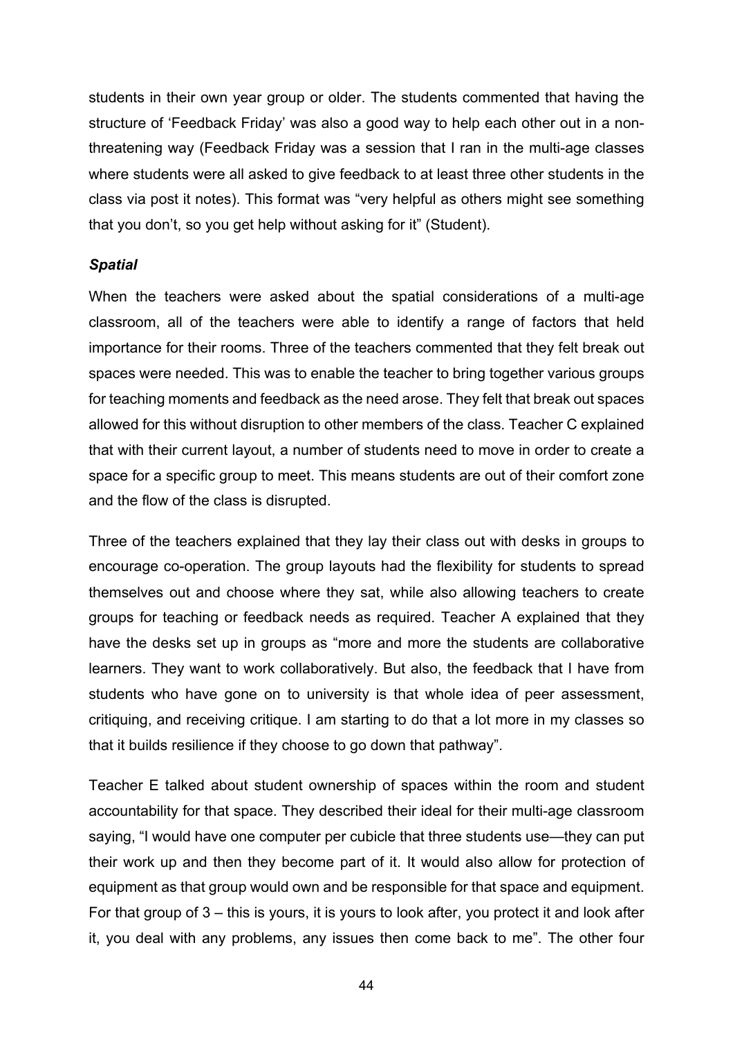students in their own year group or older. The students commented that having the structure of 'Feedback Friday' was also a good way to help each other out in a non-threatening way (Feedback Friday was a session that I ran in the multi-age classes where students were all asked to give feedback to at least three other students in the class via post it notes). This format was "very helpful as others might see something that you don't, so you get help without asking for it" (Student).

### *Spatial*

When the teachers were asked about the spatial considerations of a multi-age classroom, all of the teachers were able to identify a range of factors that held importance for their rooms. Three of the teachers commented that they felt break out spaces were needed. This was to enable the teacher to bring together various groups for teaching moments and feedback as the need arose. They felt that break out spaces allowed for this without disruption to other members of the class. Teacher C explained that with their current layout, a number of students need to move in order to create a space for a specific group to meet. This means students are out of their comfort zone and the flow of the class is disrupted.

Three of the teachers explained that they lay their class out with desks in groups to encourage co-operation. The group layouts had the flexibility for students to spread themselves out and choose where they sat, while also allowing teachers to create groups for teaching or feedback needs as required. Teacher A explained that they have the desks set up in groups as "more and more the students are collaborative learners. They want to work collaboratively. But also, the feedback that I have from students who have gone on to university is that whole idea of peer assessment, critiquing, and receiving critique. I am starting to do that a lot more in my classes so that it builds resilience if they choose to go down that pathway".

Teacher E talked about student ownership of spaces within the room and student accountability for that space. They described their ideal for their multi-age classroom saying, "I would have one computer per cubicle that three students use—they can put their work up and then they become part of it. It would also allow for protection of equipment as that group would own and be responsible for that space and equipment. For that group of 3 – this is yours, it is yours to look after, you protect it and look after it, you deal with any problems, any issues then come back to me". The other four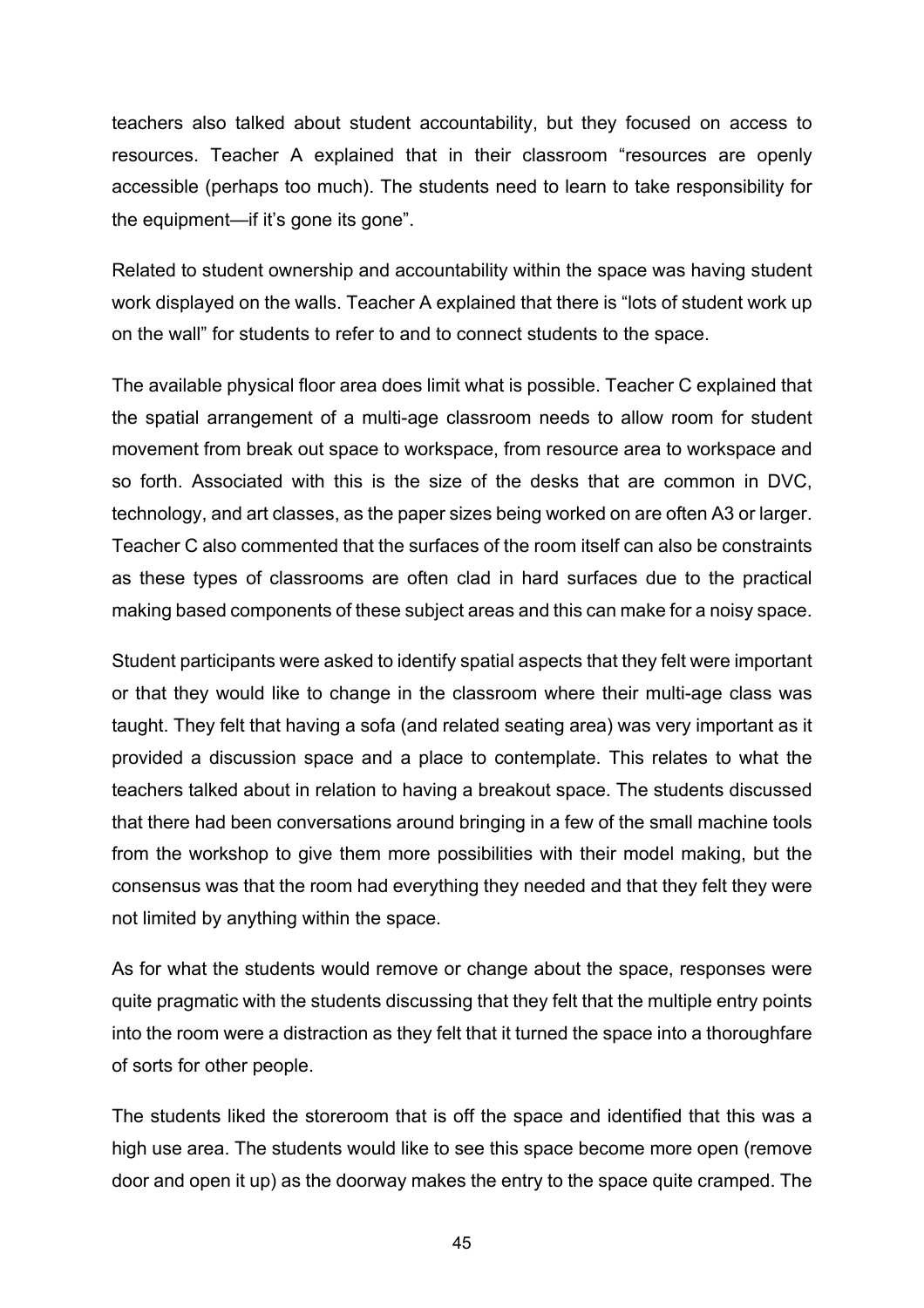teachers also talked about student accountability, but they focused on access to resources. Teacher A explained that in their classroom "resources are openly accessible (perhaps too much). The students need to learn to take responsibility for the equipment—if it's gone its gone".

Related to student ownership and accountability within the space was having student work displayed on the walls. Teacher A explained that there is "lots of student work up on the wall" for students to refer to and to connect students to the space.

The available physical floor area does limit what is possible. Teacher C explained that the spatial arrangement of a multi-age classroom needs to allow room for student movement from break out space to workspace, from resource area to workspace and so forth. Associated with this is the size of the desks that are common in DVC, technology, and art classes, as the paper sizes being worked on are often A3 or larger. Teacher C also commented that the surfaces of the room itself can also be constraints as these types of classrooms are often clad in hard surfaces due to the practical making based components of these subject areas and this can make for a noisy space.

Student participants were asked to identify spatial aspects that they felt were important or that they would like to change in the classroom where their multi-age class was taught. They felt that having a sofa (and related seating area) was very important as it provided a discussion space and a place to contemplate. This relates to what the teachers talked about in relation to having a breakout space. The students discussed that there had been conversations around bringing in a few of the small machine tools from the workshop to give them more possibilities with their model making, but the consensus was that the room had everything they needed and that they felt they were not limited by anything within the space.

As for what the students would remove or change about the space, responses were quite pragmatic with the students discussing that they felt that the multiple entry points into the room were a distraction as they felt that it turned the space into a thoroughfare of sorts for other people.

The students liked the storeroom that is off the space and identified that this was a high use area. The students would like to see this space become more open (remove door and open it up) as the doorway makes the entry to the space quite cramped. The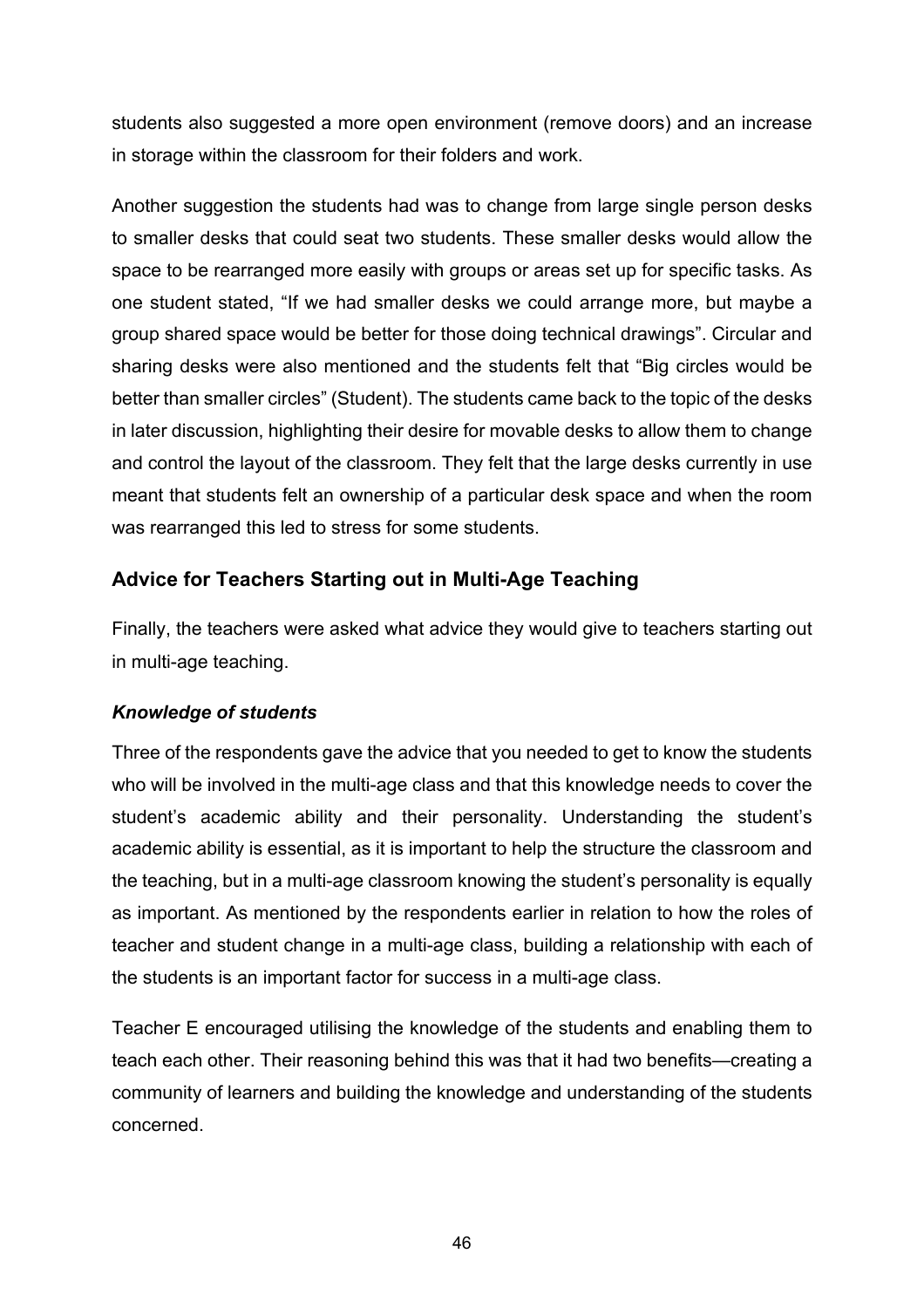students also suggested a more open environment (remove doors) and an increase in storage within the classroom for their folders and work.

Another suggestion the students had was to change from large single person desks to smaller desks that could seat two students. These smaller desks would allow the space to be rearranged more easily with groups or areas set up for specific tasks. As one student stated, "If we had smaller desks we could arrange more, but maybe a group shared space would be better for those doing technical drawings". Circular and sharing desks were also mentioned and the students felt that "Big circles would be better than smaller circles" (Student). The students came back to the topic of the desks in later discussion, highlighting their desire for movable desks to allow them to change and control the layout of the classroom. They felt that the large desks currently in use meant that students felt an ownership of a particular desk space and when the room was rearranged this led to stress for some students.

## Advice for Teachers Starting out in Multi-Age Teaching

Finally, the teachers were asked what advice they would give to teachers starting out in multi-age teaching.

### *Knowledge of students*

Three of the respondents gave the advice that you needed to get to know the students who will be involved in the multi-age class and that this knowledge needs to cover the student's academic ability and their personality. Understanding the student's academic ability is essential, as it is important to help the structure the classroom and the teaching, but in a multi-age classroom knowing the student's personality is equally as important. As mentioned by the respondents earlier in relation to how the roles of teacher and student change in a multi-age class, building a relationship with each of the students is an important factor for success in a multi-age class.

Teacher E encouraged utilising the knowledge of the students and enabling them to teach each other. Their reasoning behind this was that it had two benefits—creating a community of learners and building the knowledge and understanding of the students concerned.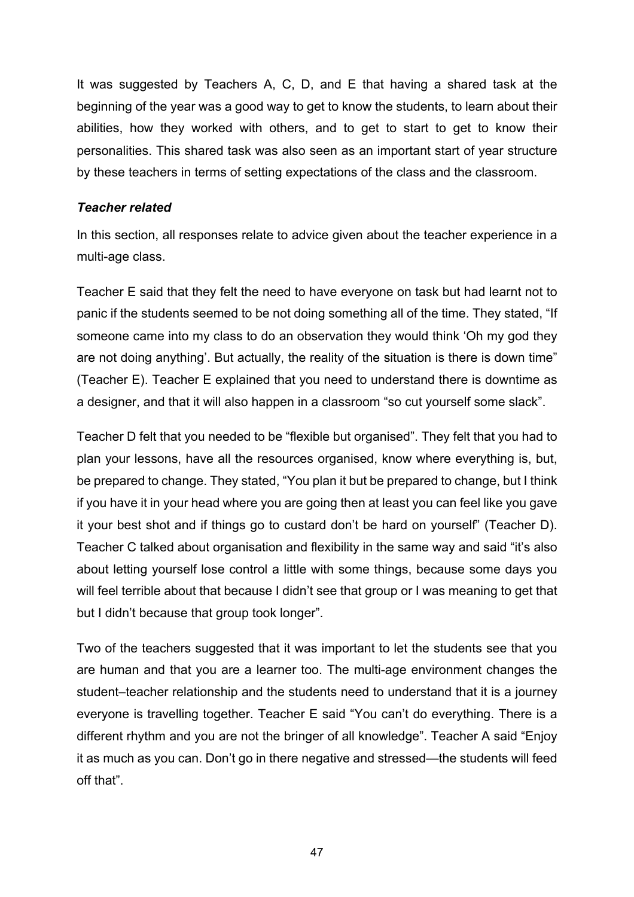It was suggested by Teachers A, C, D, and E that having a shared task at the beginning of the year was a good way to get to know the students, to learn about their abilities, how they worked with others, and to get to start to get to know their personalities. This shared task was also seen as an important start of year structure by these teachers in terms of setting expectations of the class and the classroom.

### *Teacher related*

In this section, all responses relate to advice given about the teacher experience in a multi-age class.

Teacher E said that they felt the need to have everyone on task but had learnt not to panic if the students seemed to be not doing something all of the time. They stated, “If someone came into my class to do an observation they would think ‘Oh my god they are not doing anything’. But actually, the reality of the situation is there is down time” (Teacher E). Teacher E explained that you need to understand there is downtime as a designer, and that it will also happen in a classroom “so cut yourself some slack”.

Teacher D felt that you needed to be “flexible but organised”. They felt that you had to plan your lessons, have all the resources organised, know where everything is, but, be prepared to change. They stated, “You plan it but be prepared to change, but I think if you have it in your head where you are going then at least you can feel like you gave it your best shot and if things go to custard don’t be hard on yourself” (Teacher D). Teacher C talked about organisation and flexibility in the same way and said “it’s also about letting yourself lose control a little with some things, because some days you will feel terrible about that because I didn’t see that group or I was meaning to get that but I didn’t because that group took longer”.

Two of the teachers suggested that it was important to let the students see that you are human and that you are a learner too. The multi-age environment changes the student–teacher relationship and the students need to understand that it is a journey everyone is travelling together. Teacher E said “You can’t do everything. There is a different rhythm and you are not the bringer of all knowledge”. Teacher A said “Enjoy it as much as you can. Don’t go in there negative and stressed—the students will feed off that”.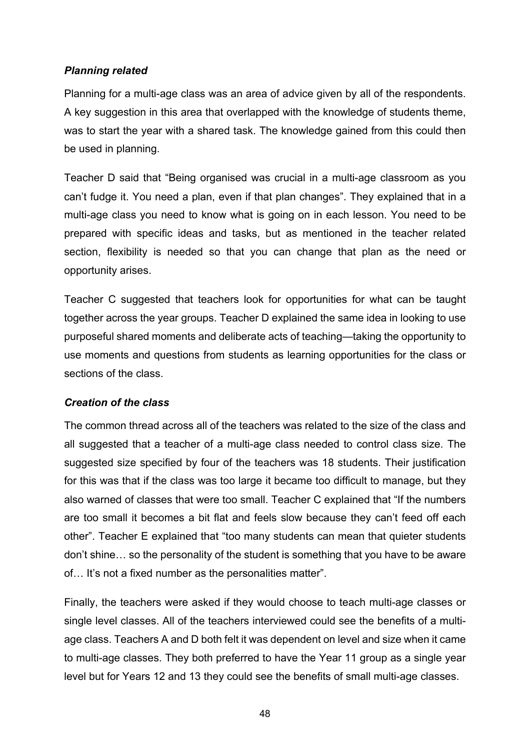### *Planning related*

Planning for a multi-age class was an area of advice given by all of the respondents. A key suggestion in this area that overlapped with the knowledge of students theme, was to start the year with a shared task. The knowledge gained from this could then be used in planning.

Teacher D said that "Being organised was crucial in a multi-age classroom as you can't fudge it. You need a plan, even if that plan changes". They explained that in a multi-age class you need to know what is going on in each lesson. You need to be prepared with specific ideas and tasks, but as mentioned in the teacher related section, flexibility is needed so that you can change that plan as the need or opportunity arises.

Teacher C suggested that teachers look for opportunities for what can be taught together across the year groups. Teacher D explained the same idea in looking to use purposeful shared moments and deliberate acts of teaching—taking the opportunity to use moments and questions from students as learning opportunities for the class or sections of the class.

### *Creation of the class*

The common thread across all of the teachers was related to the size of the class and all suggested that a teacher of a multi-age class needed to control class size. The suggested size specified by four of the teachers was 18 students. Their justification for this was that if the class was too large it became too difficult to manage, but they also warned of classes that were too small. Teacher C explained that "If the numbers are too small it becomes a bit flat and feels slow because they can't feed off each other". Teacher E explained that "too many students can mean that quieter students don't shine… so the personality of the student is something that you have to be aware of… It's not a fixed number as the personalities matter".

Finally, the teachers were asked if they would choose to teach multi-age classes or single level classes. All of the teachers interviewed could see the benefits of a multi-age class. Teachers A and D both felt it was dependent on level and size when it came to multi-age classes. They both preferred to have the Year 11 group as a single year level but for Years 12 and 13 they could see the benefits of small multi-age classes.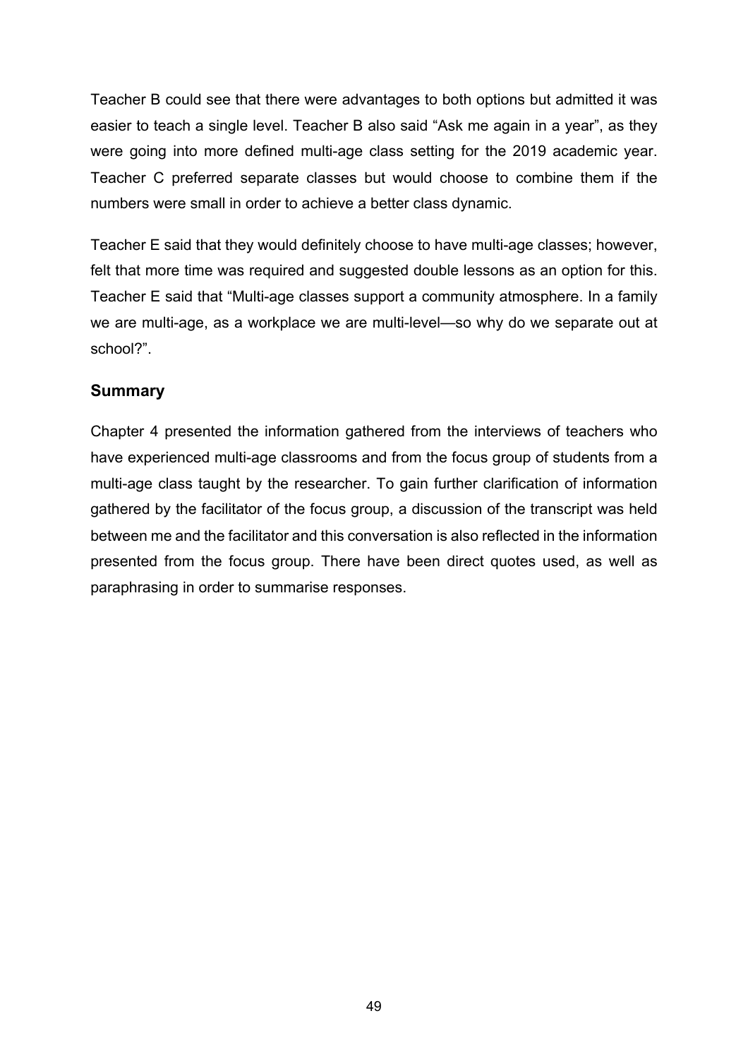Teacher B could see that there were advantages to both options but admitted it was easier to teach a single level. Teacher B also said “Ask me again in a year”, as they were going into more defined multi-age class setting for the 2019 academic year. Teacher C preferred separate classes but would choose to combine them if the numbers were small in order to achieve a better class dynamic.

Teacher E said that they would definitely choose to have multi-age classes; however, felt that more time was required and suggested double lessons as an option for this. Teacher E said that “Multi-age classes support a community atmosphere. In a family we are multi-age, as a workplace we are multi-level—so why do we separate out at school?”.

### Summary

Chapter 4 presented the information gathered from the interviews of teachers who have experienced multi-age classrooms and from the focus group of students from a multi-age class taught by the researcher. To gain further clarification of information gathered by the facilitator of the focus group, a discussion of the transcript was held between me and the facilitator and this conversation is also reflected in the information presented from the focus group. There have been direct quotes used, as well as paraphrasing in order to summarise responses.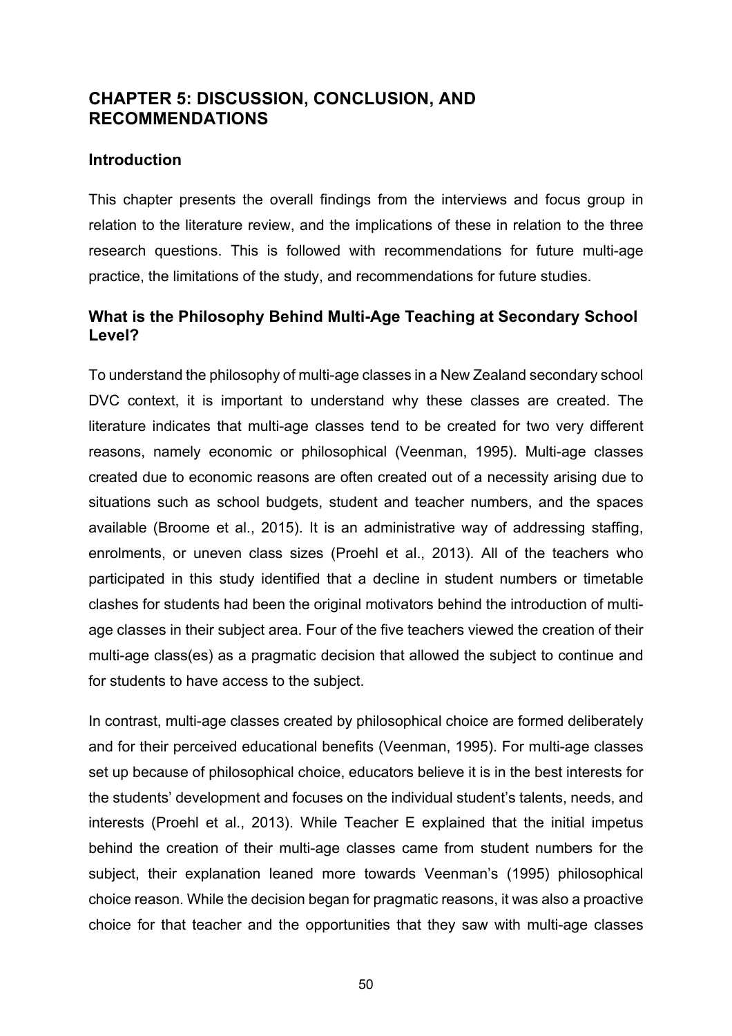# CHAPTER 5: DISCUSSION, CONCLUSION, AND RECOMMENDATIONS

## Introduction

This chapter presents the overall findings from the interviews and focus group in relation to the literature review, and the implications of these in relation to the three research questions. This is followed with recommendations for future multi-age practice, the limitations of the study, and recommendations for future studies.

## What is the Philosophy Behind Multi-Age Teaching at Secondary School Level?

To understand the philosophy of multi-age classes in a New Zealand secondary school DVC context, it is important to understand why these classes are created. The literature indicates that multi-age classes tend to be created for two very different reasons, namely economic or philosophical (Veenman, 1995). Multi-age classes created due to economic reasons are often created out of a necessity arising due to situations such as school budgets, student and teacher numbers, and the spaces available (Broome et al., 2015). It is an administrative way of addressing staffing, enrolments, or uneven class sizes (Proehl et al., 2013). All of the teachers who participated in this study identified that a decline in student numbers or timetable clashes for students had been the original motivators behind the introduction of multi-age classes in their subject area. Four of the five teachers viewed the creation of their multi-age class(es) as a pragmatic decision that allowed the subject to continue and for students to have access to the subject.

In contrast, multi-age classes created by philosophical choice are formed deliberately and for their perceived educational benefits (Veenman, 1995). For multi-age classes set up because of philosophical choice, educators believe it is in the best interests for the students' development and focuses on the individual student's talents, needs, and interests (Proehl et al., 2013). While Teacher E explained that the initial impetus behind the creation of their multi-age classes came from student numbers for the subject, their explanation leaned more towards Veenman's (1995) philosophical choice reason. While the decision began for pragmatic reasons, it was also a proactive choice for that teacher and the opportunities that they saw with multi-age classes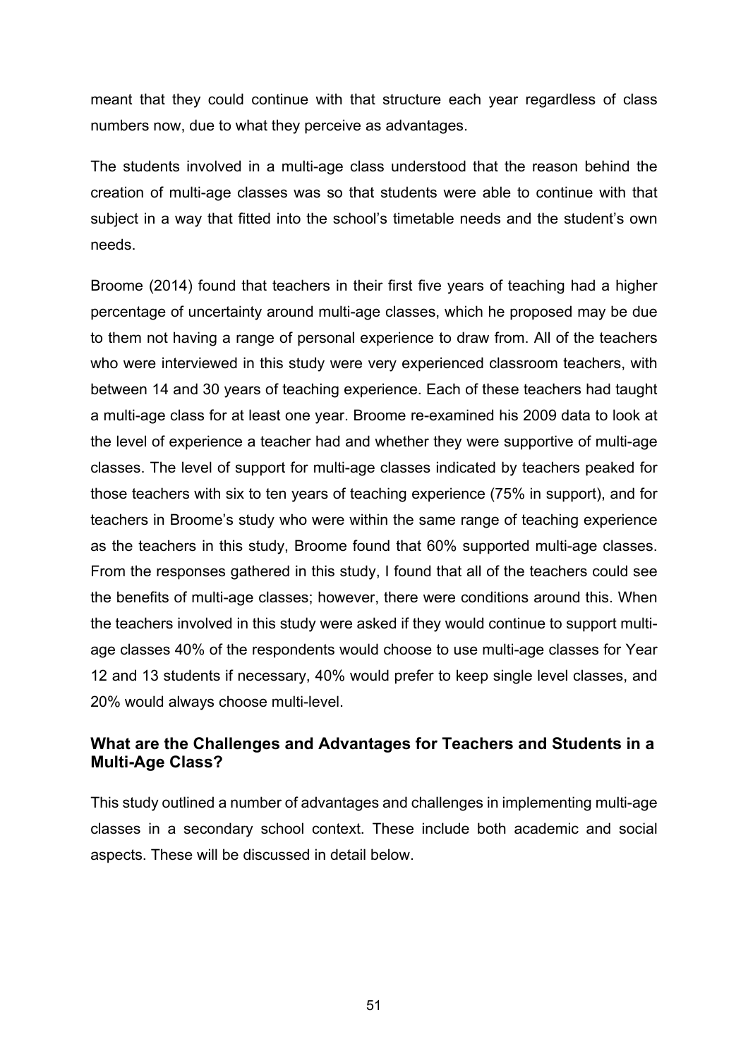meant that they could continue with that structure each year regardless of class numbers now, due to what they perceive as advantages.

The students involved in a multi-age class understood that the reason behind the creation of multi-age classes was so that students were able to continue with that subject in a way that fitted into the school's timetable needs and the student's own needs.

Broome (2014) found that teachers in their first five years of teaching had a higher percentage of uncertainty around multi-age classes, which he proposed may be due to them not having a range of personal experience to draw from. All of the teachers who were interviewed in this study were very experienced classroom teachers, with between 14 and 30 years of teaching experience. Each of these teachers had taught a multi-age class for at least one year. Broome re-examined his 2009 data to look at the level of experience a teacher had and whether they were supportive of multi-age classes. The level of support for multi-age classes indicated by teachers peaked for those teachers with six to ten years of teaching experience (75% in support), and for teachers in Broome's study who were within the same range of teaching experience as the teachers in this study, Broome found that 60% supported multi-age classes. From the responses gathered in this study, I found that all of the teachers could see the benefits of multi-age classes; however, there were conditions around this. When the teachers involved in this study were asked if they would continue to support multi-age classes 40% of the respondents would choose to use multi-age classes for Year 12 and 13 students if necessary, 40% would prefer to keep single level classes, and 20% would always choose multi-level.

### What are the Challenges and Advantages for Teachers and Students in a Multi-Age Class?

This study outlined a number of advantages and challenges in implementing multi-age classes in a secondary school context. These include both academic and social aspects. These will be discussed in detail below.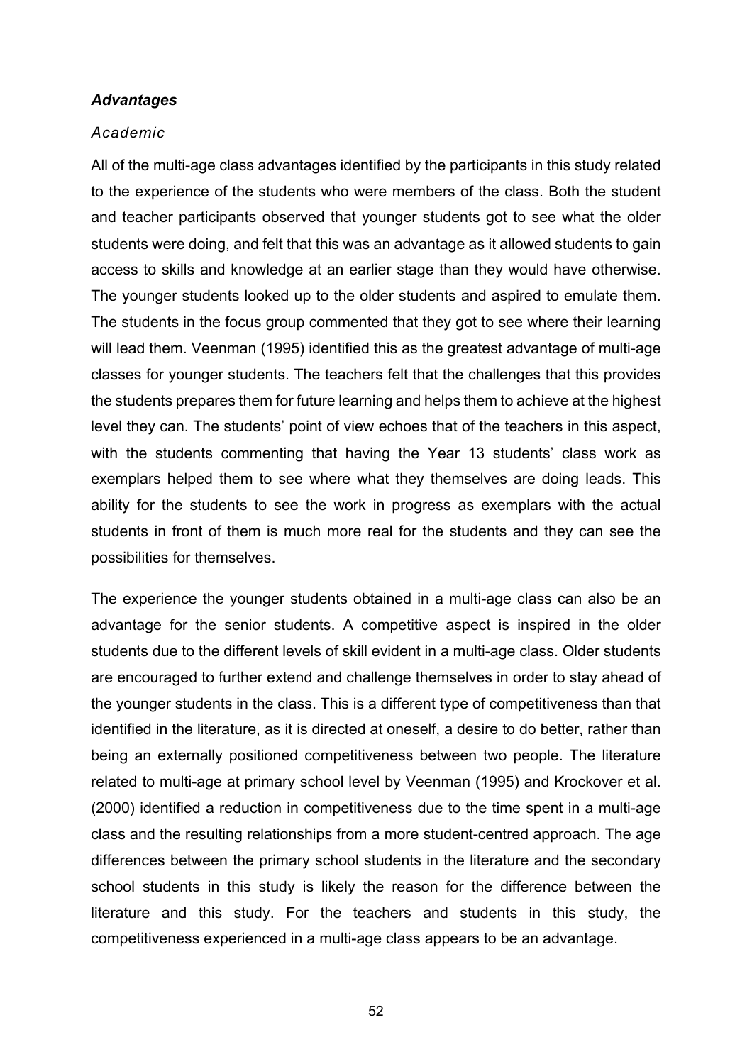### ***Advantages***

#### *Academic*

All of the multi-age class advantages identified by the participants in this study related to the experience of the students who were members of the class. Both the student and teacher participants observed that younger students got to see what the older students were doing, and felt that this was an advantage as it allowed students to gain access to skills and knowledge at an earlier stage than they would have otherwise. The younger students looked up to the older students and aspired to emulate them. The students in the focus group commented that they got to see where their learning will lead them. Veenman (1995) identified this as the greatest advantage of multi-age classes for younger students. The teachers felt that the challenges that this provides the students prepares them for future learning and helps them to achieve at the highest level they can. The students' point of view echoes that of the teachers in this aspect, with the students commenting that having the Year 13 students' class work as exemplars helped them to see where what they themselves are doing leads. This ability for the students to see the work in progress as exemplars with the actual students in front of them is much more real for the students and they can see the possibilities for themselves.

The experience the younger students obtained in a multi-age class can also be an advantage for the senior students. A competitive aspect is inspired in the older students due to the different levels of skill evident in a multi-age class. Older students are encouraged to further extend and challenge themselves in order to stay ahead of the younger students in the class. This is a different type of competitiveness than that identified in the literature, as it is directed at oneself, a desire to do better, rather than being an externally positioned competitiveness between two people. The literature related to multi-age at primary school level by Veenman (1995) and Krockover et al. (2000) identified a reduction in competitiveness due to the time spent in a multi-age class and the resulting relationships from a more student-centred approach. The age differences between the primary school students in the literature and the secondary school students in this study is likely the reason for the difference between the literature and this study. For the teachers and students in this study, the competitiveness experienced in a multi-age class appears to be an advantage.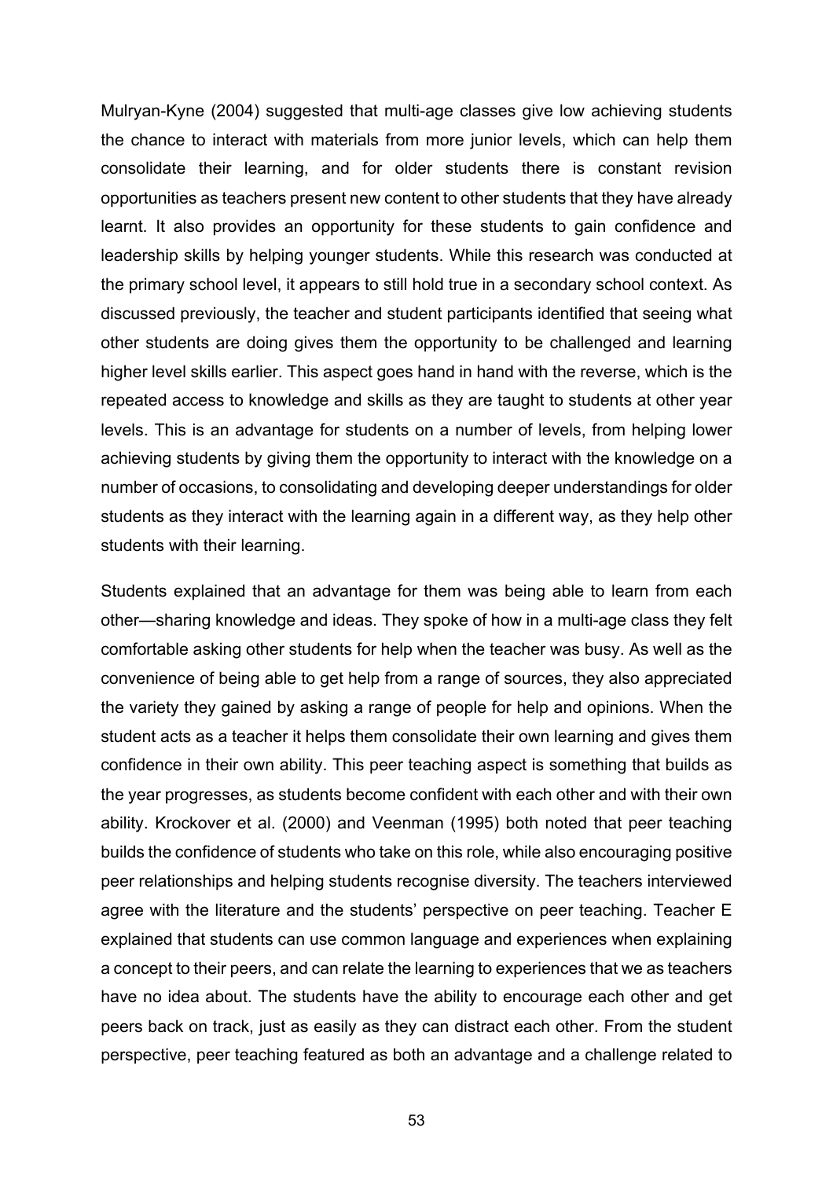Mulryan-Kyne (2004) suggested that multi-age classes give low achieving students the chance to interact with materials from more junior levels, which can help them consolidate their learning, and for older students there is constant revision opportunities as teachers present new content to other students that they have already learnt. It also provides an opportunity for these students to gain confidence and leadership skills by helping younger students. While this research was conducted at the primary school level, it appears to still hold true in a secondary school context. As discussed previously, the teacher and student participants identified that seeing what other students are doing gives them the opportunity to be challenged and learning higher level skills earlier. This aspect goes hand in hand with the reverse, which is the repeated access to knowledge and skills as they are taught to students at other year levels. This is an advantage for students on a number of levels, from helping lower achieving students by giving them the opportunity to interact with the knowledge on a number of occasions, to consolidating and developing deeper understandings for older students as they interact with the learning again in a different way, as they help other students with their learning.

Students explained that an advantage for them was being able to learn from each other—sharing knowledge and ideas. They spoke of how in a multi-age class they felt comfortable asking other students for help when the teacher was busy. As well as the convenience of being able to get help from a range of sources, they also appreciated the variety they gained by asking a range of people for help and opinions. When the student acts as a teacher it helps them consolidate their own learning and gives them confidence in their own ability. This peer teaching aspect is something that builds as the year progresses, as students become confident with each other and with their own ability. Krockover et al. (2000) and Veenman (1995) both noted that peer teaching builds the confidence of students who take on this role, while also encouraging positive peer relationships and helping students recognise diversity. The teachers interviewed agree with the literature and the students' perspective on peer teaching. Teacher E explained that students can use common language and experiences when explaining a concept to their peers, and can relate the learning to experiences that we as teachers have no idea about. The students have the ability to encourage each other and get peers back on track, just as easily as they can distract each other. From the student perspective, peer teaching featured as both an advantage and a challenge related to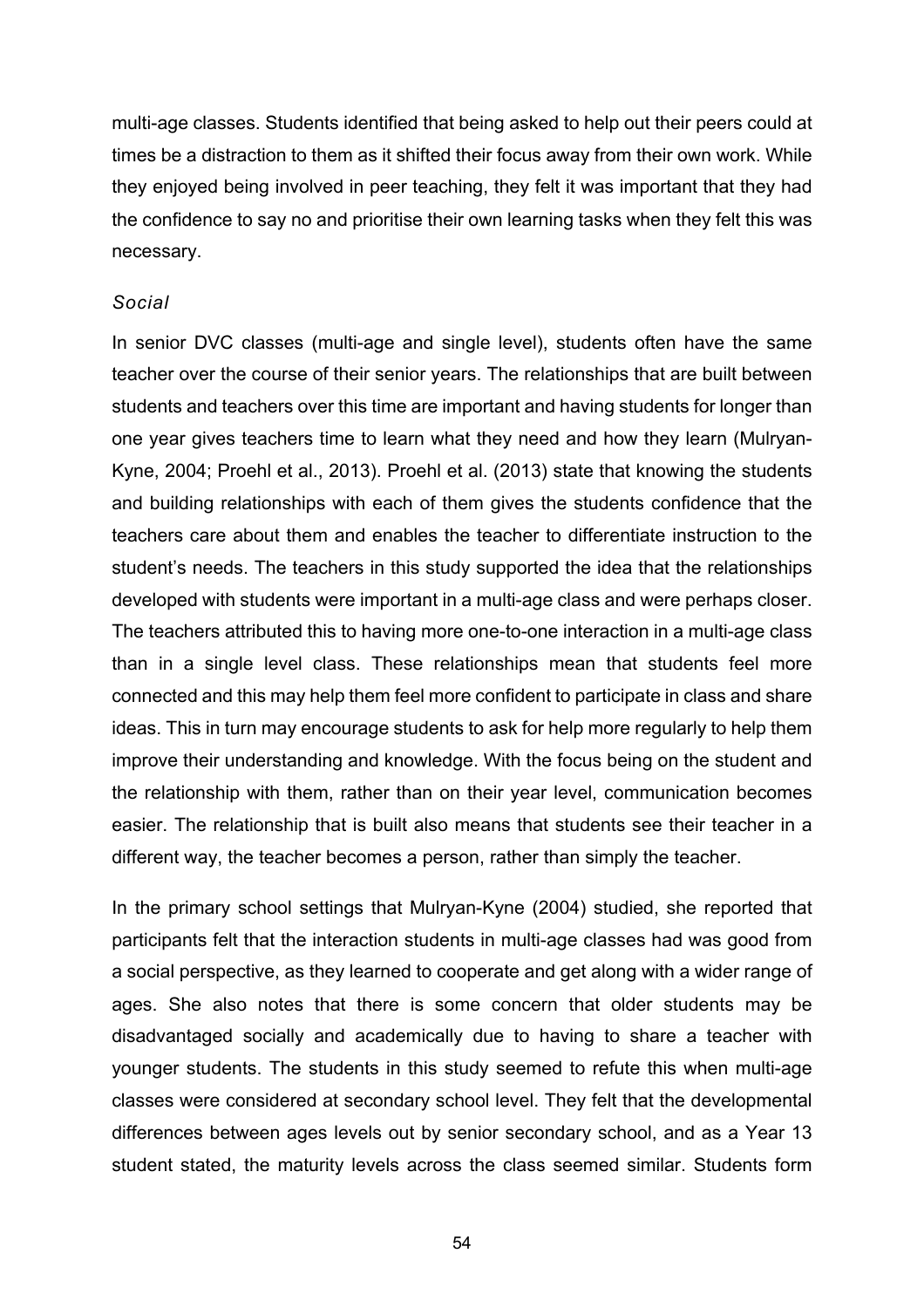multi-age classes. Students identified that being asked to help out their peers could at times be a distraction to them as it shifted their focus away from their own work. While they enjoyed being involved in peer teaching, they felt it was important that they had the confidence to say no and prioritise their own learning tasks when they felt this was necessary.

*Social*

In senior DVC classes (multi-age and single level), students often have the same teacher over the course of their senior years. The relationships that are built between students and teachers over this time are important and having students for longer than one year gives teachers time to learn what they need and how they learn (Mulryan-Kyne, 2004; Proehl et al., 2013). Proehl et al. (2013) state that knowing the students and building relationships with each of them gives the students confidence that the teachers care about them and enables the teacher to differentiate instruction to the student's needs. The teachers in this study supported the idea that the relationships developed with students were important in a multi-age class and were perhaps closer. The teachers attributed this to having more one-to-one interaction in a multi-age class than in a single level class. These relationships mean that students feel more connected and this may help them feel more confident to participate in class and share ideas. This in turn may encourage students to ask for help more regularly to help them improve their understanding and knowledge. With the focus being on the student and the relationship with them, rather than on their year level, communication becomes easier. The relationship that is built also means that students see their teacher in a different way, the teacher becomes a person, rather than simply the teacher.

In the primary school settings that Mulryan-Kyne (2004) studied, she reported that participants felt that the interaction students in multi-age classes had was good from a social perspective, as they learned to cooperate and get along with a wider range of ages. She also notes that there is some concern that older students may be disadvantaged socially and academically due to having to share a teacher with younger students. The students in this study seemed to refute this when multi-age classes were considered at secondary school level. They felt that the developmental differences between ages levels out by senior secondary school, and as a Year 13 student stated, the maturity levels across the class seemed similar. Students form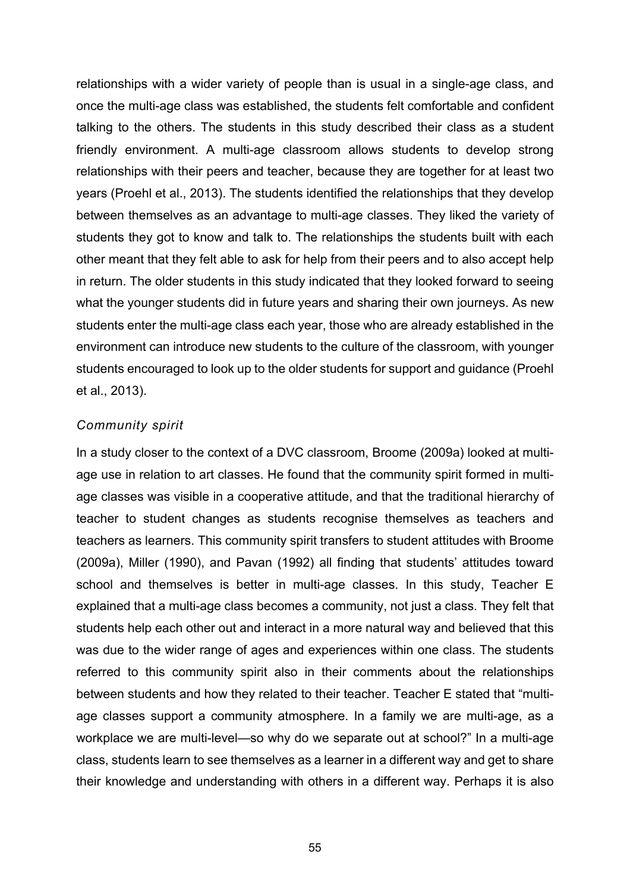relationships with a wider variety of people than is usual in a single-age class, and once the multi-age class was established, the students felt comfortable and confident talking to the others. The students in this study described their class as a student friendly environment. A multi-age classroom allows students to develop strong relationships with their peers and teacher, because they are together for at least two years (Proehl et al., 2013). The students identified the relationships that they develop between themselves as an advantage to multi-age classes. They liked the variety of students they got to know and talk to. The relationships the students built with each other meant that they felt able to ask for help from their peers and to also accept help in return. The older students in this study indicated that they looked forward to seeing what the younger students did in future years and sharing their own journeys. As new students enter the multi-age class each year, those who are already established in the environment can introduce new students to the culture of the classroom, with younger students encouraged to look up to the older students for support and guidance (Proehl et al., 2013).

*Community spirit*

In a study closer to the context of a DVC classroom, Broome (2009a) looked at multi-age use in relation to art classes. He found that the community spirit formed in multi-age classes was visible in a cooperative attitude, and that the traditional hierarchy of teacher to student changes as students recognise themselves as teachers and teachers as learners. This community spirit transfers to student attitudes with Broome (2009a), Miller (1990), and Pavan (1992) all finding that students' attitudes toward school and themselves is better in multi-age classes. In this study, Teacher E explained that a multi-age class becomes a community, not just a class. They felt that students help each other out and interact in a more natural way and believed that this was due to the wider range of ages and experiences within one class. The students referred to this community spirit also in their comments about the relationships between students and how they related to their teacher. Teacher E stated that "multi-age classes support a community atmosphere. In a family we are multi-age, as a workplace we are multi-level—so why do we separate out at school?" In a multi-age class, students learn to see themselves as a learner in a different way and get to share their knowledge and understanding with others in a different way. Perhaps it is also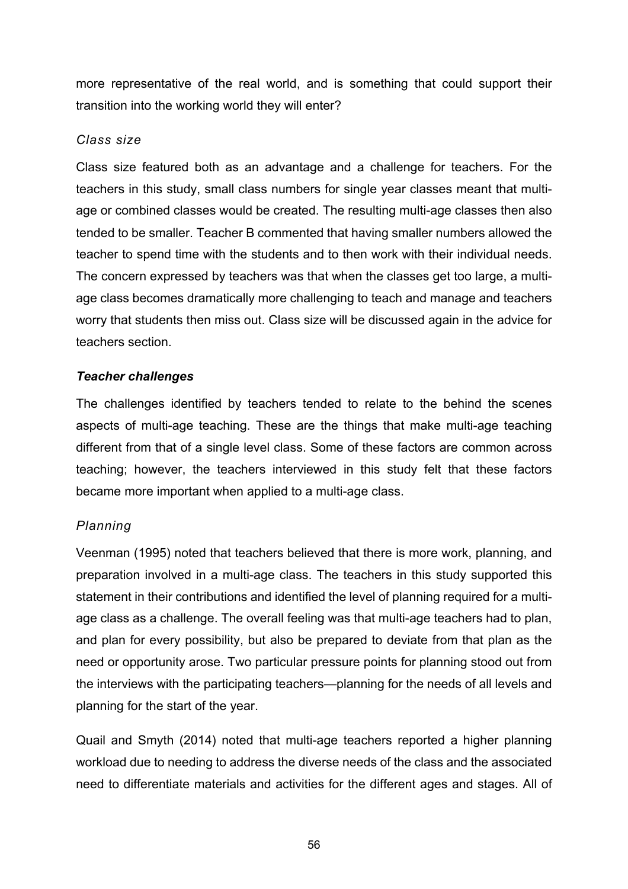more representative of the real world, and is something that could support their transition into the working world they will enter?

#### *Class size*

Class size featured both as an advantage and a challenge for teachers. For the teachers in this study, small class numbers for single year classes meant that multi-age or combined classes would be created. The resulting multi-age classes then also tended to be smaller. Teacher B commented that having smaller numbers allowed the teacher to spend time with the students and to then work with their individual needs. The concern expressed by teachers was that when the classes get too large, a multi-age class becomes dramatically more challenging to teach and manage and teachers worry that students then miss out. Class size will be discussed again in the advice for teachers section.

### ***Teacher challenges***

The challenges identified by teachers tended to relate to the behind the scenes aspects of multi-age teaching. These are the things that make multi-age teaching different from that of a single level class. Some of these factors are common across teaching; however, the teachers interviewed in this study felt that these factors became more important when applied to a multi-age class.

#### *Planning*

Veenman (1995) noted that teachers believed that there is more work, planning, and preparation involved in a multi-age class. The teachers in this study supported this statement in their contributions and identified the level of planning required for a multi-age class as a challenge. The overall feeling was that multi-age teachers had to plan, and plan for every possibility, but also be prepared to deviate from that plan as the need or opportunity arose. Two particular pressure points for planning stood out from the interviews with the participating teachers—planning for the needs of all levels and planning for the start of the year.

Quail and Smyth (2014) noted that multi-age teachers reported a higher planning workload due to needing to address the diverse needs of the class and the associated need to differentiate materials and activities for the different ages and stages. All of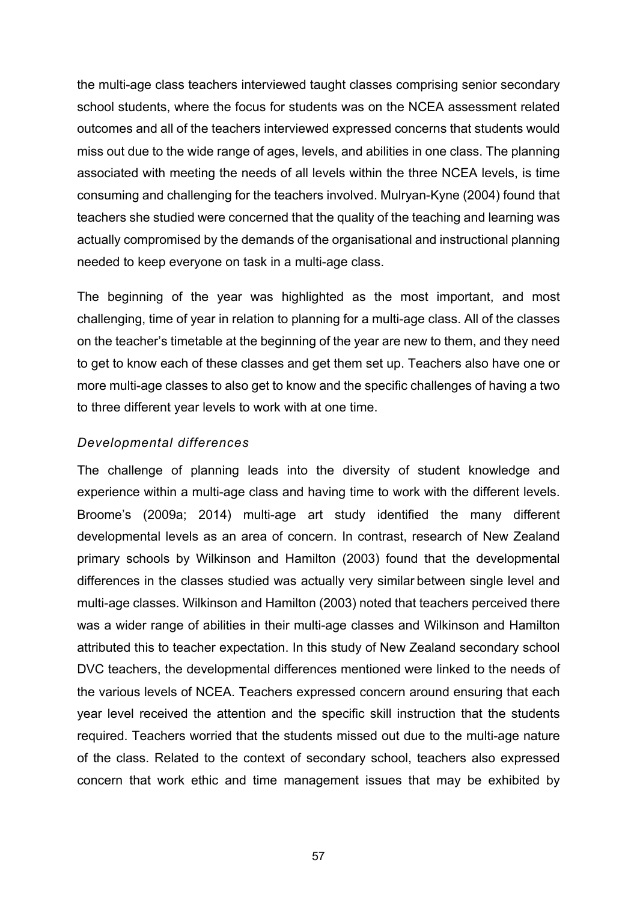the multi-age class teachers interviewed taught classes comprising senior secondary school students, where the focus for students was on the NCEA assessment related outcomes and all of the teachers interviewed expressed concerns that students would miss out due to the wide range of ages, levels, and abilities in one class. The planning associated with meeting the needs of all levels within the three NCEA levels, is time consuming and challenging for the teachers involved. Mulryan-Kyne (2004) found that teachers she studied were concerned that the quality of the teaching and learning was actually compromised by the demands of the organisational and instructional planning needed to keep everyone on task in a multi-age class.

The beginning of the year was highlighted as the most important, and most challenging, time of year in relation to planning for a multi-age class. All of the classes on the teacher's timetable at the beginning of the year are new to them, and they need to get to know each of these classes and get them set up. Teachers also have one or more multi-age classes to also get to know and the specific challenges of having a two to three different year levels to work with at one time.

*Developmental differences*

The challenge of planning leads into the diversity of student knowledge and experience within a multi-age class and having time to work with the different levels. Broome's (2009a; 2014) multi-age art study identified the many different developmental levels as an area of concern. In contrast, research of New Zealand primary schools by Wilkinson and Hamilton (2003) found that the developmental differences in the classes studied was actually very similar between single level and multi-age classes. Wilkinson and Hamilton (2003) noted that teachers perceived there was a wider range of abilities in their multi-age classes and Wilkinson and Hamilton attributed this to teacher expectation. In this study of New Zealand secondary school DVC teachers, the developmental differences mentioned were linked to the needs of the various levels of NCEA. Teachers expressed concern around ensuring that each year level received the attention and the specific skill instruction that the students required. Teachers worried that the students missed out due to the multi-age nature of the class. Related to the context of secondary school, teachers also expressed concern that work ethic and time management issues that may be exhibited by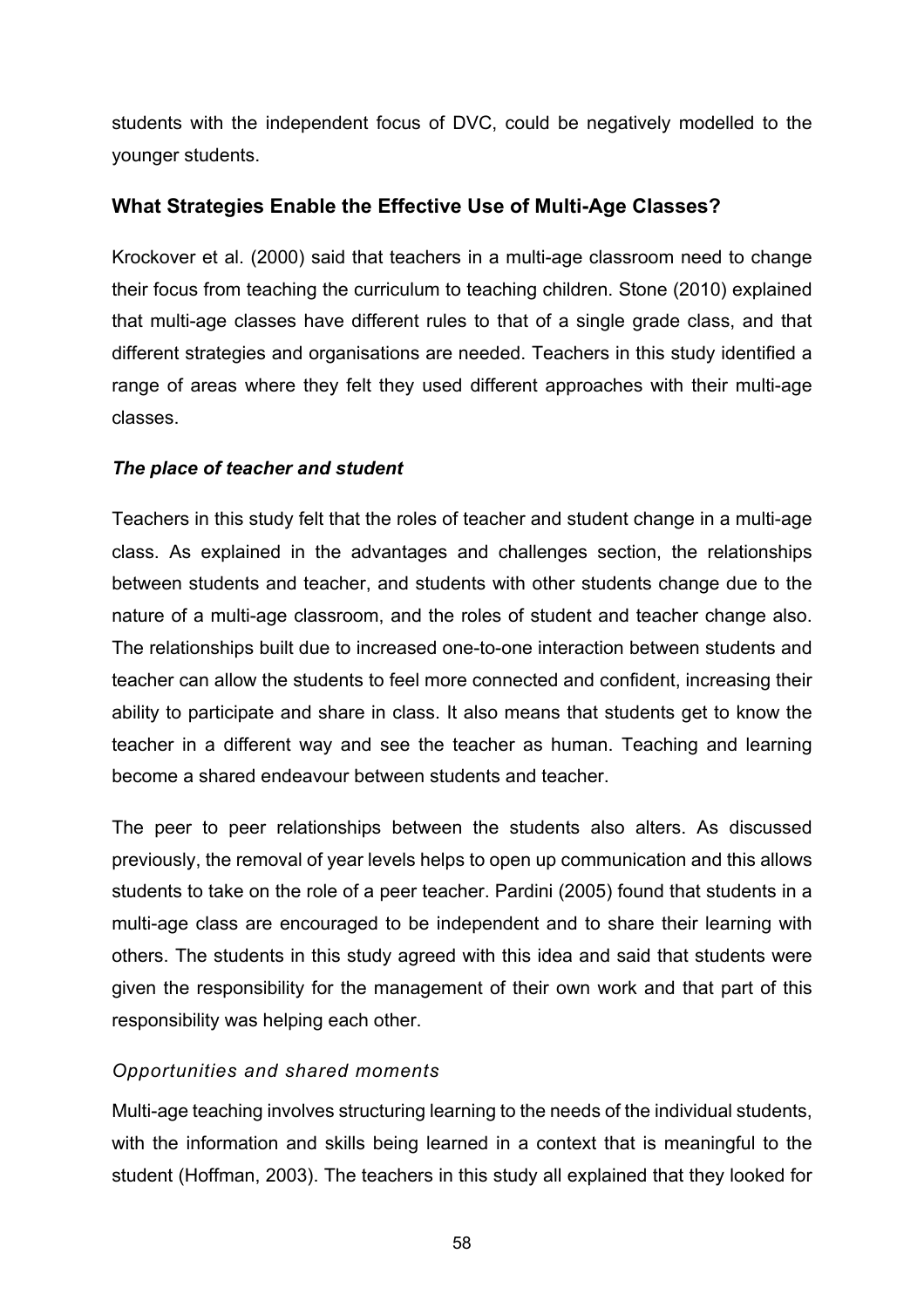students with the independent focus of DVC, could be negatively modelled to the younger students.

## What Strategies Enable the Effective Use of Multi-Age Classes?

Krockover et al. (2000) said that teachers in a multi-age classroom need to change their focus from teaching the curriculum to teaching children. Stone (2010) explained that multi-age classes have different rules to that of a single grade class, and that different strategies and organisations are needed. Teachers in this study identified a range of areas where they felt they used different approaches with their multi-age classes.

### *The place of teacher and student*

Teachers in this study felt that the roles of teacher and student change in a multi-age class. As explained in the advantages and challenges section, the relationships between students and teacher, and students with other students change due to the nature of a multi-age classroom, and the roles of student and teacher change also. The relationships built due to increased one-to-one interaction between students and teacher can allow the students to feel more connected and confident, increasing their ability to participate and share in class. It also means that students get to know the teacher in a different way and see the teacher as human. Teaching and learning become a shared endeavour between students and teacher.

The peer to peer relationships between the students also alters. As discussed previously, the removal of year levels helps to open up communication and this allows students to take on the role of a peer teacher. Pardini (2005) found that students in a multi-age class are encouraged to be independent and to share their learning with others. The students in this study agreed with this idea and said that students were given the responsibility for the management of their own work and that part of this responsibility was helping each other.

#### *Opportunities and shared moments*

Multi-age teaching involves structuring learning to the needs of the individual students, with the information and skills being learned in a context that is meaningful to the student (Hoffman, 2003). The teachers in this study all explained that they looked for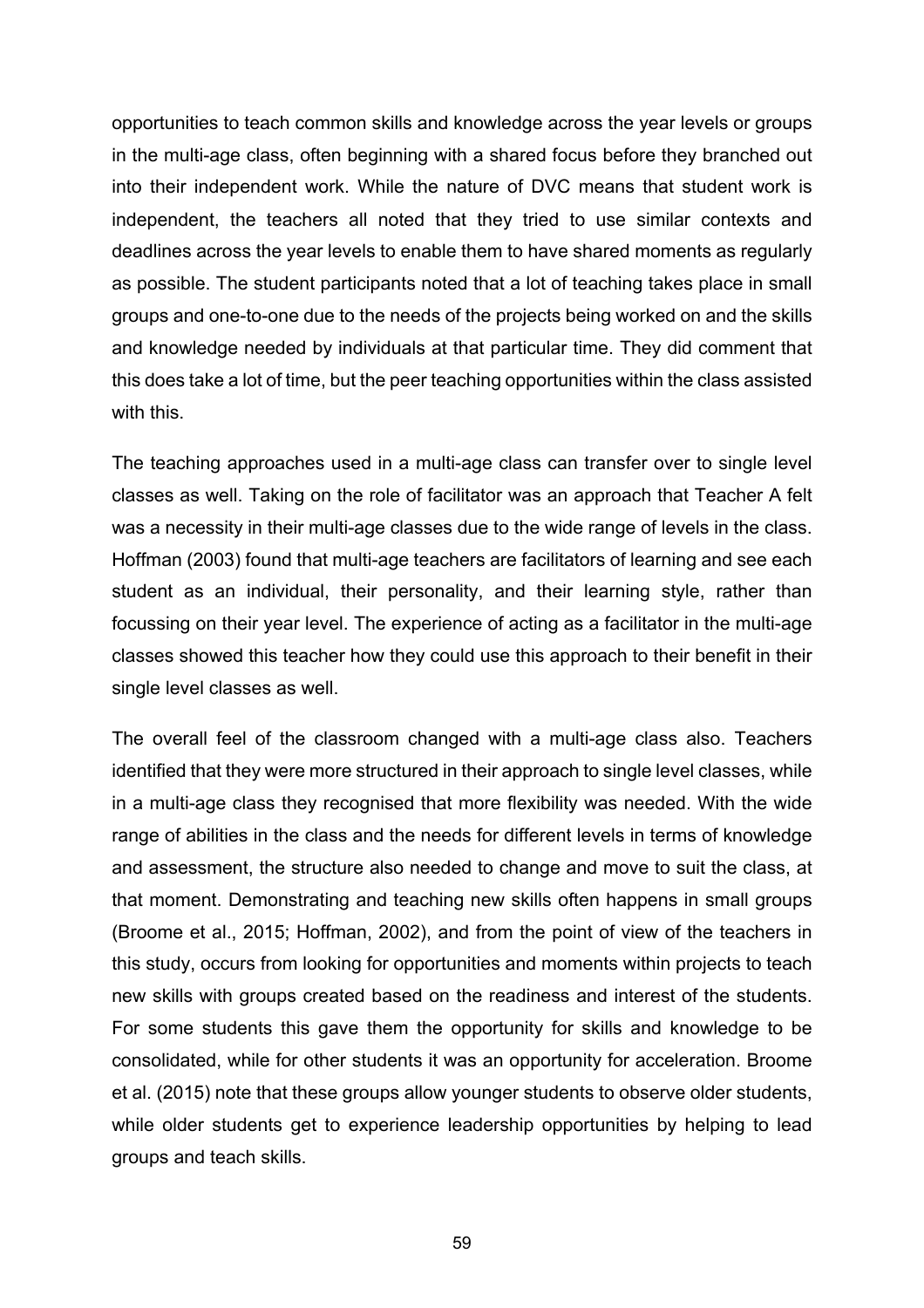opportunities to teach common skills and knowledge across the year levels or groups in the multi-age class, often beginning with a shared focus before they branched out into their independent work. While the nature of DVC means that student work is independent, the teachers all noted that they tried to use similar contexts and deadlines across the year levels to enable them to have shared moments as regularly as possible. The student participants noted that a lot of teaching takes place in small groups and one-to-one due to the needs of the projects being worked on and the skills and knowledge needed by individuals at that particular time. They did comment that this does take a lot of time, but the peer teaching opportunities within the class assisted with this.

The teaching approaches used in a multi-age class can transfer over to single level classes as well. Taking on the role of facilitator was an approach that Teacher A felt was a necessity in their multi-age classes due to the wide range of levels in the class. Hoffman (2003) found that multi-age teachers are facilitators of learning and see each student as an individual, their personality, and their learning style, rather than focussing on their year level. The experience of acting as a facilitator in the multi-age classes showed this teacher how they could use this approach to their benefit in their single level classes as well.

The overall feel of the classroom changed with a multi-age class also. Teachers identified that they were more structured in their approach to single level classes, while in a multi-age class they recognised that more flexibility was needed. With the wide range of abilities in the class and the needs for different levels in terms of knowledge and assessment, the structure also needed to change and move to suit the class, at that moment. Demonstrating and teaching new skills often happens in small groups (Broome et al., 2015; Hoffman, 2002), and from the point of view of the teachers in this study, occurs from looking for opportunities and moments within projects to teach new skills with groups created based on the readiness and interest of the students. For some students this gave them the opportunity for skills and knowledge to be consolidated, while for other students it was an opportunity for acceleration. Broome et al. (2015) note that these groups allow younger students to observe older students, while older students get to experience leadership opportunities by helping to lead groups and teach skills.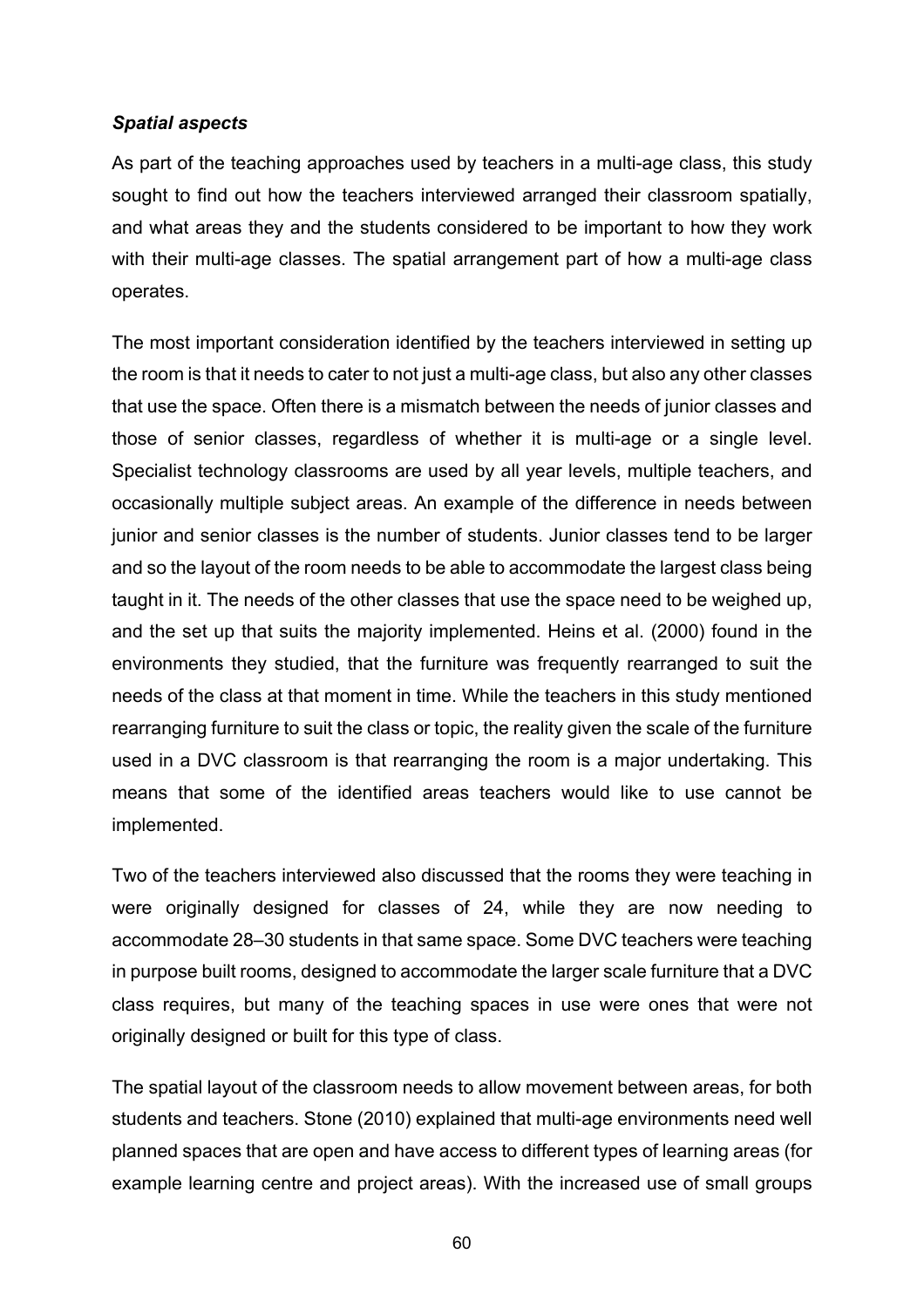***Spatial aspects***

As part of the teaching approaches used by teachers in a multi-age class, this study sought to find out how the teachers interviewed arranged their classroom spatially, and what areas they and the students considered to be important to how they work with their multi-age classes. The spatial arrangement part of how a multi-age class operates.

The most important consideration identified by the teachers interviewed in setting up the room is that it needs to cater to not just a multi-age class, but also any other classes that use the space. Often there is a mismatch between the needs of junior classes and those of senior classes, regardless of whether it is multi-age or a single level. Specialist technology classrooms are used by all year levels, multiple teachers, and occasionally multiple subject areas. An example of the difference in needs between junior and senior classes is the number of students. Junior classes tend to be larger and so the layout of the room needs to be able to accommodate the largest class being taught in it. The needs of the other classes that use the space need to be weighed up, and the set up that suits the majority implemented. Heins et al. (2000) found in the environments they studied, that the furniture was frequently rearranged to suit the needs of the class at that moment in time. While the teachers in this study mentioned rearranging furniture to suit the class or topic, the reality given the scale of the furniture used in a DVC classroom is that rearranging the room is a major undertaking. This means that some of the identified areas teachers would like to use cannot be implemented.

Two of the teachers interviewed also discussed that the rooms they were teaching in were originally designed for classes of 24, while they are now needing to accommodate 28–30 students in that same space. Some DVC teachers were teaching in purpose built rooms, designed to accommodate the larger scale furniture that a DVC class requires, but many of the teaching spaces in use were ones that were not originally designed or built for this type of class.

The spatial layout of the classroom needs to allow movement between areas, for both students and teachers. Stone (2010) explained that multi-age environments need well planned spaces that are open and have access to different types of learning areas (for example learning centre and project areas). With the increased use of small groups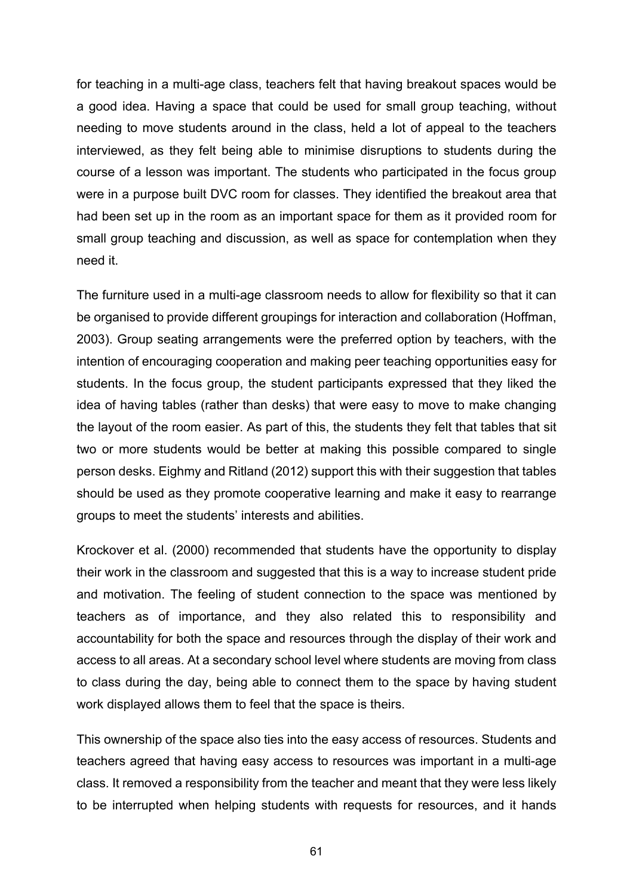for teaching in a multi-age class, teachers felt that having breakout spaces would be a good idea. Having a space that could be used for small group teaching, without needing to move students around in the class, held a lot of appeal to the teachers interviewed, as they felt being able to minimise disruptions to students during the course of a lesson was important. The students who participated in the focus group were in a purpose built DVC room for classes. They identified the breakout area that had been set up in the room as an important space for them as it provided room for small group teaching and discussion, as well as space for contemplation when they need it.

The furniture used in a multi-age classroom needs to allow for flexibility so that it can be organised to provide different groupings for interaction and collaboration (Hoffman, 2003). Group seating arrangements were the preferred option by teachers, with the intention of encouraging cooperation and making peer teaching opportunities easy for students. In the focus group, the student participants expressed that they liked the idea of having tables (rather than desks) that were easy to move to make changing the layout of the room easier. As part of this, the students they felt that tables that sit two or more students would be better at making this possible compared to single person desks. Eighmy and Ritland (2012) support this with their suggestion that tables should be used as they promote cooperative learning and make it easy to rearrange groups to meet the students' interests and abilities.

Krockover et al. (2000) recommended that students have the opportunity to display their work in the classroom and suggested that this is a way to increase student pride and motivation. The feeling of student connection to the space was mentioned by teachers as of importance, and they also related this to responsibility and accountability for both the space and resources through the display of their work and access to all areas. At a secondary school level where students are moving from class to class during the day, being able to connect them to the space by having student work displayed allows them to feel that the space is theirs.

This ownership of the space also ties into the easy access of resources. Students and teachers agreed that having easy access to resources was important in a multi-age class. It removed a responsibility from the teacher and meant that they were less likely to be interrupted when helping students with requests for resources, and it hands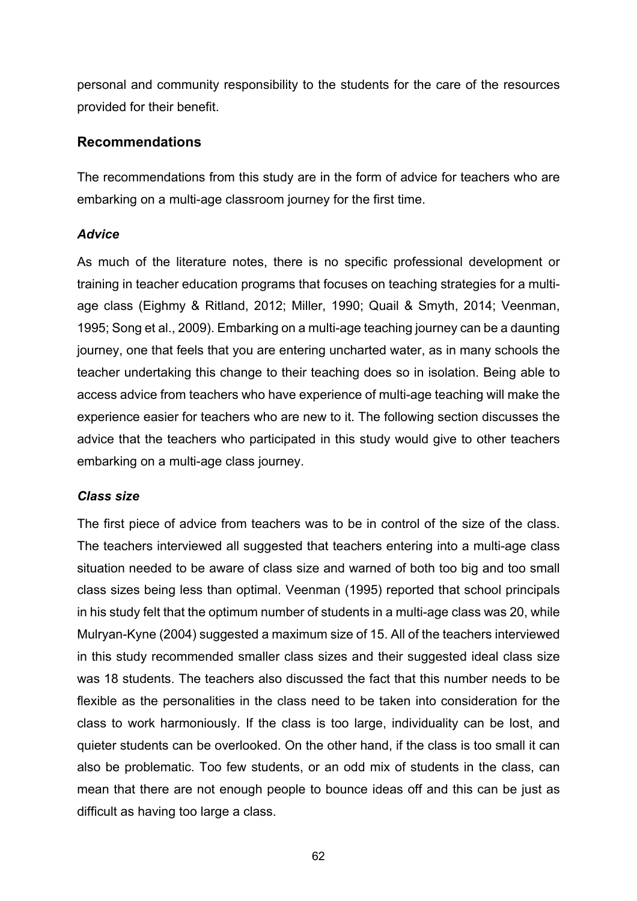personal and community responsibility to the students for the care of the resources provided for their benefit.

## Recommendations

The recommendations from this study are in the form of advice for teachers who are embarking on a multi-age classroom journey for the first time.

### *Advice*

As much of the literature notes, there is no specific professional development or training in teacher education programs that focuses on teaching strategies for a multi-age class (Eighmy & Ritland, 2012; Miller, 1990; Quail & Smyth, 2014; Veenman, 1995; Song et al., 2009). Embarking on a multi-age teaching journey can be a daunting journey, one that feels that you are entering uncharted water, as in many schools the teacher undertaking this change to their teaching does so in isolation. Being able to access advice from teachers who have experience of multi-age teaching will make the experience easier for teachers who are new to it. The following section discusses the advice that the teachers who participated in this study would give to other teachers embarking on a multi-age class journey.

### *Class size*

The first piece of advice from teachers was to be in control of the size of the class. The teachers interviewed all suggested that teachers entering into a multi-age class situation needed to be aware of class size and warned of both too big and too small class sizes being less than optimal. Veenman (1995) reported that school principals in his study felt that the optimum number of students in a multi-age class was 20, while Mulryan-Kyne (2004) suggested a maximum size of 15. All of the teachers interviewed in this study recommended smaller class sizes and their suggested ideal class size was 18 students. The teachers also discussed the fact that this number needs to be flexible as the personalities in the class need to be taken into consideration for the class to work harmoniously. If the class is too large, individuality can be lost, and quieter students can be overlooked. On the other hand, if the class is too small it can also be problematic. Too few students, or an odd mix of students in the class, can mean that there are not enough people to bounce ideas off and this can be just as difficult as having too large a class.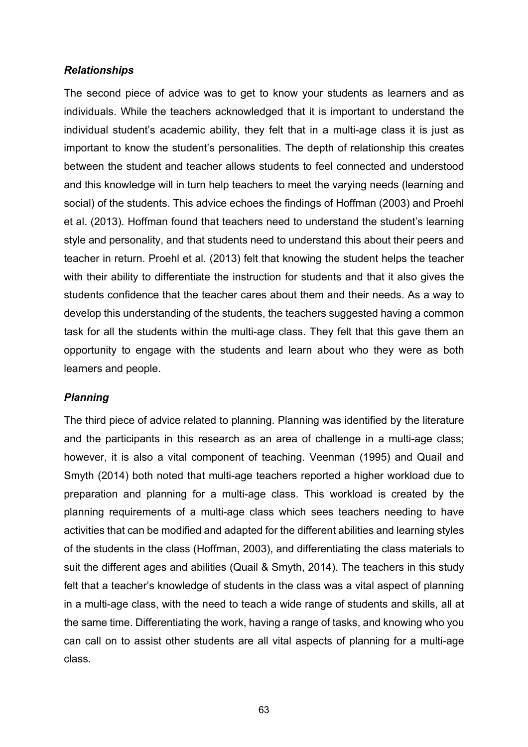### *Relationships*

The second piece of advice was to get to know your students as learners and as individuals. While the teachers acknowledged that it is important to understand the individual student's academic ability, they felt that in a multi-age class it is just as important to know the student's personalities. The depth of relationship this creates between the student and teacher allows students to feel connected and understood and this knowledge will in turn help teachers to meet the varying needs (learning and social) of the students. This advice echoes the findings of Hoffman (2003) and Proehl et al. (2013). Hoffman found that teachers need to understand the student's learning style and personality, and that students need to understand this about their peers and teacher in return. Proehl et al. (2013) felt that knowing the student helps the teacher with their ability to differentiate the instruction for students and that it also gives the students confidence that the teacher cares about them and their needs. As a way to develop this understanding of the students, the teachers suggested having a common task for all the students within the multi-age class. They felt that this gave them an opportunity to engage with the students and learn about who they were as both learners and people.

### *Planning*

The third piece of advice related to planning. Planning was identified by the literature and the participants in this research as an area of challenge in a multi-age class; however, it is also a vital component of teaching. Veenman (1995) and Quail and Smyth (2014) both noted that multi-age teachers reported a higher workload due to preparation and planning for a multi-age class. This workload is created by the planning requirements of a multi-age class which sees teachers needing to have activities that can be modified and adapted for the different abilities and learning styles of the students in the class (Hoffman, 2003), and differentiating the class materials to suit the different ages and abilities (Quail & Smyth, 2014). The teachers in this study felt that a teacher's knowledge of students in the class was a vital aspect of planning in a multi-age class, with the need to teach a wide range of students and skills, all at the same time. Differentiating the work, having a range of tasks, and knowing who you can call on to assist other students are all vital aspects of planning for a multi-age class.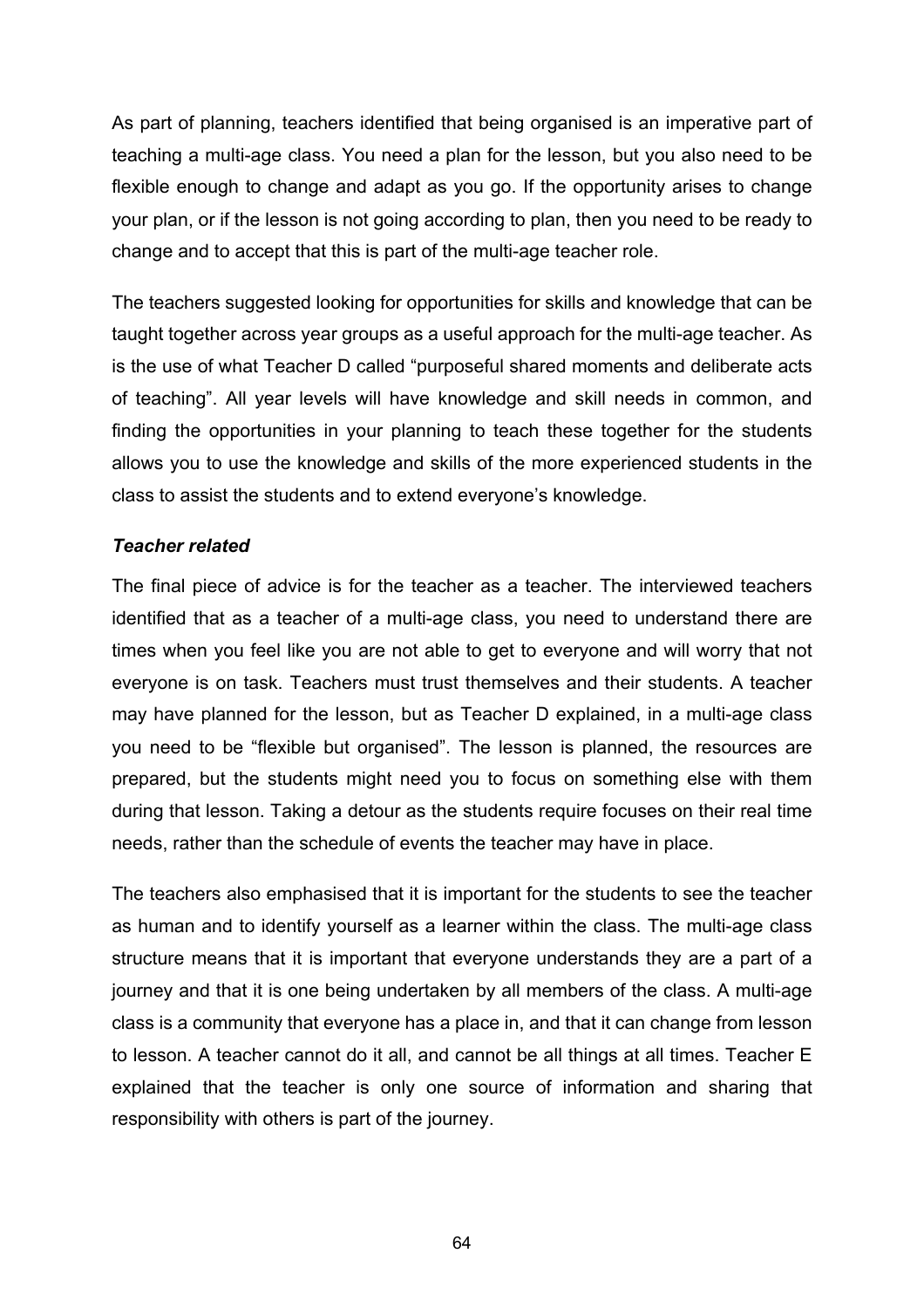As part of planning, teachers identified that being organised is an imperative part of teaching a multi-age class. You need a plan for the lesson, but you also need to be flexible enough to change and adapt as you go. If the opportunity arises to change your plan, or if the lesson is not going according to plan, then you need to be ready to change and to accept that this is part of the multi-age teacher role.

The teachers suggested looking for opportunities for skills and knowledge that can be taught together across year groups as a useful approach for the multi-age teacher. As is the use of what Teacher D called "purposeful shared moments and deliberate acts of teaching". All year levels will have knowledge and skill needs in common, and finding the opportunities in your planning to teach these together for the students allows you to use the knowledge and skills of the more experienced students in the class to assist the students and to extend everyone's knowledge.

***Teacher related***

The final piece of advice is for the teacher as a teacher. The interviewed teachers identified that as a teacher of a multi-age class, you need to understand there are times when you feel like you are not able to get to everyone and will worry that not everyone is on task. Teachers must trust themselves and their students. A teacher may have planned for the lesson, but as Teacher D explained, in a multi-age class you need to be "flexible but organised". The lesson is planned, the resources are prepared, but the students might need you to focus on something else with them during that lesson. Taking a detour as the students require focuses on their real time needs, rather than the schedule of events the teacher may have in place.

The teachers also emphasised that it is important for the students to see the teacher as human and to identify yourself as a learner within the class. The multi-age class structure means that it is important that everyone understands they are a part of a journey and that it is one being undertaken by all members of the class. A multi-age class is a community that everyone has a place in, and that it can change from lesson to lesson. A teacher cannot do it all, and cannot be all things at all times. Teacher E explained that the teacher is only one source of information and sharing that responsibility with others is part of the journey.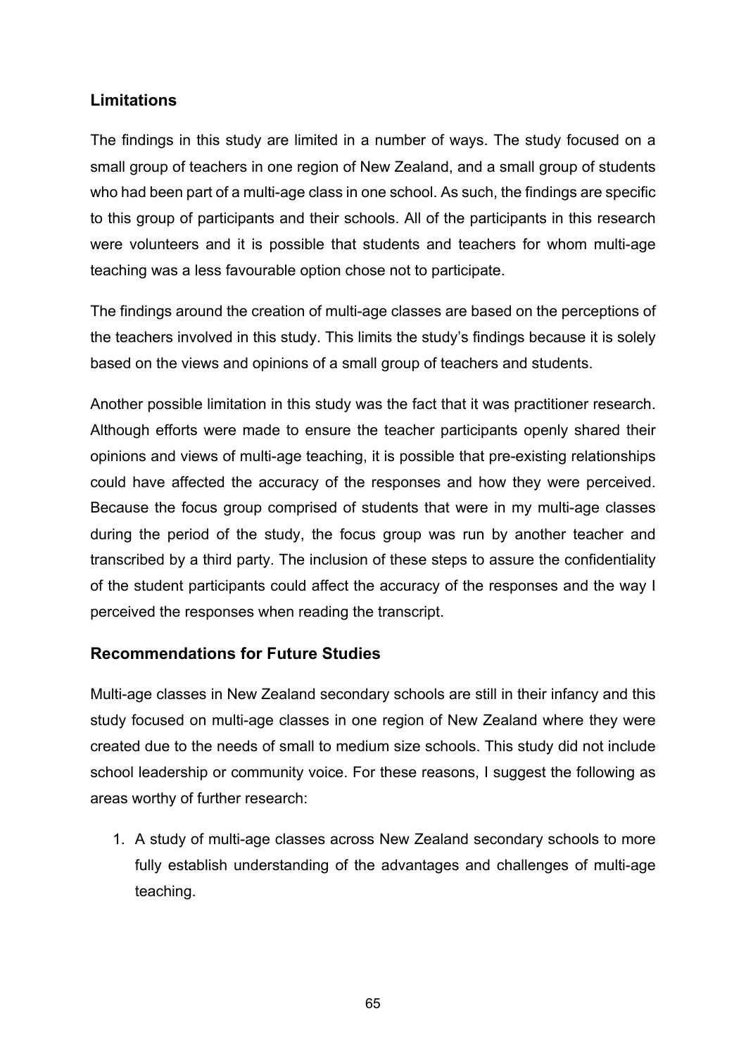## Limitations

The findings in this study are limited in a number of ways. The study focused on a small group of teachers in one region of New Zealand, and a small group of students who had been part of a multi-age class in one school. As such, the findings are specific to this group of participants and their schools. All of the participants in this research were volunteers and it is possible that students and teachers for whom multi-age teaching was a less favourable option chose not to participate.

The findings around the creation of multi-age classes are based on the perceptions of the teachers involved in this study. This limits the study's findings because it is solely based on the views and opinions of a small group of teachers and students.

Another possible limitation in this study was the fact that it was practitioner research. Although efforts were made to ensure the teacher participants openly shared their opinions and views of multi-age teaching, it is possible that pre-existing relationships could have affected the accuracy of the responses and how they were perceived. Because the focus group comprised of students that were in my multi-age classes during the period of the study, the focus group was run by another teacher and transcribed by a third party. The inclusion of these steps to assure the confidentiality of the student participants could affect the accuracy of the responses and the way I perceived the responses when reading the transcript.

## Recommendations for Future Studies

Multi-age classes in New Zealand secondary schools are still in their infancy and this study focused on multi-age classes in one region of New Zealand where they were created due to the needs of small to medium size schools. This study did not include school leadership or community voice. For these reasons, I suggest the following as areas worthy of further research:

1. A study of multi-age classes across New Zealand secondary schools to more fully establish understanding of the advantages and challenges of multi-age teaching.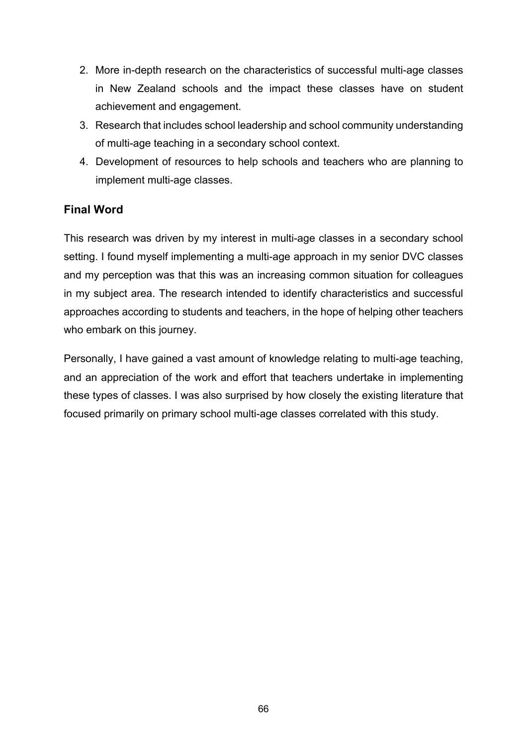2. More in-depth research on the characteristics of successful multi-age classes in New Zealand schools and the impact these classes have on student achievement and engagement.
3. Research that includes school leadership and school community understanding of multi-age teaching in a secondary school context.
4. Development of resources to help schools and teachers who are planning to implement multi-age classes.

## Final Word

This research was driven by my interest in multi-age classes in a secondary school setting. I found myself implementing a multi-age approach in my senior DVC classes and my perception was that this was an increasing common situation for colleagues in my subject area. The research intended to identify characteristics and successful approaches according to students and teachers, in the hope of helping other teachers who embark on this journey.

Personally, I have gained a vast amount of knowledge relating to multi-age teaching, and an appreciation of the work and effort that teachers undertake in implementing these types of classes. I was also surprised by how closely the existing literature that focused primarily on primary school multi-age classes correlated with this study.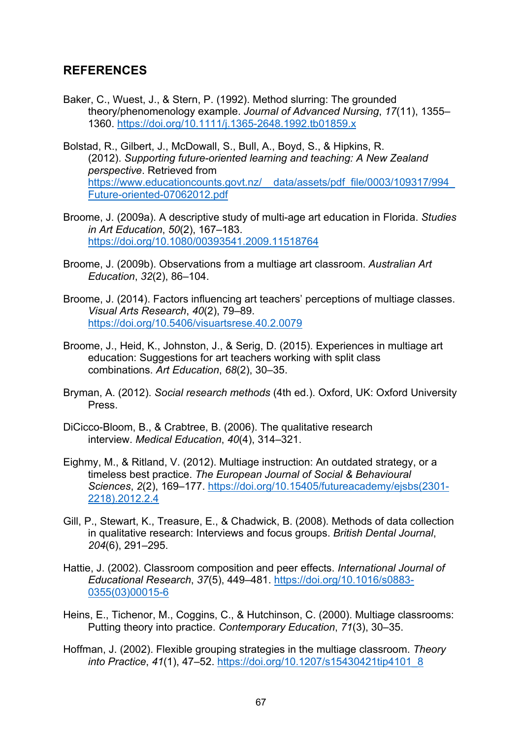## REFERENCES

Baker, C., Wuest, J., & Stern, P. (1992). Method slurring: The grounded theory/phenomenology example. *Journal of Advanced Nursing*, *17*(11), 1355–1360. https://doi.org/10.1111/j.1365-2648.1992.tb01859.x

Bolstad, R., Gilbert, J., McDowall, S., Bull, A., Boyd, S., & Hipkins, R. (2012). *Supporting future-oriented learning and teaching: A New Zealand perspective*. Retrieved from https://www.educationcounts.govt.nz/__data/assets/pdf_file/0003/109317/994_Future-oriented-07062012.pdf

Broome, J. (2009a). A descriptive study of multi-age art education in Florida. *Studies in Art Education*, *50*(2), 167–183. https://doi.org/10.1080/00393541.2009.11518764

Broome, J. (2009b). Observations from a multiage art classroom. *Australian Art Education*, *32*(2), 86–104.

Broome, J. (2014). Factors influencing art teachers' perceptions of multiage classes. *Visual Arts Research*, *40*(2), 79–89. https://doi.org/10.5406/visuartsrese.40.2.0079

Broome, J., Heid, K., Johnston, J., & Serig, D. (2015). Experiences in multiage art education: Suggestions for art teachers working with split class combinations. *Art Education*, *68*(2), 30–35.

Bryman, A. (2012). *Social research methods* (4th ed.). Oxford, UK: Oxford University Press.

DiCicco-Bloom, B., & Crabtree, B. (2006). The qualitative research interview. *Medical Education*, *40*(4), 314–321.

Eighmy, M., & Ritland, V. (2012). Multiage instruction: An outdated strategy, or a timeless best practice. *The European Journal of Social & Behavioural Sciences*, *2*(2), 169–177. https://doi.org/10.15405/futureacademy/ejsbs(2301-2218).2012.2.4

Gill, P., Stewart, K., Treasure, E., & Chadwick, B. (2008). Methods of data collection in qualitative research: Interviews and focus groups. *British Dental Journal*, *204*(6), 291–295.

Hattie, J. (2002). Classroom composition and peer effects. *International Journal of Educational Research*, *37*(5), 449–481. https://doi.org/10.1016/s0883-0355(03)00015-6

Heins, E., Tichenor, M., Coggins, C., & Hutchinson, C. (2000). Multiage classrooms: Putting theory into practice. *Contemporary Education*, *71*(3), 30–35.

Hoffman, J. (2002). Flexible grouping strategies in the multiage classroom. *Theory into Practice*, *41*(1), 47–52. https://doi.org/10.1207/s15430421tip4101_8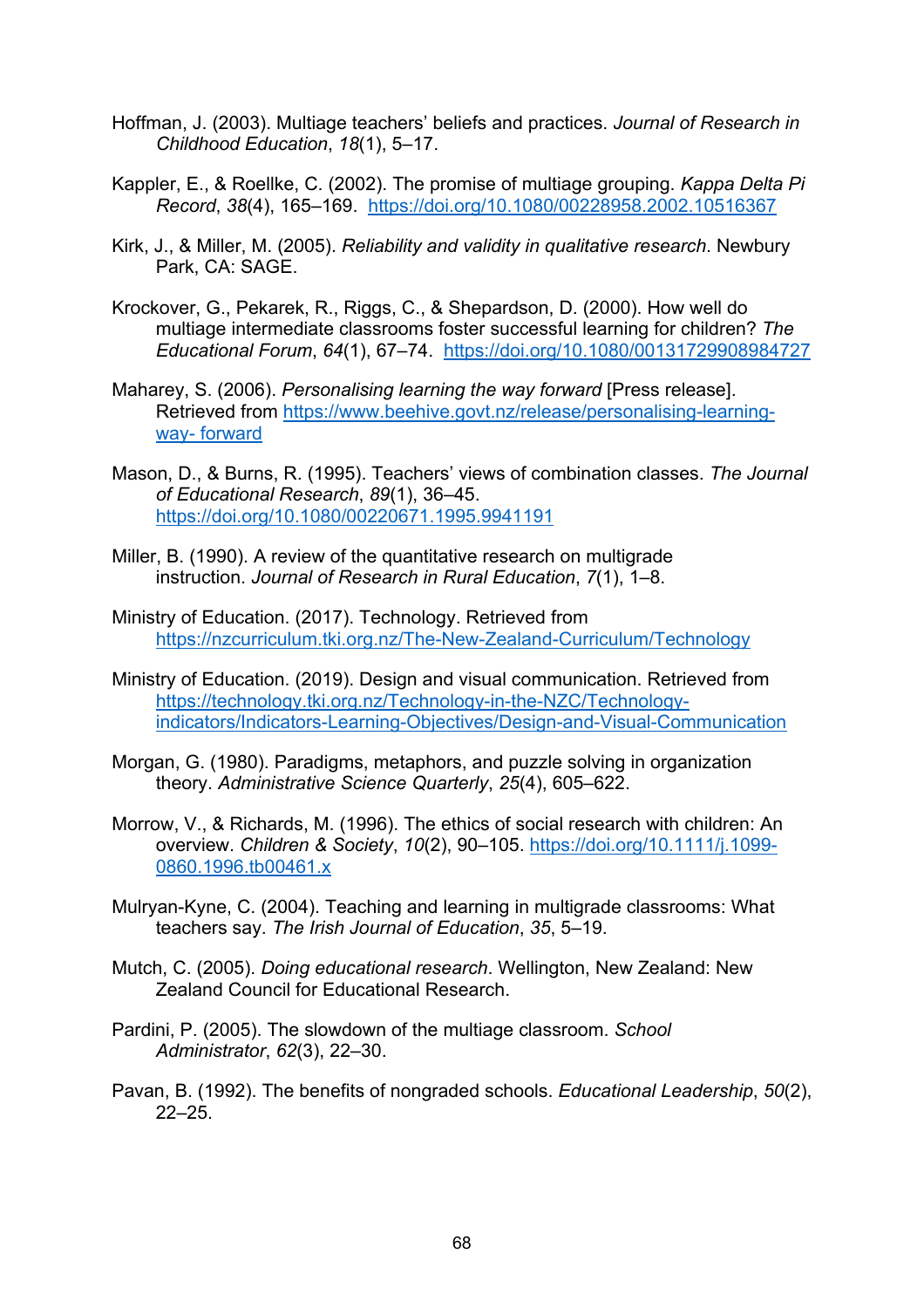Hoffman, J. (2003). Multiage teachers' beliefs and practices. *Journal of Research in Childhood Education*, *18*(1), 5–17.

Kappler, E., & Roellke, C. (2002). The promise of multiage grouping. *Kappa Delta Pi Record*, *38*(4), 165–169. https://doi.org/10.1080/00228958.2002.10516367

Kirk, J., & Miller, M. (2005). *Reliability and validity in qualitative research*. Newbury Park, CA: SAGE.

Krockover, G., Pekarek, R., Riggs, C., & Shepardson, D. (2000). How well do multiage intermediate classrooms foster successful learning for children? *The Educational Forum*, *64*(1), 67–74. https://doi.org/10.1080/00131729908984727

Maharey, S. (2006). *Personalising learning the way forward* [Press release]. Retrieved from https://www.beehive.govt.nz/release/personalising-learning-way- forward

Mason, D., & Burns, R. (1995). Teachers' views of combination classes. *The Journal of Educational Research*, *89*(1), 36–45. https://doi.org/10.1080/00220671.1995.9941191

Miller, B. (1990). A review of the quantitative research on multigrade instruction. *Journal of Research in Rural Education*, *7*(1), 1–8.

Ministry of Education. (2017). Technology. Retrieved from https://nzcurriculum.tki.org.nz/The-New-Zealand-Curriculum/Technology

Ministry of Education. (2019). Design and visual communication. Retrieved from https://technology.tki.org.nz/Technology-in-the-NZC/Technology-indicators/Indicators-Learning-Objectives/Design-and-Visual-Communication

Morgan, G. (1980). Paradigms, metaphors, and puzzle solving in organization theory. *Administrative Science Quarterly*, *25*(4), 605–622.

Morrow, V., & Richards, M. (1996). The ethics of social research with children: An overview. *Children & Society*, *10*(2), 90–105. https://doi.org/10.1111/j.1099-0860.1996.tb00461.x

Mulryan-Kyne, C. (2004). Teaching and learning in multigrade classrooms: What teachers say. *The Irish Journal of Education*, *35*, 5–19.

Mutch, C. (2005). *Doing educational research*. Wellington, New Zealand: New Zealand Council for Educational Research.

Pardini, P. (2005). The slowdown of the multiage classroom. *School Administrator*, *62*(3), 22–30.

Pavan, B. (1992). The benefits of nongraded schools. *Educational Leadership*, *50*(2), 22–25.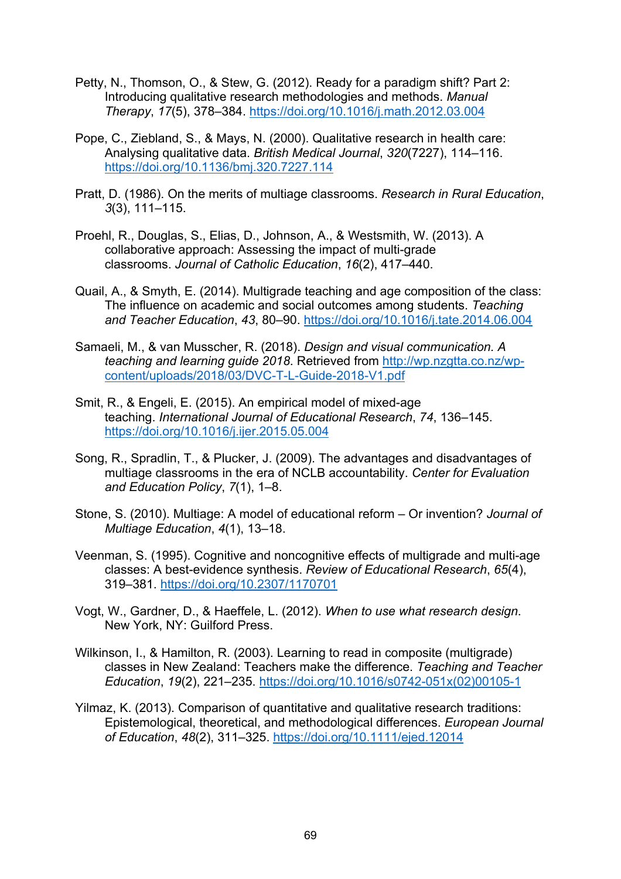Petty, N., Thomson, O., & Stew, G. (2012). Ready for a paradigm shift? Part 2: Introducing qualitative research methodologies and methods. *Manual Therapy*, *17*(5), 378–384. https://doi.org/10.1016/j.math.2012.03.004

Pope, C., Ziebland, S., & Mays, N. (2000). Qualitative research in health care: Analysing qualitative data. *British Medical Journal*, *320*(7227), 114–116. https://doi.org/10.1136/bmj.320.7227.114

Pratt, D. (1986). On the merits of multiage classrooms. *Research in Rural Education*, *3*(3), 111–115.

Proehl, R., Douglas, S., Elias, D., Johnson, A., & Westsmith, W. (2013). A collaborative approach: Assessing the impact of multi-grade classrooms. *Journal of Catholic Education*, *16*(2), 417–440.

Quail, A., & Smyth, E. (2014). Multigrade teaching and age composition of the class: The influence on academic and social outcomes among students. *Teaching and Teacher Education*, *43*, 80–90. https://doi.org/10.1016/j.tate.2014.06.004

Samaeli, M., & van Musscher, R. (2018). *Design and visual communication. A teaching and learning guide 2018*. Retrieved from http://wp.nzgtta.co.nz/wp-content/uploads/2018/03/DVC-T-L-Guide-2018-V1.pdf

Smit, R., & Engeli, E. (2015). An empirical model of mixed-age teaching. *International Journal of Educational Research*, *74*, 136–145. https://doi.org/10.1016/j.ijer.2015.05.004

Song, R., Spradlin, T., & Plucker, J. (2009). The advantages and disadvantages of multiage classrooms in the era of NCLB accountability. *Center for Evaluation and Education Policy*, *7*(1), 1–8.

Stone, S. (2010). Multiage: A model of educational reform – Or invention? *Journal of Multiage Education*, *4*(1), 13–18.

Veenman, S. (1995). Cognitive and noncognitive effects of multigrade and multi-age classes: A best-evidence synthesis. *Review of Educational Research*, *65*(4), 319–381. https://doi.org/10.2307/1170701

Vogt, W., Gardner, D., & Haeffele, L. (2012). *When to use what research design*. New York, NY: Guilford Press.

Wilkinson, I., & Hamilton, R. (2003). Learning to read in composite (multigrade) classes in New Zealand: Teachers make the difference. *Teaching and Teacher Education*, *19*(2), 221–235. https://doi.org/10.1016/s0742-051x(02)00105-1

Yilmaz, K. (2013). Comparison of quantitative and qualitative research traditions: Epistemological, theoretical, and methodological differences. *European Journal of Education*, *48*(2), 311–325. https://doi.org/10.1111/ejed.12014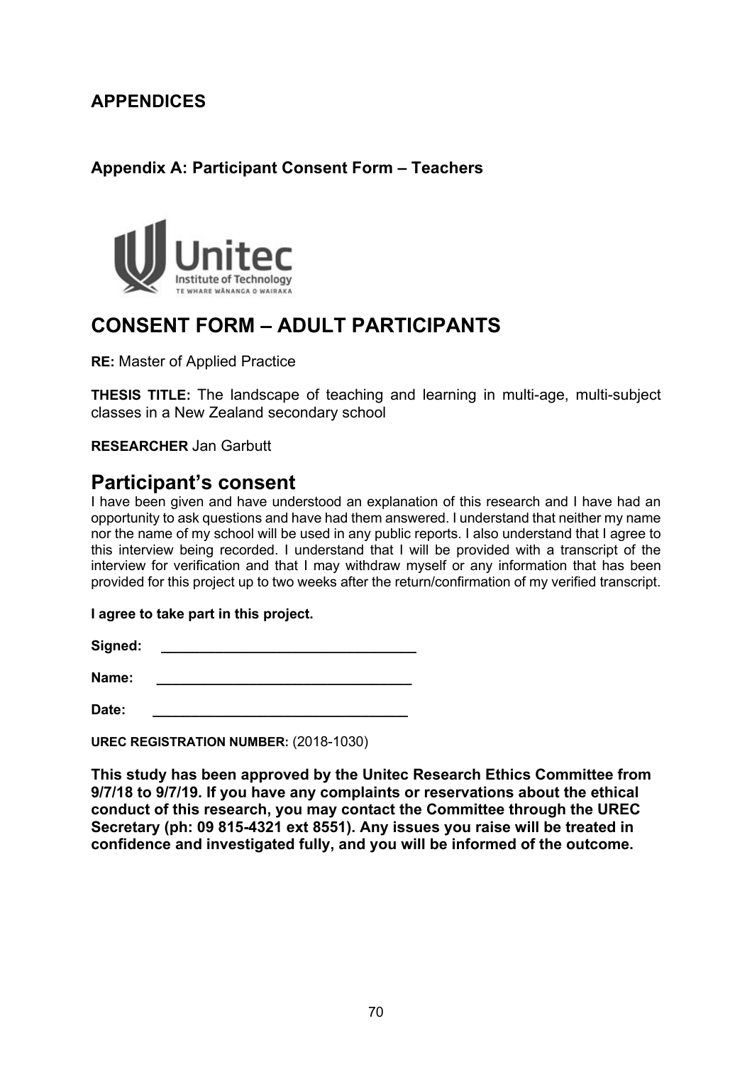## APPENDICES

### Appendix A: Participant Consent Form – Teachers

# CONSENT FORM – ADULT PARTICIPANTS

**RE:** Master of Applied Practice

**THESIS TITLE:** The landscape of teaching and learning in multi-age, multi-subject classes in a New Zealand secondary school

**RESEARCHER** Jan Garbutt

## Participant's consent

I have been given and have understood an explanation of this research and I have had an opportunity to ask questions and have had them answered. I understand that neither my name nor the name of my school will be used in any public reports. I also understand that I agree to this interview being recorded. I understand that I will be provided with a transcript of the interview for verification and that I may withdraw myself or any information that has been provided for this project up to two weeks after the return/confirmation of my verified transcript.

**I agree to take part in this project.**

**Signed:** ________________________________

**Name:** ________________________________

**Date:** ________________________________

**UREC REGISTRATION NUMBER:** (2018-1030)

**This study has been approved by the Unitec Research Ethics Committee from 9/7/18 to 9/7/19. If you have any complaints or reservations about the ethical conduct of this research, you may contact the Committee through the UREC Secretary (ph: 09 815-4321 ext 8551). Any issues you raise will be treated in confidence and investigated fully, and you will be informed of the outcome.**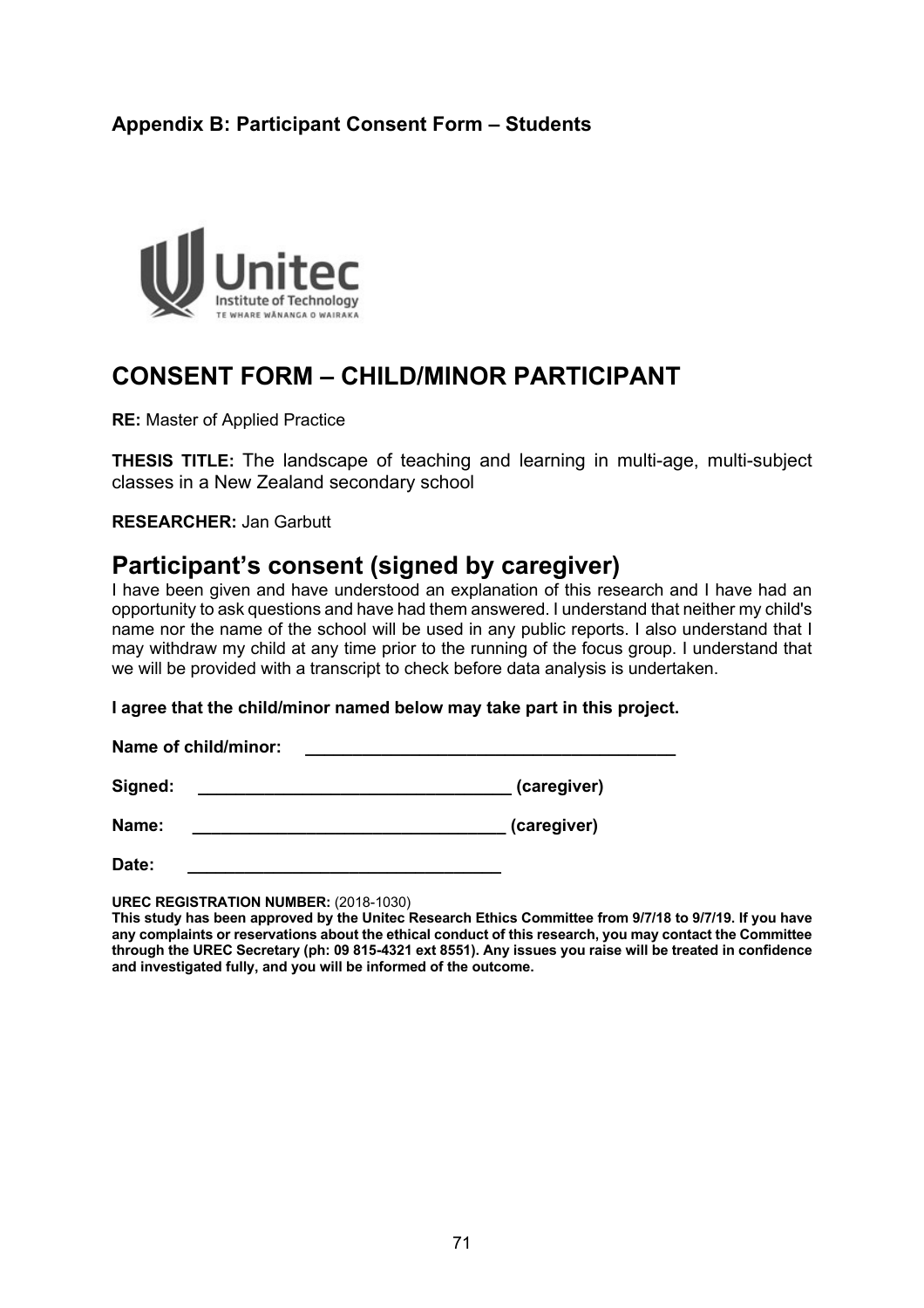**Appendix B: Participant Consent Form – Students**

Unitec
Institute of Technology
TE WHARE WĀNANGA O WAIRAKA

# CONSENT FORM – CHILD/MINOR PARTICIPANT

**RE:** Master of Applied Practice

**THESIS TITLE:** The landscape of teaching and learning in multi-age, multi-subject classes in a New Zealand secondary school

**RESEARCHER:** Jan Garbutt

## Participant's consent (signed by caregiver)

I have been given and have understood an explanation of this research and I have had an opportunity to ask questions and have had them answered. I understand that neither my child's name nor the name of the school will be used in any public reports. I also understand that I may withdraw my child at any time prior to the running of the focus group. I understand that we will be provided with a transcript to check before data analysis is undertaken.

**I agree that the child/minor named below may take part in this project.**

**Name of child/minor:** ________________________________________

**Signed:** _________________________________ **(caregiver)**

**Name:** _________________________________ **(caregiver)**

**Date:** _________________________________

**UREC REGISTRATION NUMBER:** (2018-1030)

**This study has been approved by the Unitec Research Ethics Committee from 9/7/18 to 9/7/19. If you have any complaints or reservations about the ethical conduct of this research, you may contact the Committee through the UREC Secretary (ph: 09 815-4321 ext 8551). Any issues you raise will be treated in confidence and investigated fully, and you will be informed of the outcome.**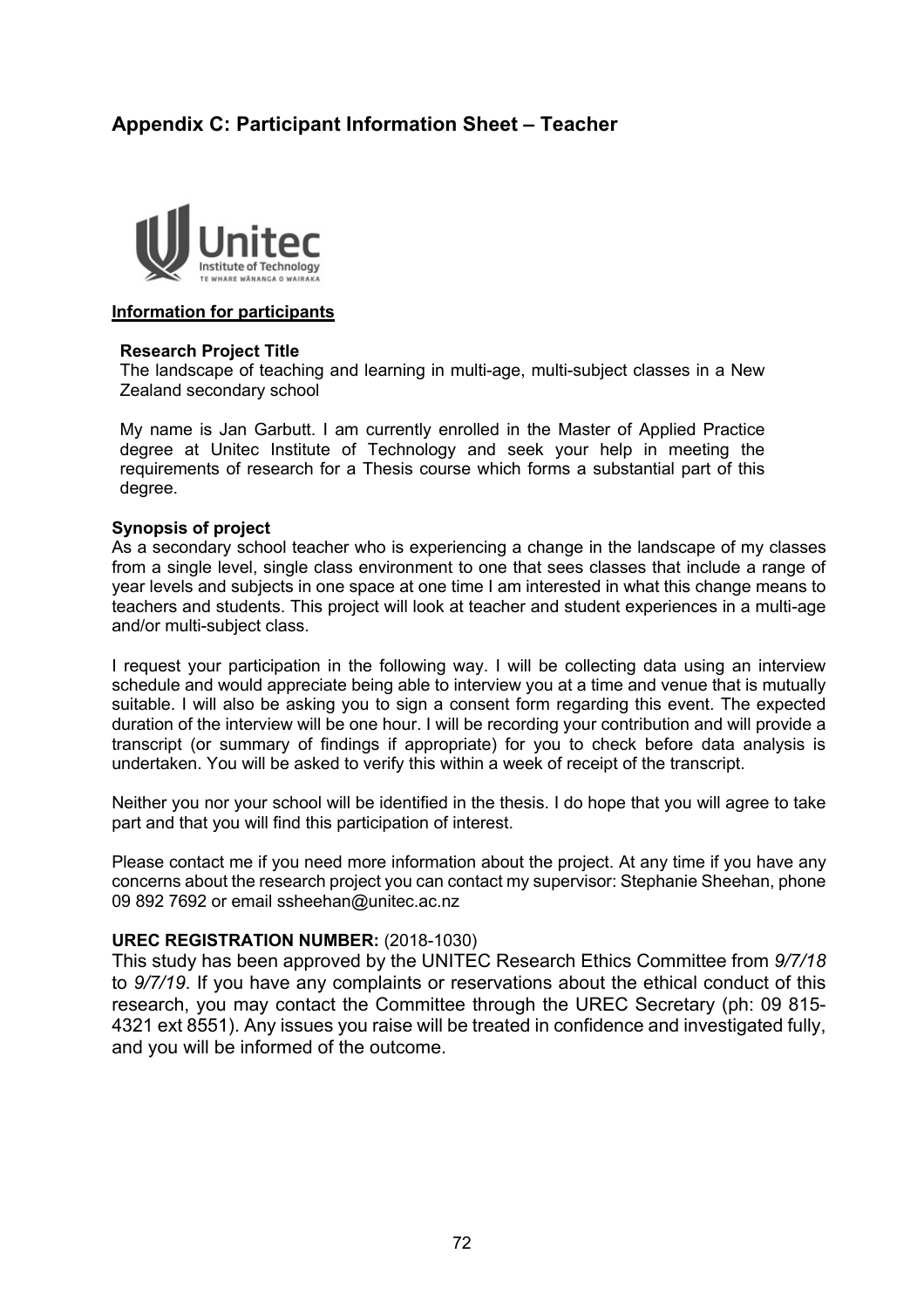## Appendix C: Participant Information Sheet – Teacher

**Information for participants**

**Research Project Title**

The landscape of teaching and learning in multi-age, multi-subject classes in a New Zealand secondary school

My name is Jan Garbutt. I am currently enrolled in the Master of Applied Practice degree at Unitec Institute of Technology and seek your help in meeting the requirements of research for a Thesis course which forms a substantial part of this degree.

**Synopsis of project**

As a secondary school teacher who is experiencing a change in the landscape of my classes from a single level, single class environment to one that sees classes that include a range of year levels and subjects in one space at one time I am interested in what this change means to teachers and students. This project will look at teacher and student experiences in a multi-age and/or multi-subject class.

I request your participation in the following way. I will be collecting data using an interview schedule and would appreciate being able to interview you at a time and venue that is mutually suitable. I will also be asking you to sign a consent form regarding this event. The expected duration of the interview will be one hour. I will be recording your contribution and will provide a transcript (or summary of findings if appropriate) for you to check before data analysis is undertaken. You will be asked to verify this within a week of receipt of the transcript.

Neither you nor your school will be identified in the thesis. I do hope that you will agree to take part and that you will find this participation of interest.

Please contact me if you need more information about the project. At any time if you have any concerns about the research project you can contact my supervisor: Stephanie Sheehan, phone 09 892 7692 or email ssheehan@unitec.ac.nz

**UREC REGISTRATION NUMBER:** (2018-1030)

This study has been approved by the UNITEC Research Ethics Committee from *9/7/18* to *9/7/19*. If you have any complaints or reservations about the ethical conduct of this research, you may contact the Committee through the UREC Secretary (ph: 09 815-4321 ext 8551). Any issues you raise will be treated in confidence and investigated fully, and you will be informed of the outcome.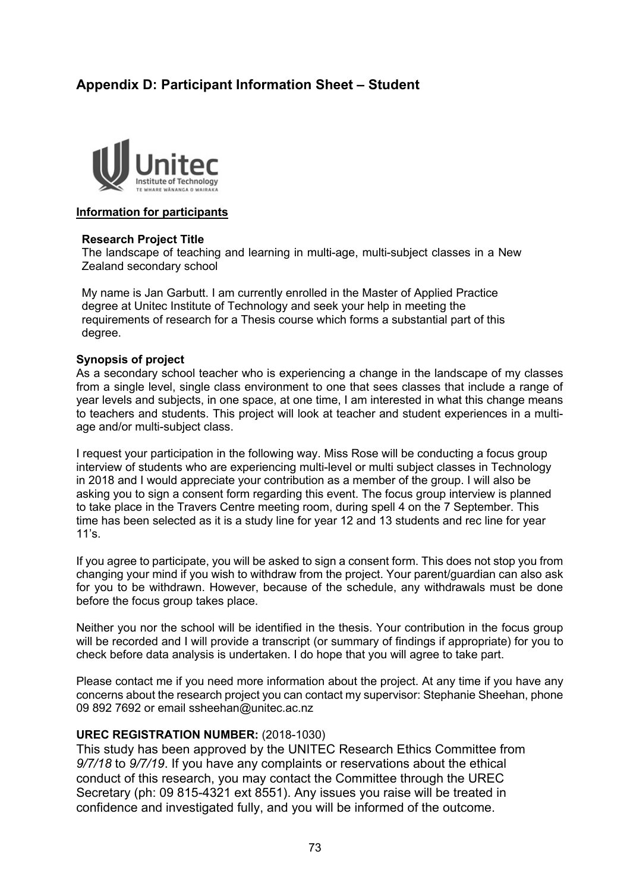## Appendix D: Participant Information Sheet – Student

**Information for participants**

**Research Project Title**

The landscape of teaching and learning in multi-age, multi-subject classes in a New Zealand secondary school

My name is Jan Garbutt. I am currently enrolled in the Master of Applied Practice degree at Unitec Institute of Technology and seek your help in meeting the requirements of research for a Thesis course which forms a substantial part of this degree.

**Synopsis of project**

As a secondary school teacher who is experiencing a change in the landscape of my classes from a single level, single class environment to one that sees classes that include a range of year levels and subjects, in one space, at one time, I am interested in what this change means to teachers and students. This project will look at teacher and student experiences in a multi-age and/or multi-subject class.

I request your participation in the following way. Miss Rose will be conducting a focus group interview of students who are experiencing multi-level or multi subject classes in Technology in 2018 and I would appreciate your contribution as a member of the group. I will also be asking you to sign a consent form regarding this event. The focus group interview is planned to take place in the Travers Centre meeting room, during spell 4 on the 7 September. This time has been selected as it is a study line for year 12 and 13 students and rec line for year 11's.

If you agree to participate, you will be asked to sign a consent form. This does not stop you from changing your mind if you wish to withdraw from the project. Your parent/guardian can also ask for you to be withdrawn. However, because of the schedule, any withdrawals must be done before the focus group takes place.

Neither you nor the school will be identified in the thesis. Your contribution in the focus group will be recorded and I will provide a transcript (or summary of findings if appropriate) for you to check before data analysis is undertaken. I do hope that you will agree to take part.

Please contact me if you need more information about the project. At any time if you have any concerns about the research project you can contact my supervisor: Stephanie Sheehan, phone 09 892 7692 or email ssheehan@unitec.ac.nz

**UREC REGISTRATION NUMBER:** (2018-1030)

This study has been approved by the UNITEC Research Ethics Committee from *9/7/18* to *9/7/19*. If you have any complaints or reservations about the ethical conduct of this research, you may contact the Committee through the UREC Secretary (ph: 09 815-4321 ext 8551). Any issues you raise will be treated in confidence and investigated fully, and you will be informed of the outcome.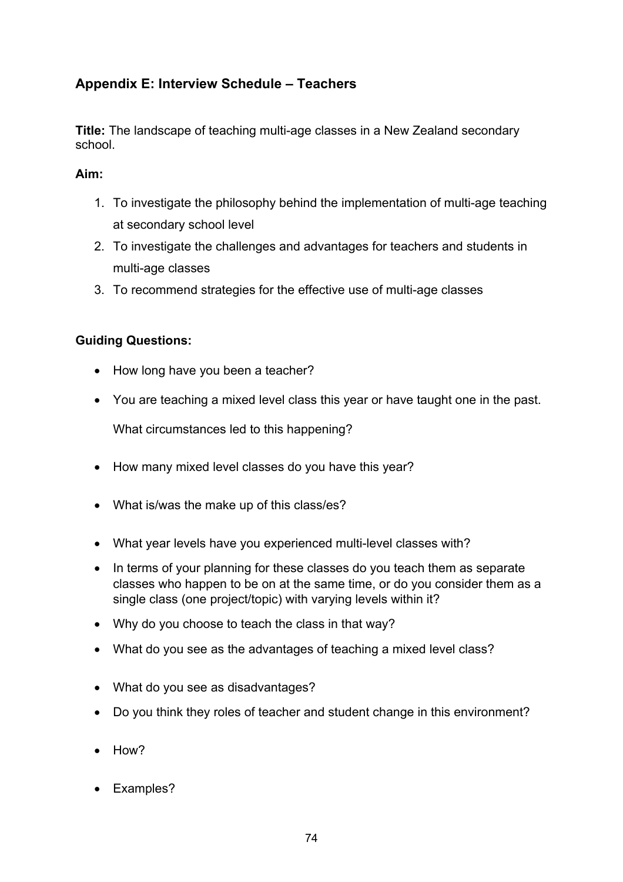## Appendix E: Interview Schedule – Teachers

**Title:** The landscape of teaching multi-age classes in a New Zealand secondary school.

**Aim:**

1. To investigate the philosophy behind the implementation of multi-age teaching at secondary school level
2. To investigate the challenges and advantages for teachers and students in multi-age classes
3. To recommend strategies for the effective use of multi-age classes

**Guiding Questions:**

- How long have you been a teacher?
- You are teaching a mixed level class this year or have taught one in the past.

  What circumstances led to this happening?
- How many mixed level classes do you have this year?
- What is/was the make up of this class/es?
- What year levels have you experienced multi-level classes with?
- In terms of your planning for these classes do you teach them as separate classes who happen to be on at the same time, or do you consider them as a single class (one project/topic) with varying levels within it?
- Why do you choose to teach the class in that way?
- What do you see as the advantages of teaching a mixed level class?
- What do you see as disadvantages?
- Do you think they roles of teacher and student change in this environment?
- How?
- Examples?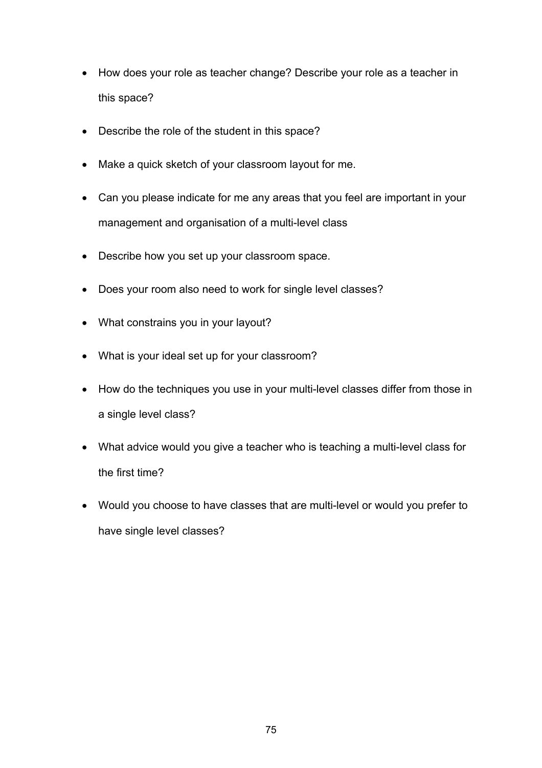- How does your role as teacher change? Describe your role as a teacher in this space?
- Describe the role of the student in this space?
- Make a quick sketch of your classroom layout for me.
- Can you please indicate for me any areas that you feel are important in your management and organisation of a multi-level class
- Describe how you set up your classroom space.
- Does your room also need to work for single level classes?
- What constrains you in your layout?
- What is your ideal set up for your classroom?
- How do the techniques you use in your multi-level classes differ from those in a single level class?
- What advice would you give a teacher who is teaching a multi-level class for the first time?
- Would you choose to have classes that are multi-level or would you prefer to have single level classes?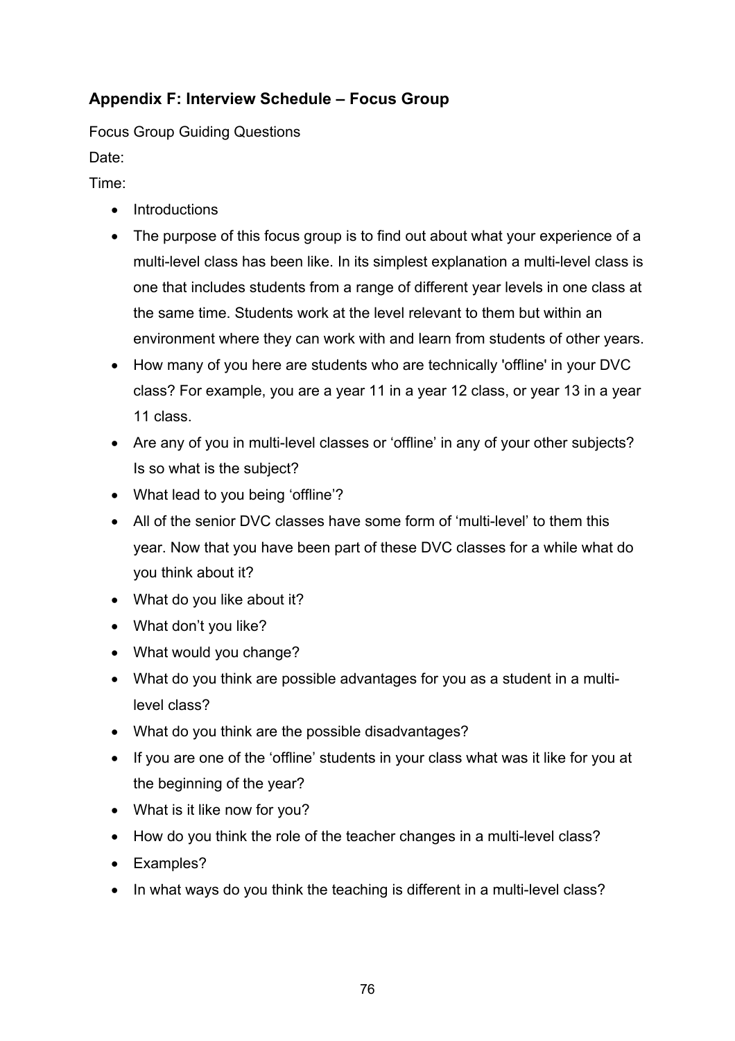## Appendix F: Interview Schedule – Focus Group

Focus Group Guiding Questions

Date:

Time:

- Introductions
- The purpose of this focus group is to find out about what your experience of a multi-level class has been like. In its simplest explanation a multi-level class is one that includes students from a range of different year levels in one class at the same time. Students work at the level relevant to them but within an environment where they can work with and learn from students of other years.
- How many of you here are students who are technically 'offline' in your DVC class? For example, you are a year 11 in a year 12 class, or year 13 in a year 11 class.
- Are any of you in multi-level classes or 'offline' in any of your other subjects? Is so what is the subject?
- What lead to you being 'offline'?
- All of the senior DVC classes have some form of 'multi-level' to them this year. Now that you have been part of these DVC classes for a while what do you think about it?
- What do you like about it?
- What don't you like?
- What would you change?
- What do you think are possible advantages for you as a student in a multi-level class?
- What do you think are the possible disadvantages?
- If you are one of the 'offline' students in your class what was it like for you at the beginning of the year?
- What is it like now for you?
- How do you think the role of the teacher changes in a multi-level class?
- Examples?
- In what ways do you think the teaching is different in a multi-level class?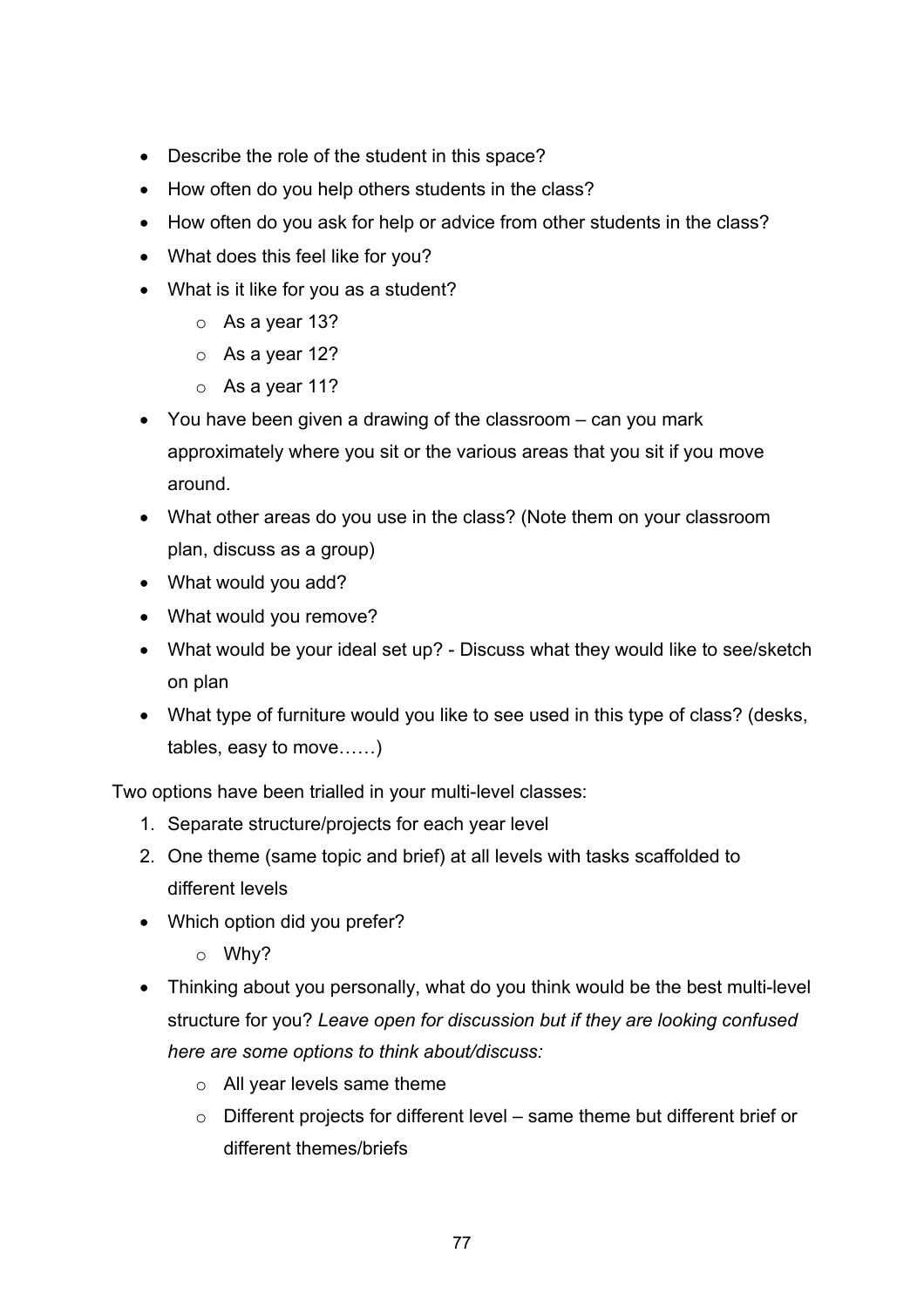- Describe the role of the student in this space?
- How often do you help others students in the class?
- How often do you ask for help or advice from other students in the class?
- What does this feel like for you?
- What is it like for you as a student?
    - As a year 13?
    - As a year 12?
    - As a year 11?
- You have been given a drawing of the classroom – can you mark approximately where you sit or the various areas that you sit if you move around.
- What other areas do you use in the class? (Note them on your classroom plan, discuss as a group)
- What would you add?
- What would you remove?
- What would be your ideal set up? - Discuss what they would like to see/sketch on plan
- What type of furniture would you like to see used in this type of class? (desks, tables, easy to move……)

Two options have been trialled in your multi-level classes:

1. Separate structure/projects for each year level
2. One theme (same topic and brief) at all levels with tasks scaffolded to different levels

- Which option did you prefer?
    - Why?
- Thinking about you personally, what do you think would be the best multi-level structure for you? *Leave open for discussion but if they are looking confused here are some options to think about/discuss:*
    - All year levels same theme
    - Different projects for different level – same theme but different brief or different themes/briefs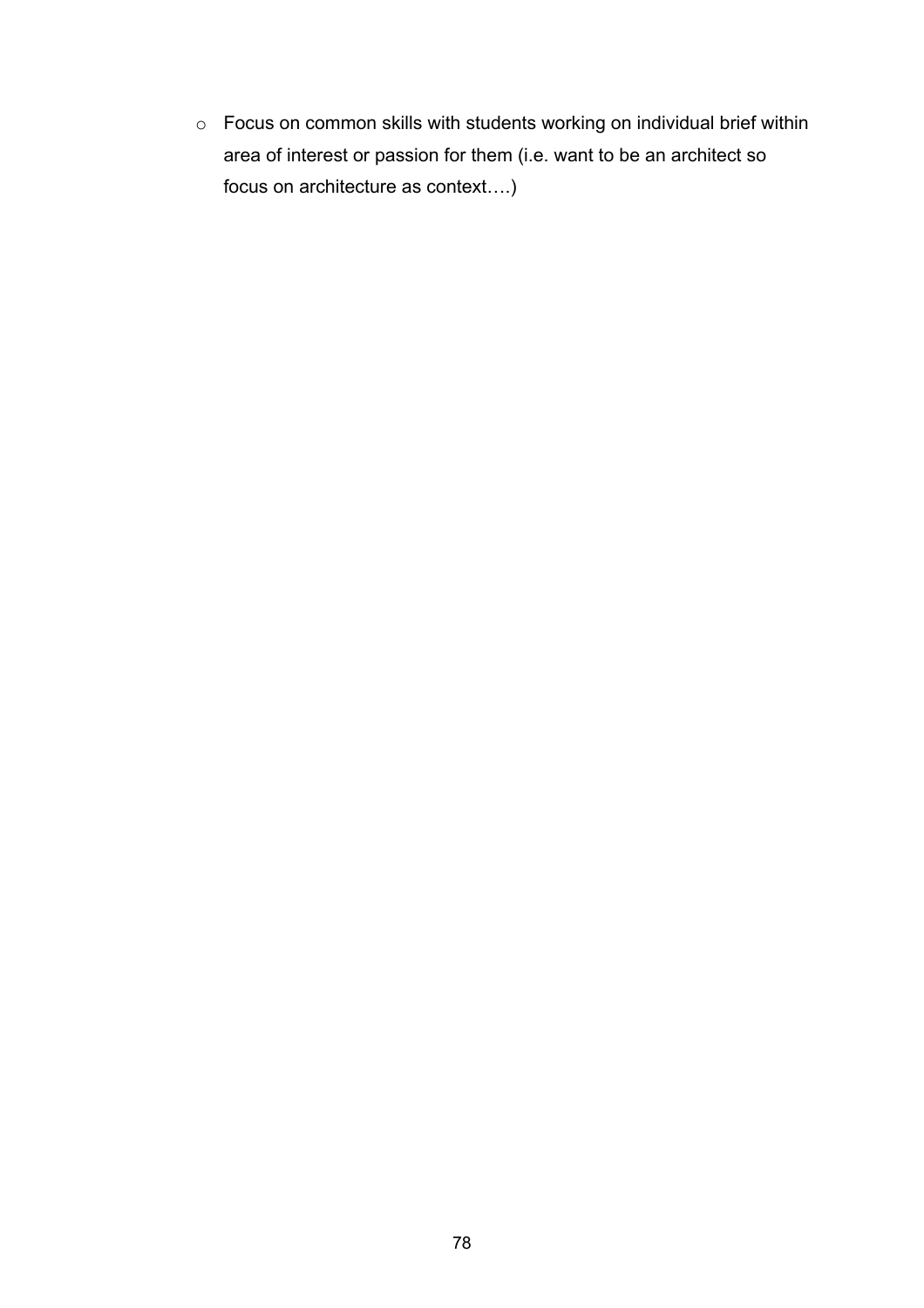- Focus on common skills with students working on individual brief within area of interest or passion for them (i.e. want to be an architect so focus on architecture as context….)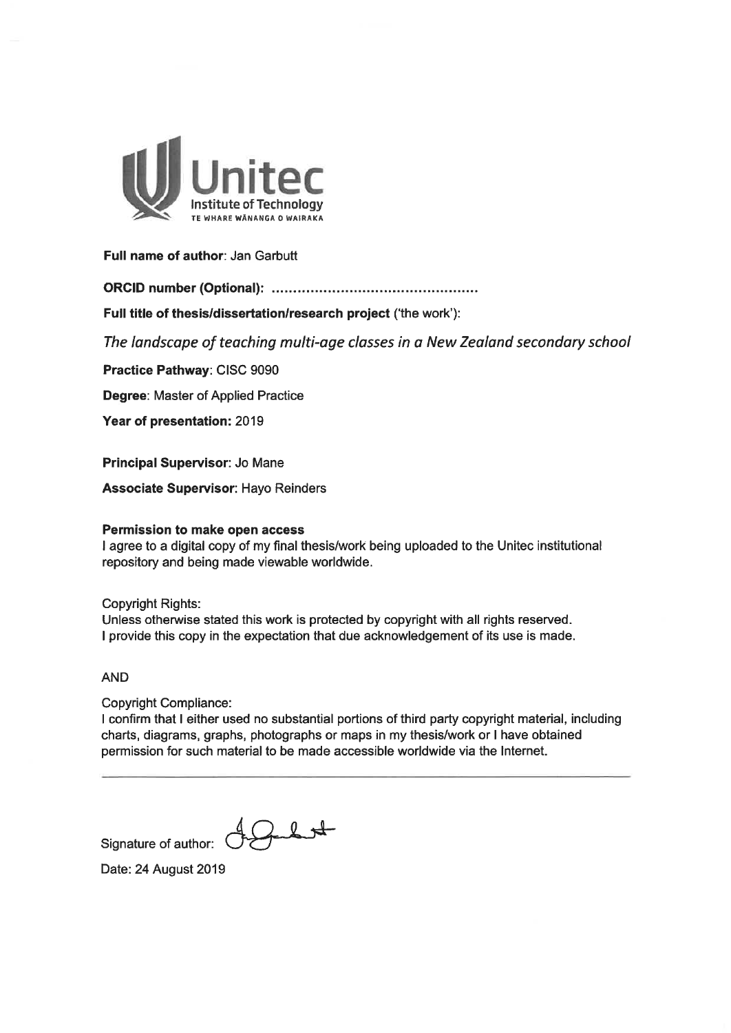Unitec Institute of Technology
TE WHARE WĀNANGA O WAIRAKA

**Full name of author**: Jan Garbutt

**ORCID number (Optional):** ..............................................

**Full title of thesis/dissertation/research project** ('the work'):

*The landscape of teaching multi-age classes in a New Zealand secondary school*

**Practice Pathway**: CISC 9090

**Degree**: Master of Applied Practice

**Year of presentation:** 2019

**Principal Supervisor**: Jo Mane

**Associate Supervisor**: Hayo Reinders

**Permission to make open access**

I agree to a digital copy of my final thesis/work being uploaded to the Unitec institutional repository and being made viewable worldwide.

Copyright Rights:

Unless otherwise stated this work is protected by copyright with all rights reserved.
I provide this copy in the expectation that due acknowledgement of its use is made.

AND

Copyright Compliance:

I confirm that I either used no substantial portions of third party copyright material, including charts, diagrams, graphs, photographs or maps in my thesis/work or I have obtained permission for such material to be made accessible worldwide via the Internet.

---

Signature of author:

Date: 24 August 2019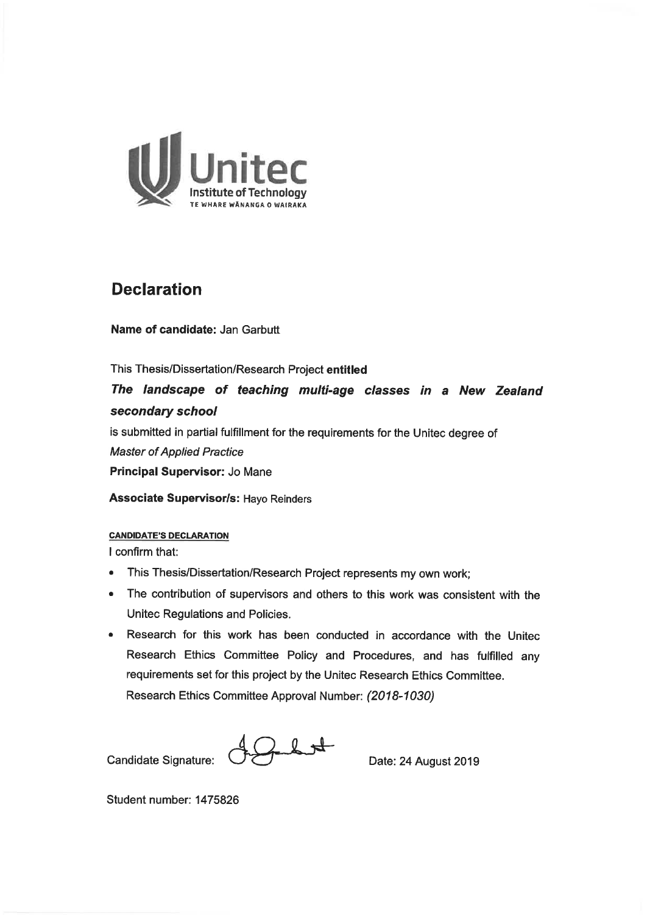Unitec
Institute of Technology
TE WHARE WĀNANGA O WAIRAKA

# Declaration

**Name of candidate:** Jan Garbutt

This Thesis/Dissertation/Research Project **entitled**

***The landscape of teaching multi-age classes in a New Zealand secondary school***

is submitted in partial fulfillment for the requirements for the Unitec degree of

*Master of Applied Practice*

**Principal Supervisor:** Jo Mane

**Associate Supervisor/s:** Hayo Reinders

**CANDIDATE'S DECLARATION**

I confirm that:

- This Thesis/Dissertation/Research Project represents my own work;
- The contribution of supervisors and others to this work was consistent with the Unitec Regulations and Policies.
- Research for this work has been conducted in accordance with the Unitec Research Ethics Committee Policy and Procedures, and has fulfilled any requirements set for this project by the Unitec Research Ethics Committee.
  Research Ethics Committee Approval Number: *(2018-1030)*

Candidate Signature: Date: 24 August 2019

Student number: 1475826